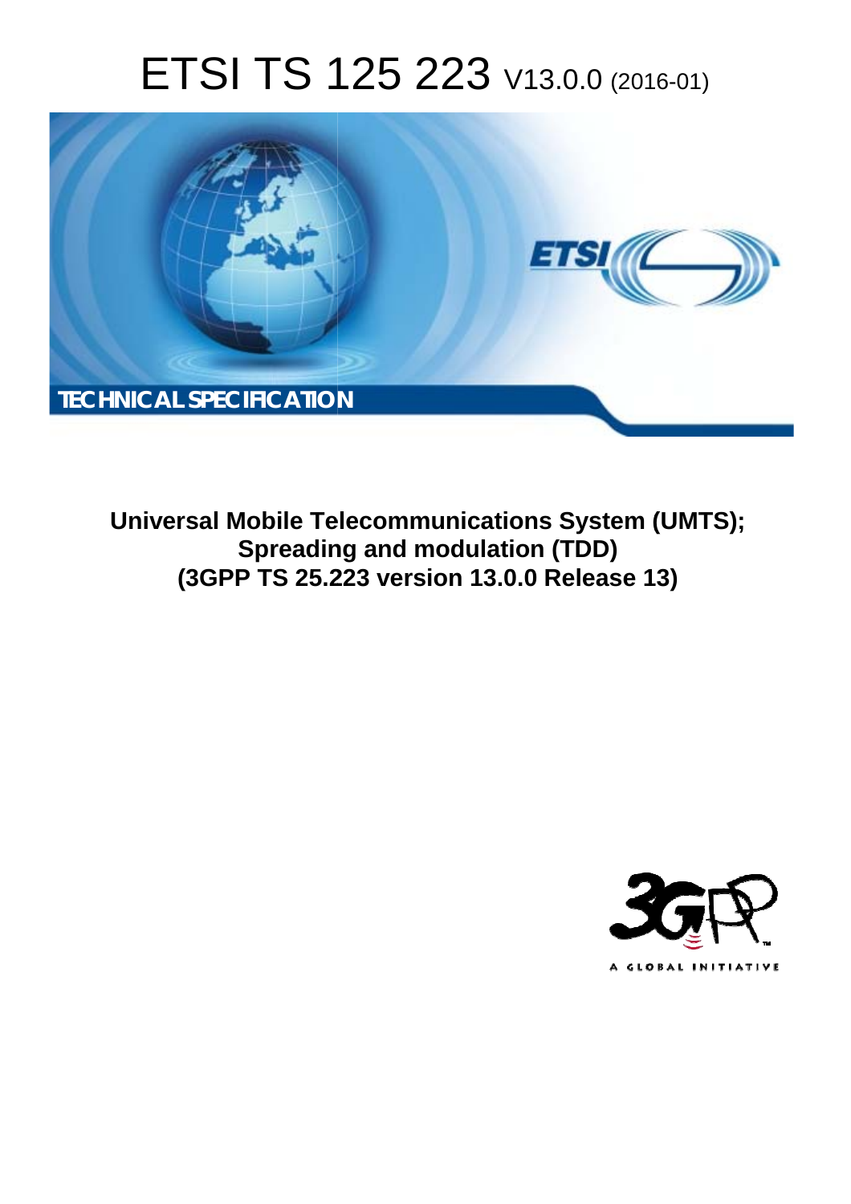# ETSI TS 125 223 V13.0.0 (2016-01)

**TECHNICAL SPECIFICATION**

**Universal Mobile Telecommunications System (UMTS); Spreading and modulation (TDD) (3GPP TS 25.223 version 13.0.0 Release 13)**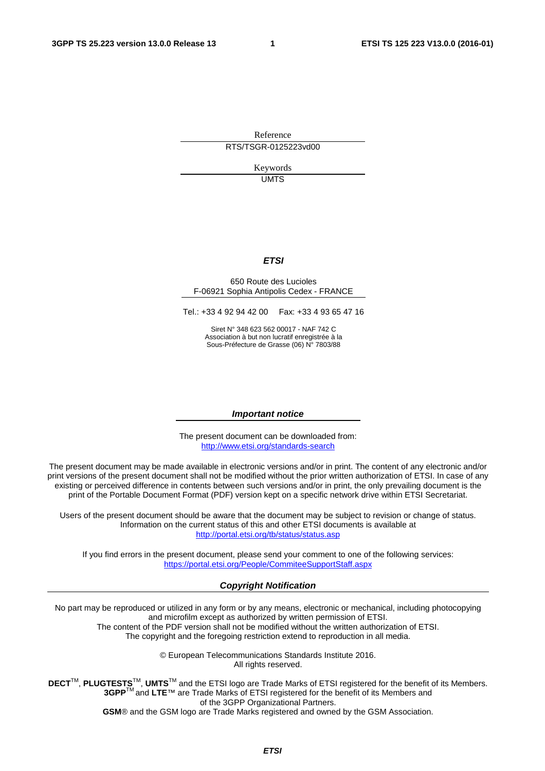Reference

RTS/TSGR-0125223vd00

Keywords

UMTS

***ETSI***

650 Route des Lucioles
F-06921 Sophia Antipolis Cedex - FRANCE

Tel.: +33 4 92 94 42 00 Fax: +33 4 93 65 47 16

Siret N° 348 623 562 00017 - NAF 742 C
Association à but non lucratif enregistrée à la
Sous-Préfecture de Grasse (06) N° 7803/88

***Important notice***

The present document can be downloaded from:
http://www.etsi.org/standards-search

The present document may be made available in electronic versions and/or in print. The content of any electronic and/or print versions of the present document shall not be modified without the prior written authorization of ETSI. In case of any existing or perceived difference in contents between such versions and/or in print, the only prevailing document is the print of the Portable Document Format (PDF) version kept on a specific network drive within ETSI Secretariat.

Users of the present document should be aware that the document may be subject to revision or change of status. Information on the current status of this and other ETSI documents is available at
http://portal.etsi.org/tb/status/status.asp

If you find errors in the present document, please send your comment to one of the following services:
https://portal.etsi.org/People/CommiteeSupportStaff.aspx

***Copyright Notification***

No part may be reproduced or utilized in any form or by any means, electronic or mechanical, including photocopying and microfilm except as authorized by written permission of ETSI.
The content of the PDF version shall not be modified without the written authorization of ETSI.
The copyright and the foregoing restriction extend to reproduction in all media.

© European Telecommunications Standards Institute 2016.
All rights reserved.

**DECT**™, **PLUGTESTS**™, **UMTS**™ and the ETSI logo are Trade Marks of ETSI registered for the benefit of its Members.
**3GPP**™ and **LTE**™ are Trade Marks of ETSI registered for the benefit of its Members and of the 3GPP Organizational Partners.
**GSM**® and the GSM logo are Trade Marks registered and owned by the GSM Association.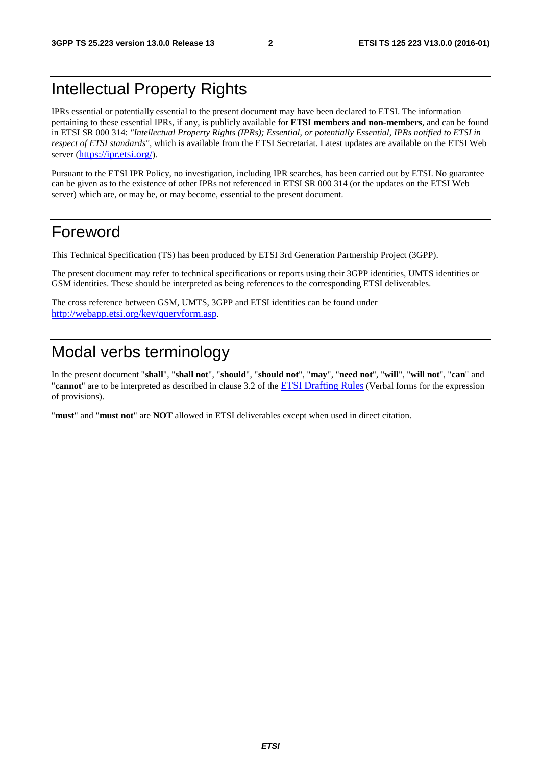# Intellectual Property Rights

IPRs essential or potentially essential to the present document may have been declared to ETSI. The information pertaining to these essential IPRs, if any, is publicly available for **ETSI members and non-members**, and can be found in ETSI SR 000 314: *"Intellectual Property Rights (IPRs); Essential, or potentially Essential, IPRs notified to ETSI in respect of ETSI standards"*, which is available from the ETSI Secretariat. Latest updates are available on the ETSI Web server (https://ipr.etsi.org/).

Pursuant to the ETSI IPR Policy, no investigation, including IPR searches, has been carried out by ETSI. No guarantee can be given as to the existence of other IPRs not referenced in ETSI SR 000 314 (or the updates on the ETSI Web server) which are, or may be, or may become, essential to the present document.

# Foreword

This Technical Specification (TS) has been produced by ETSI 3rd Generation Partnership Project (3GPP).

The present document may refer to technical specifications or reports using their 3GPP identities, UMTS identities or GSM identities. These should be interpreted as being references to the corresponding ETSI deliverables.

The cross reference between GSM, UMTS, 3GPP and ETSI identities can be found under http://webapp.etsi.org/key/queryform.asp.

# Modal verbs terminology

In the present document "**shall**", "**shall not**", "**should**", "**should not**", "**may**", "**need not**", "**will**", "**will not**", "**can**" and "**cannot**" are to be interpreted as described in clause 3.2 of the ETSI Drafting Rules (Verbal forms for the expression of provisions).

"**must**" and "**must not**" are **NOT** allowed in ETSI deliverables except when used in direct citation.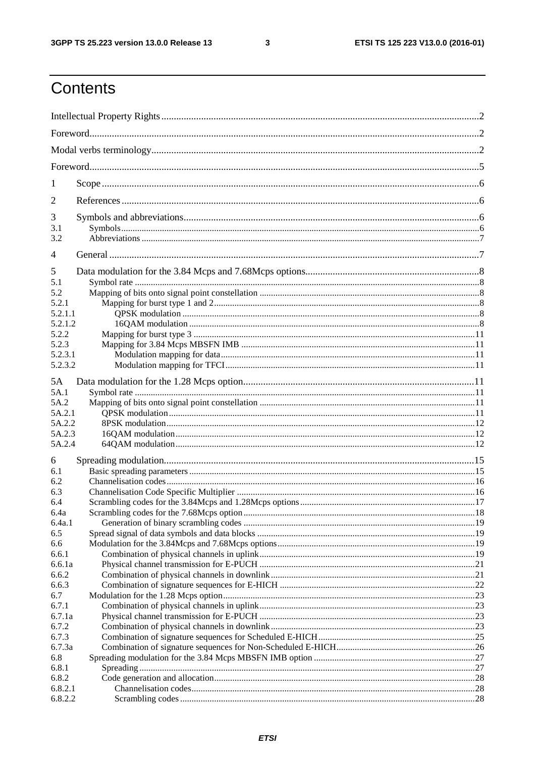# Contents

Intellectual Property Rights ....2
Foreword ....2
Modal verbs terminology ....2
Foreword ....5
1 Scope ....6
2 References ....6
3 Symbols and abbreviations ....6
3.1 Symbols ....6
3.2 Abbreviations ....7
4 General ....7
5 Data modulation for the 3.84 Mcps and 7.68Mcps options ....8
5.1 Symbol rate ....8
5.2 Mapping of bits onto signal point constellation ....8
5.2.1 Mapping for burst type 1 and 2 ....8
5.2.1.1 QPSK modulation ....8
5.2.1.2 16QAM modulation ....8
5.2.2 Mapping for burst type 3 ....11
5.2.3 Mapping for 3.84 Mcps MBSFN IMB ....11
5.2.3.1 Modulation mapping for data ....11
5.2.3.2 Modulation mapping for TFCI ....11
5A Data modulation for the 1.28 Mcps option ....11
5A.1 Symbol rate ....11
5A.2 Mapping of bits onto signal point constellation ....11
5A.2.1 QPSK modulation ....11
5A.2.2 8PSK modulation ....12
5A.2.3 16QAM modulation ....12
5A.2.4 64QAM modulation ....12
6 Spreading modulation ....15
6.1 Basic spreading parameters ....15
6.2 Channelisation codes ....16
6.3 Channelisation Code Specific Multiplier ....16
6.4 Scrambling codes for the 3.84Mcps and 1.28Mcps options ....17
6.4a Scrambling codes for the 7.68Mcps option ....18
6.4a.1 Generation of binary scrambling codes ....19
6.5 Spread signal of data symbols and data blocks ....19
6.6 Modulation for the 3.84Mcps and 7.68Mcps options ....19
6.6.1 Combination of physical channels in uplink ....19
6.6.1a Physical channel transmission for E-PUCH ....21
6.6.2 Combination of physical channels in downlink ....21
6.6.3 Combination of signature sequences for E-HICH ....22
6.7 Modulation for the 1.28 Mcps option ....23
6.7.1 Combination of physical channels in uplink ....23
6.7.1a Physical channel transmission for E-PUCH ....23
6.7.2 Combination of physical channels in downlink ....23
6.7.3 Combination of signature sequences for Scheduled E-HICH ....25
6.7.3a Combination of signature sequences for Non-Scheduled E-HICH ....26
6.8 Spreading modulation for the 3.84 Mcps MBSFN IMB option ....27
6.8.1 Spreading ....27
6.8.2 Code generation and allocation ....28
6.8.2.1 Channelisation codes ....28
6.8.2.2 Scrambling codes ....28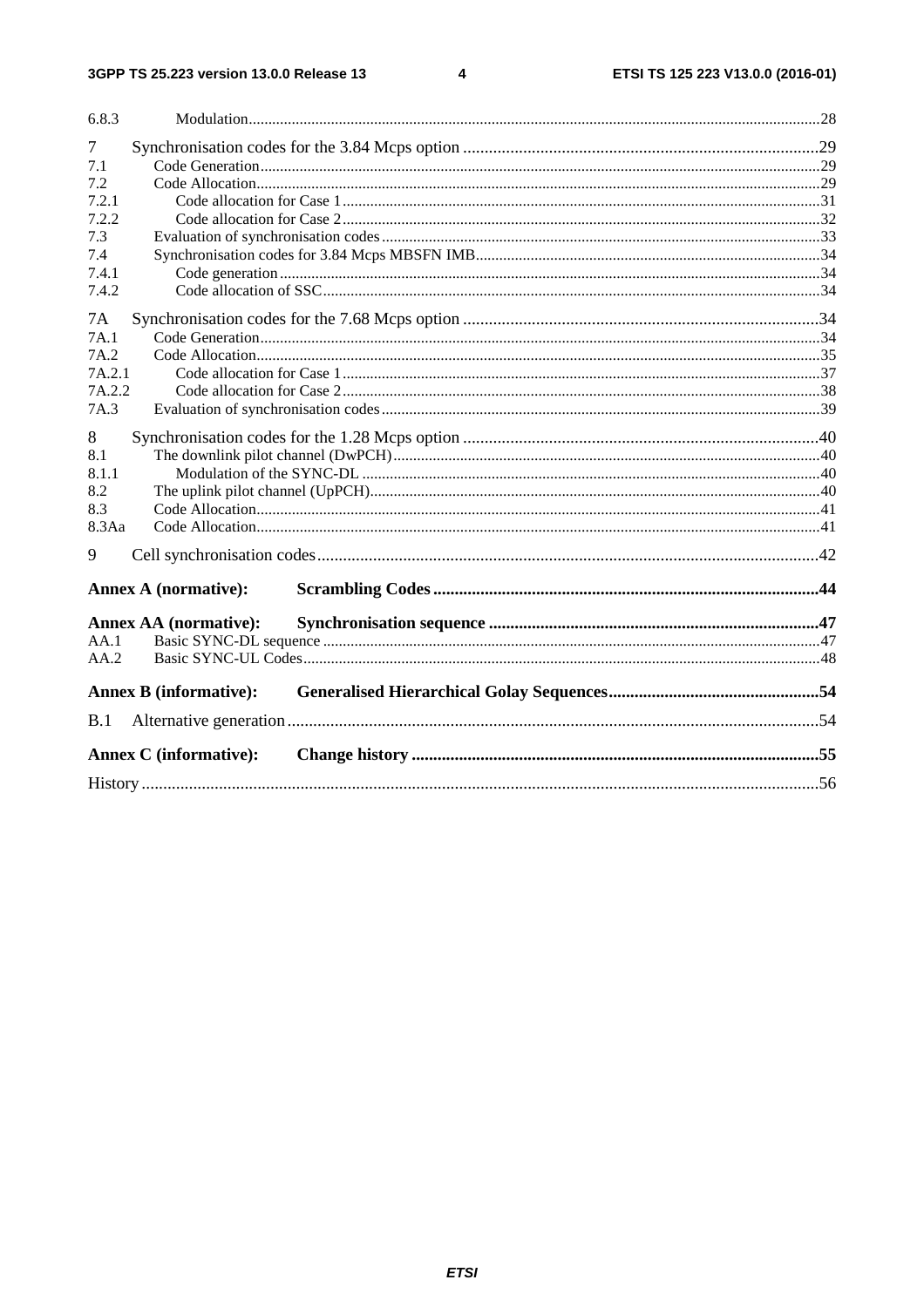6.8.3 Modulation ..................................................................................................................................................28

7 Synchronisation codes for the 3.84 Mcps option ..................................................................................29
7.1 Code Generation ..............................................................................................................................................29
7.2 Code Allocation ................................................................................................................................................29
7.2.1 Code allocation for Case 1 ..........................................................................................................................31
7.2.2 Code allocation for Case 2 ..........................................................................................................................32
7.3 Evaluation of synchronisation codes ................................................................................................................33
7.4 Synchronisation codes for 3.84 Mcps MBSFN IMB ........................................................................................34
7.4.1 Code generation ..........................................................................................................................................34
7.4.2 Code allocation of SSC ...............................................................................................................................34

7A Synchronisation codes for the 7.68 Mcps option ..................................................................................34
7A.1 Code Generation ..............................................................................................................................................34
7A.2 Code Allocation ................................................................................................................................................35
7A.2.1 Code allocation for Case 1 ..........................................................................................................................37
7A.2.2 Code allocation for Case 2 ..........................................................................................................................38
7A.3 Evaluation of synchronisation codes ................................................................................................................39

8 Synchronisation codes for the 1.28 Mcps option ..................................................................................40
8.1 The downlink pilot channel (DwPCH) .............................................................................................................40
8.1.1 Modulation of the SYNC-DL .....................................................................................................................40
8.2 The uplink pilot channel (UpPCH) ...................................................................................................................40
8.3 Code Allocation ................................................................................................................................................41
8.3Aa Code Allocation ................................................................................................................................................41

9 Cell synchronisation codes ....................................................................................................................42

**Annex A (normative): Scrambling Codes ........................................................................................44**

**Annex AA (normative): Synchronisation sequence ............................................................................47**
AA.1 Basic SYNC-DL sequence ...............................................................................................................................47
AA.2 Basic SYNC-UL Codes ....................................................................................................................................48

**Annex B (informative): Generalised Hierarchical Golay Sequences .................................................54**

B.1 Alternative generation ...........................................................................................................................54

**Annex C (informative): Change history ..............................................................................................55**

History ..............................................................................................................................................................56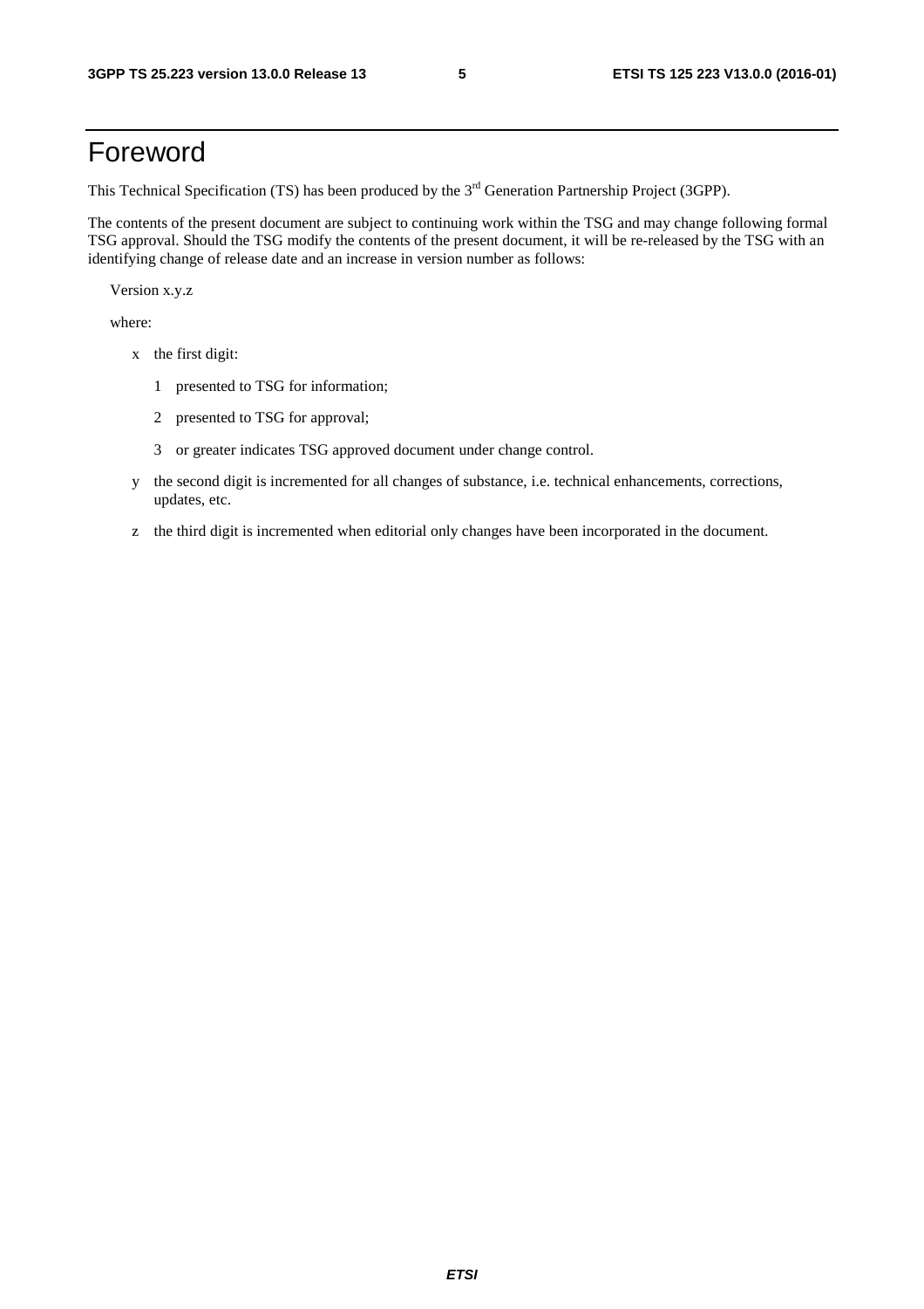# Foreword

This Technical Specification (TS) has been produced by the 3rd Generation Partnership Project (3GPP).

The contents of the present document are subject to continuing work within the TSG and may change following formal TSG approval. Should the TSG modify the contents of the present document, it will be re-released by the TSG with an identifying change of release date and an increase in version number as follows:

Version x.y.z

where:

- x the first digit:
  - 1 presented to TSG for information;
  - 2 presented to TSG for approval;
  - 3 or greater indicates TSG approved document under change control.
- y the second digit is incremented for all changes of substance, i.e. technical enhancements, corrections, updates, etc.
- z the third digit is incremented when editorial only changes have been incorporated in the document.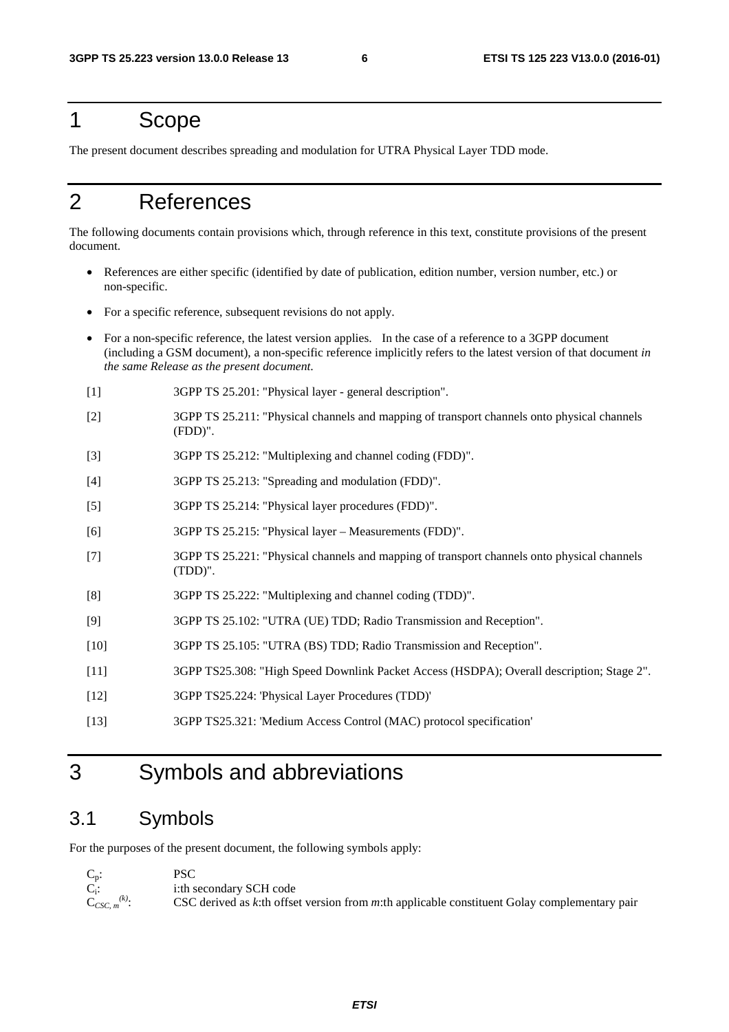# 1 Scope

The present document describes spreading and modulation for UTRA Physical Layer TDD mode.

# 2 References

The following documents contain provisions which, through reference in this text, constitute provisions of the present document.

- References are either specific (identified by date of publication, edition number, version number, etc.) or non-specific.
- For a specific reference, subsequent revisions do not apply.
- For a non-specific reference, the latest version applies. In the case of a reference to a 3GPP document (including a GSM document), a non-specific reference implicitly refers to the latest version of that document *in the same Release as the present document.*

[1] 3GPP TS 25.201: "Physical layer - general description".

[2] 3GPP TS 25.211: "Physical channels and mapping of transport channels onto physical channels (FDD)".

[3] 3GPP TS 25.212: "Multiplexing and channel coding (FDD)".

[4] 3GPP TS 25.213: "Spreading and modulation (FDD)".

[5] 3GPP TS 25.214: "Physical layer procedures (FDD)".

[6] 3GPP TS 25.215: "Physical layer – Measurements (FDD)".

[7] 3GPP TS 25.221: "Physical channels and mapping of transport channels onto physical channels (TDD)".

[8] 3GPP TS 25.222: "Multiplexing and channel coding (TDD)".

[9] 3GPP TS 25.102: "UTRA (UE) TDD; Radio Transmission and Reception".

[10] 3GPP TS 25.105: "UTRA (BS) TDD; Radio Transmission and Reception".

[11] 3GPP TS25.308: "High Speed Downlink Packet Access (HSDPA); Overall description; Stage 2".

[12] 3GPP TS25.224: 'Physical Layer Procedures (TDD)'

[13] 3GPP TS25.321: 'Medium Access Control (MAC) protocol specification'

# 3 Symbols and abbreviations

## 3.1 Symbols

For the purposes of the present document, the following symbols apply:

$C_p$: PSC

$C_i$: i:th secondary SCH code

$C_{CSC,m}^{(k)}$: CSC derived as *k*:th offset version from *m*:th applicable constituent Golay complementary pair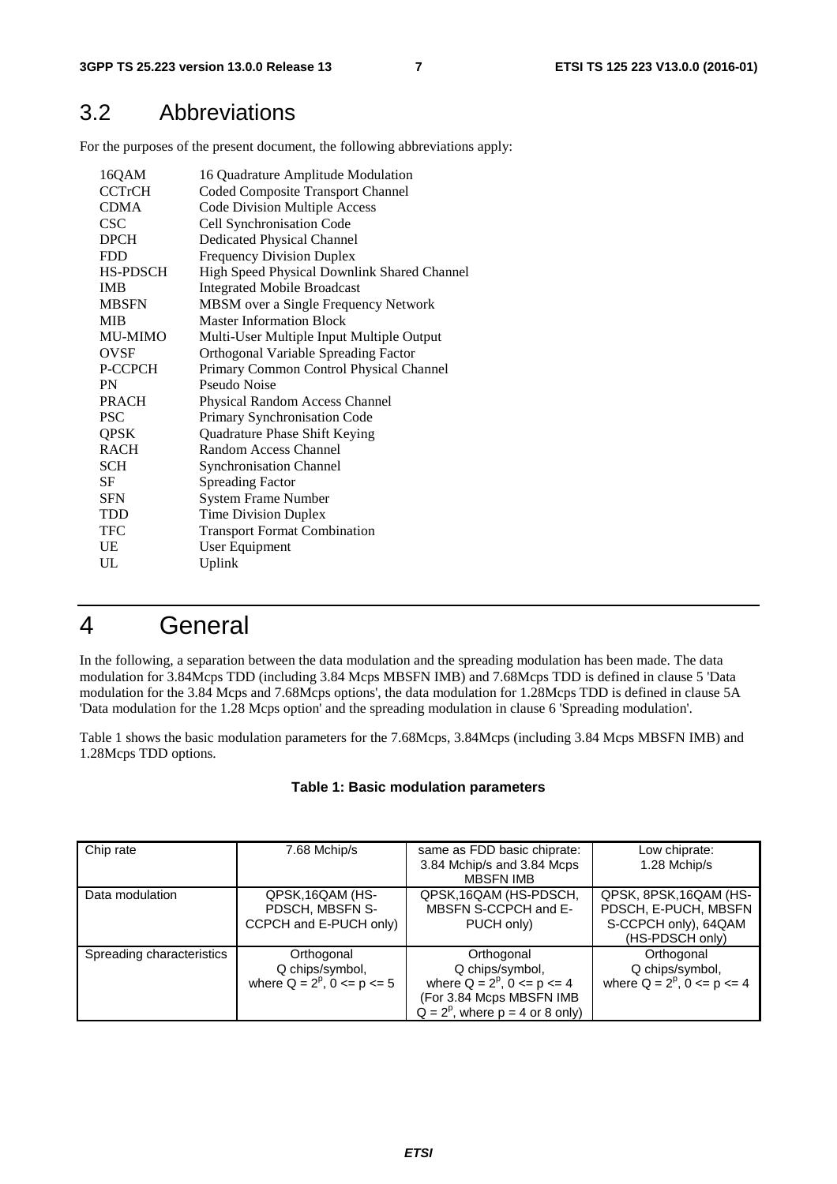## 3.2 Abbreviations

For the purposes of the present document, the following abbreviations apply:

| | |
|---|---|
| 16QAM | 16 Quadrature Amplitude Modulation |
| CCTrCH | Coded Composite Transport Channel |
| CDMA | Code Division Multiple Access |
| CSC | Cell Synchronisation Code |
| DPCH | Dedicated Physical Channel |
| FDD | Frequency Division Duplex |
| HS-PDSCH | High Speed Physical Downlink Shared Channel |
| IMB | Integrated Mobile Broadcast |
| MBSFN | MBSM over a Single Frequency Network |
| MIB | Master Information Block |
| MU-MIMO | Multi-User Multiple Input Multiple Output |
| OVSF | Orthogonal Variable Spreading Factor |
| P-CCPCH | Primary Common Control Physical Channel |
| PN | Pseudo Noise |
| PRACH | Physical Random Access Channel |
| PSC | Primary Synchronisation Code |
| QPSK | Quadrature Phase Shift Keying |
| RACH | Random Access Channel |
| SCH | Synchronisation Channel |
| SF | Spreading Factor |
| SFN | System Frame Number |
| TDD | Time Division Duplex |
| TFC | Transport Format Combination |
| UE | User Equipment |
| UL | Uplink |

# 4 General

In the following, a separation between the data modulation and the spreading modulation has been made. The data modulation for 3.84Mcps TDD (including 3.84 Mcps MBSFN IMB) and 7.68Mcps TDD is defined in clause 5 'Data modulation for the 3.84 Mcps and 7.68Mcps options', the data modulation for 1.28Mcps TDD is defined in clause 5A 'Data modulation for the 1.28 Mcps option' and the spreading modulation in clause 6 'Spreading modulation'.

Table 1 shows the basic modulation parameters for the 7.68Mcps, 3.84Mcps (including 3.84 Mcps MBSFN IMB) and 1.28Mcps TDD options.

**Table 1: Basic modulation parameters**

| Chip rate | 7.68 Mchip/s | same as FDD basic chiprate: 3.84 Mchip/s and 3.84 Mcps MBSFN IMB | Low chiprate: 1.28 Mchip/s |
|---|---|---|---|
| Data modulation | QPSK,16QAM (HS-PDSCH, MBSFN S-CCPCH and E-PUCH only) | QPSK,16QAM (HS-PDSCH, MBSFN S-CCPCH and E-PUCH only) | QPSK, 8PSK,16QAM (HS-PDSCH, E-PUCH, MBSFN S-CCPCH only), 64QAM (HS-PDSCH only) |
| Spreading characteristics | Orthogonal Q chips/symbol, where $Q = 2^p$, $0 <= p <= 5$ | Orthogonal Q chips/symbol, where $Q = 2^p$, $0 <= p <= 4$ (For 3.84 Mcps MBSFN IMB $Q = 2^p$, where p = 4 or 8 only) | Orthogonal Q chips/symbol, where $Q = 2^p$, $0 <= p <= 4$ |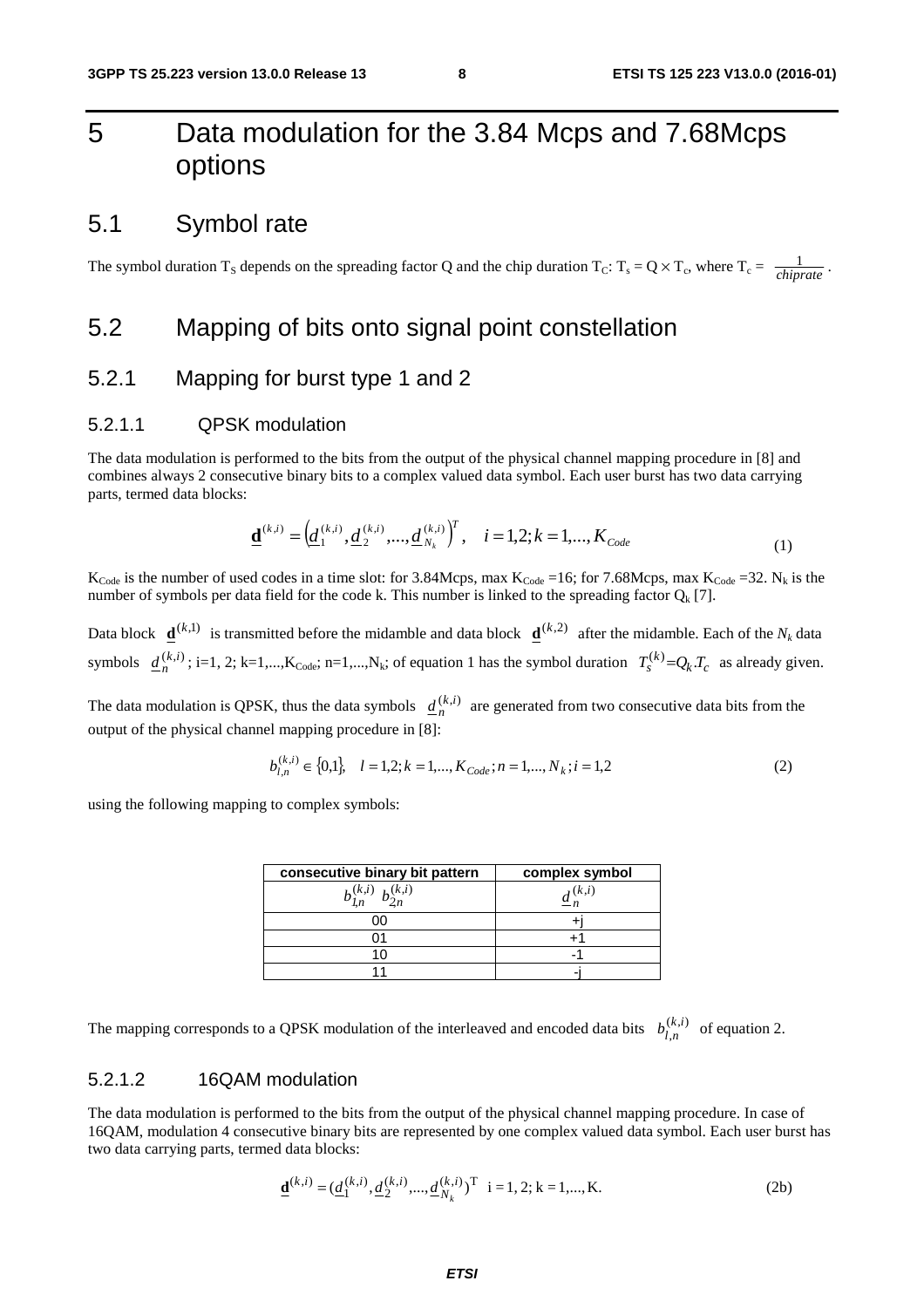# 5 Data modulation for the 3.84 Mcps and 7.68Mcps options

## 5.1 Symbol rate

The symbol duration $T_S$ depends on the spreading factor Q and the chip duration $T_C$: $T_s = Q \times T_c$, where $T_c = \frac{1}{chiprate}$.

## 5.2 Mapping of bits onto signal point constellation

### 5.2.1 Mapping for burst type 1 and 2

#### 5.2.1.1 QPSK modulation

The data modulation is performed to the bits from the output of the physical channel mapping procedure in [8] and combines always 2 consecutive binary bits to a complex valued data symbol. Each user burst has two data carrying parts, termed data blocks:

$$\underline{\mathbf{d}}^{(k,i)} = \left(\underline{d}_1^{(k,i)}, \underline{d}_2^{(k,i)}, ..., \underline{d}_{N_k}^{(k,i)}\right)^T, \quad i = 1,2; k = 1,..., K_{Code} \tag{1}$$

$K_{Code}$ is the number of used codes in a time slot: for 3.84Mcps, max $K_{Code}$ =16; for 7.68Mcps, max $K_{Code}$ =32. $N_k$ is the number of symbols per data field for the code k. This number is linked to the spreading factor $Q_k$ [7].

Data block $\underline{\mathbf{d}}^{(k,1)}$ is transmitted before the midamble and data block $\underline{\mathbf{d}}^{(k,2)}$ after the midamble. Each of the $N_k$ data symbols $\underline{d}_n^{(k,i)}$; i=1, 2; k=1,...,$K_{Code}$; n=1,...,$N_k$; of equation 1 has the symbol duration $T_s^{(k)}=Q_k.T_c$ as already given.

The data modulation is QPSK, thus the data symbols $\underline{d}_n^{(k,i)}$ are generated from two consecutive data bits from the output of the physical channel mapping procedure in [8]:

$$b_{l,n}^{(k,i)} \in \{0,1\}, \quad l = 1,2; k = 1,..., K_{Code}; n = 1,..., N_k; i = 1,2 \tag{2}$$

using the following mapping to complex symbols:

| consecutive binary bit pattern<br>$b_{1,n}^{(k,i)}\ b_{2n}^{(k,i)}$ | complex symbol<br>$\underline{d}_n^{(k,i)}$ |
|---|---|
| 00 | +j |
| 01 | +1 |
| 10 | -1 |
| 11 | -j |

The mapping corresponds to a QPSK modulation of the interleaved and encoded data bits $b_{l,n}^{(k,i)}$ of equation 2.

#### 5.2.1.2 16QAM modulation

The data modulation is performed to the bits from the output of the physical channel mapping procedure. In case of 16QAM, modulation 4 consecutive binary bits are represented by one complex valued data symbol. Each user burst has two data carrying parts, termed data blocks:

$$\underline{\mathbf{d}}^{(k,i)} = (\underline{d}_1^{(k,i)}, \underline{d}_2^{(k,i)}, ..., \underline{d}_{N_k}^{(k,i)})^{\mathrm{T}} \quad \mathrm{i} = 1, 2; \mathrm{k} = 1,..., \mathrm{K}. \tag{2b}$$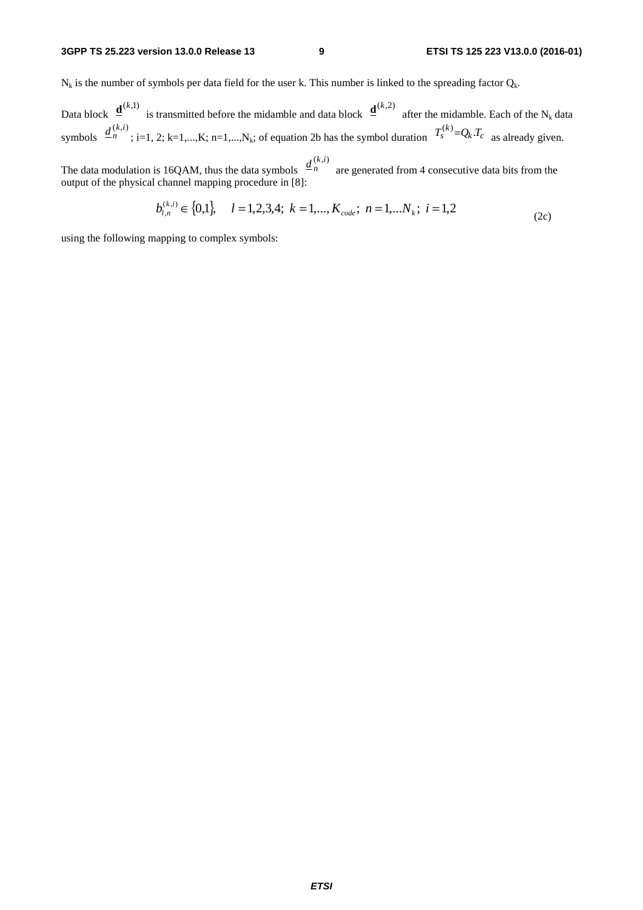$N_k$ is the number of symbols per data field for the user k. This number is linked to the spreading factor $Q_k$.

Data block $\underline{\mathbf{d}}^{(k,1)}$ is transmitted before the midamble and data block $\underline{\mathbf{d}}^{(k,2)}$ after the midamble. Each of the $N_k$ data symbols $\underline{d}_n^{(k,i)}$; i=1, 2; k=1,...,K; n=1,...,$N_k$; of equation 2b has the symbol duration $T_s^{(k)} = Q_k . T_c$ as already given.

The data modulation is 16QAM, thus the data symbols $\underline{d}_n^{(k,i)}$ are generated from 4 consecutive data bits from the output of the physical channel mapping procedure in [8]:

$$b_{l,n}^{(k,i)} \in \{0,1\}, \quad l = 1,2,3,4; \; k = 1,..., K_{code}; \; n = 1,...N_k; \; i = 1,2 \tag{2c}$$

using the following mapping to complex symbols: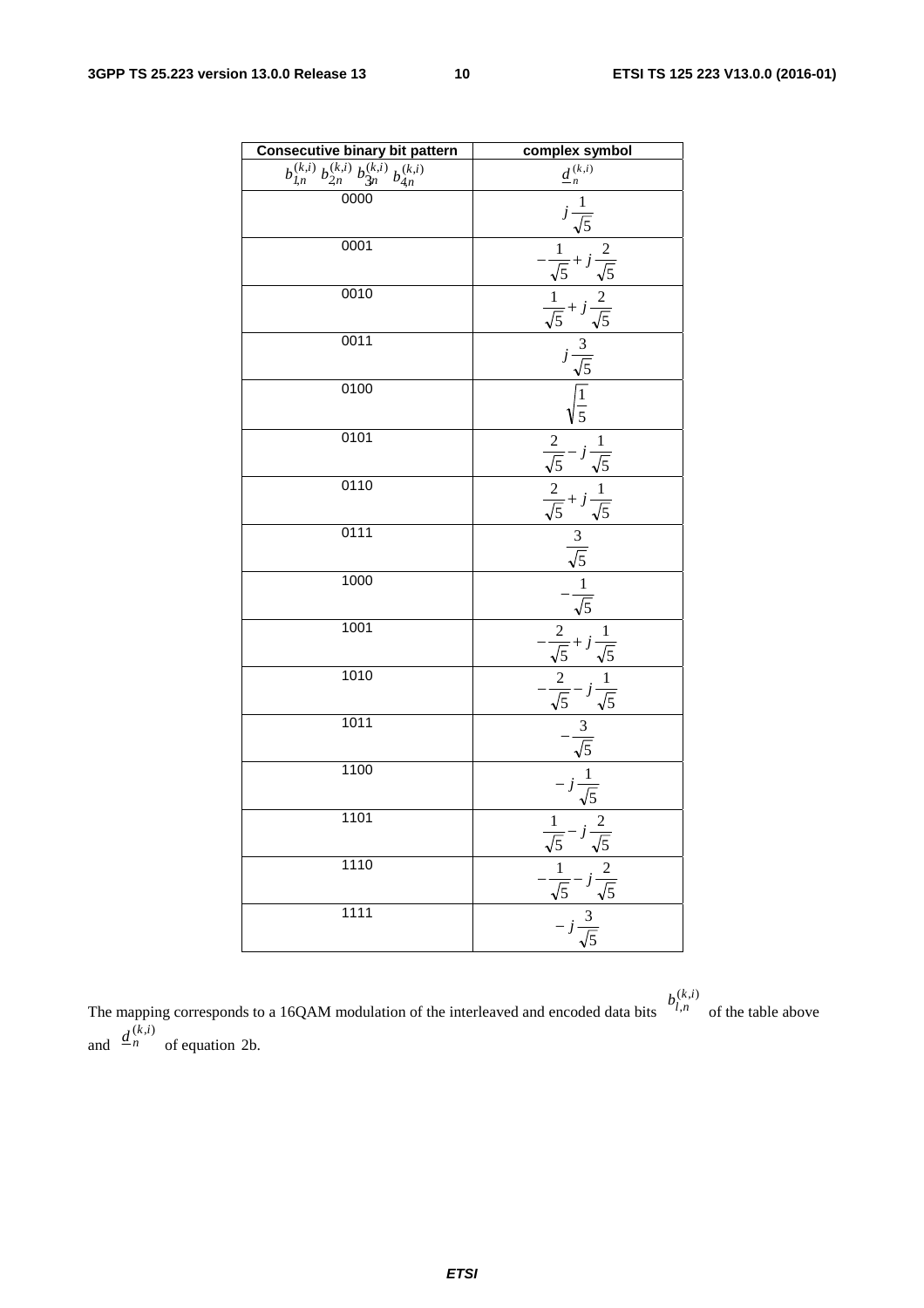| Consecutive binary bit pattern | complex symbol |
|---|---|
| $b_{1,n}^{(k,i)}\ b_{2,n}^{(k,i)}\ b_{3,n}^{(k,i)}\ b_{4,n}^{(k,i)}$ | $\underline{d}_n^{(k,i)}$ |
| 0000 | $j\frac{1}{\sqrt{5}}$ |
| 0001 | $-\frac{1}{\sqrt{5}}+j\frac{2}{\sqrt{5}}$ |
| 0010 | $\frac{1}{\sqrt{5}}+j\frac{2}{\sqrt{5}}$ |
| 0011 | $j\frac{3}{\sqrt{5}}$ |
| 0100 | $\sqrt{\frac{1}{5}}$ |
| 0101 | $\frac{2}{\sqrt{5}}-j\frac{1}{\sqrt{5}}$ |
| 0110 | $\frac{2}{\sqrt{5}}+j\frac{1}{\sqrt{5}}$ |
| 0111 | $\frac{3}{\sqrt{5}}$ |
| 1000 | $-\frac{1}{\sqrt{5}}$ |
| 1001 | $-\frac{2}{\sqrt{5}}+j\frac{1}{\sqrt{5}}$ |
| 1010 | $-\frac{2}{\sqrt{5}}-j\frac{1}{\sqrt{5}}$ |
| 1011 | $-\frac{3}{\sqrt{5}}$ |
| 1100 | $-j\frac{1}{\sqrt{5}}$ |
| 1101 | $\frac{1}{\sqrt{5}}-j\frac{2}{\sqrt{5}}$ |
| 1110 | $-\frac{1}{\sqrt{5}}-j\frac{2}{\sqrt{5}}$ |
| 1111 | $-j\frac{3}{\sqrt{5}}$ |

The mapping corresponds to a 16QAM modulation of the interleaved and encoded data bits $b_{l,n}^{(k,i)}$ of the table above and $\underline{d}_n^{(k,i)}$ of equation 2b.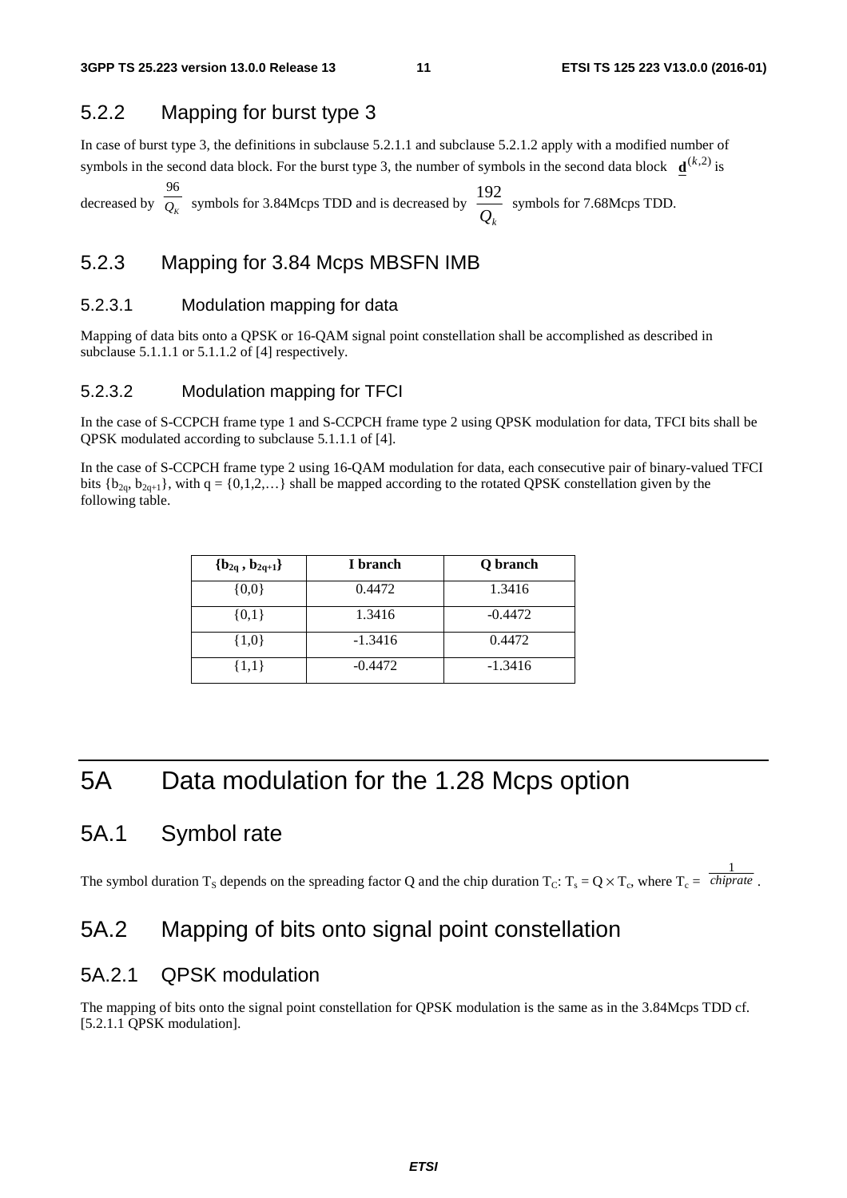### 5.2.2 Mapping for burst type 3

In case of burst type 3, the definitions in subclause 5.2.1.1 and subclause 5.2.1.2 apply with a modified number of symbols in the second data block. For the burst type 3, the number of symbols in the second data block $\underline{\mathbf{d}}^{(k,2)}$ is decreased by $\frac{96}{Q_k}$ symbols for 3.84Mcps TDD and is decreased by $\frac{192}{Q_k}$ symbols for 7.68Mcps TDD.

### 5.2.3 Mapping for 3.84 Mcps MBSFN IMB

#### 5.2.3.1 Modulation mapping for data

Mapping of data bits onto a QPSK or 16-QAM signal point constellation shall be accomplished as described in subclause 5.1.1.1 or 5.1.1.2 of [4] respectively.

#### 5.2.3.2 Modulation mapping for TFCI

In the case of S-CCPCH frame type 1 and S-CCPCH frame type 2 using QPSK modulation for data, TFCI bits shall be QPSK modulated according to subclause 5.1.1.1 of [4].

In the case of S-CCPCH frame type 2 using 16-QAM modulation for data, each consecutive pair of binary-valued TFCI bits $\{b_{2q}, b_{2q+1}\}$, with q = {0,1,2,…} shall be mapped according to the rotated QPSK constellation given by the following table.

| $\{b_{2q}, b_{2q+1}\}$ | I branch | Q branch |
|---|---|---|
| {0,0} | 0.4472 | 1.3416 |
| {0,1} | 1.3416 | -0.4472 |
| {1,0} | -1.3416 | 0.4472 |
| {1,1} | -0.4472 | -1.3416 |

# 5A Data modulation for the 1.28 Mcps option

## 5A.1 Symbol rate

The symbol duration $T_S$ depends on the spreading factor Q and the chip duration $T_C$: $T_s = Q \times T_c$, where $T_c = \frac{1}{chiprate}$.

## 5A.2 Mapping of bits onto signal point constellation

### 5A.2.1 QPSK modulation

The mapping of bits onto the signal point constellation for QPSK modulation is the same as in the 3.84Mcps TDD cf. [5.2.1.1 QPSK modulation].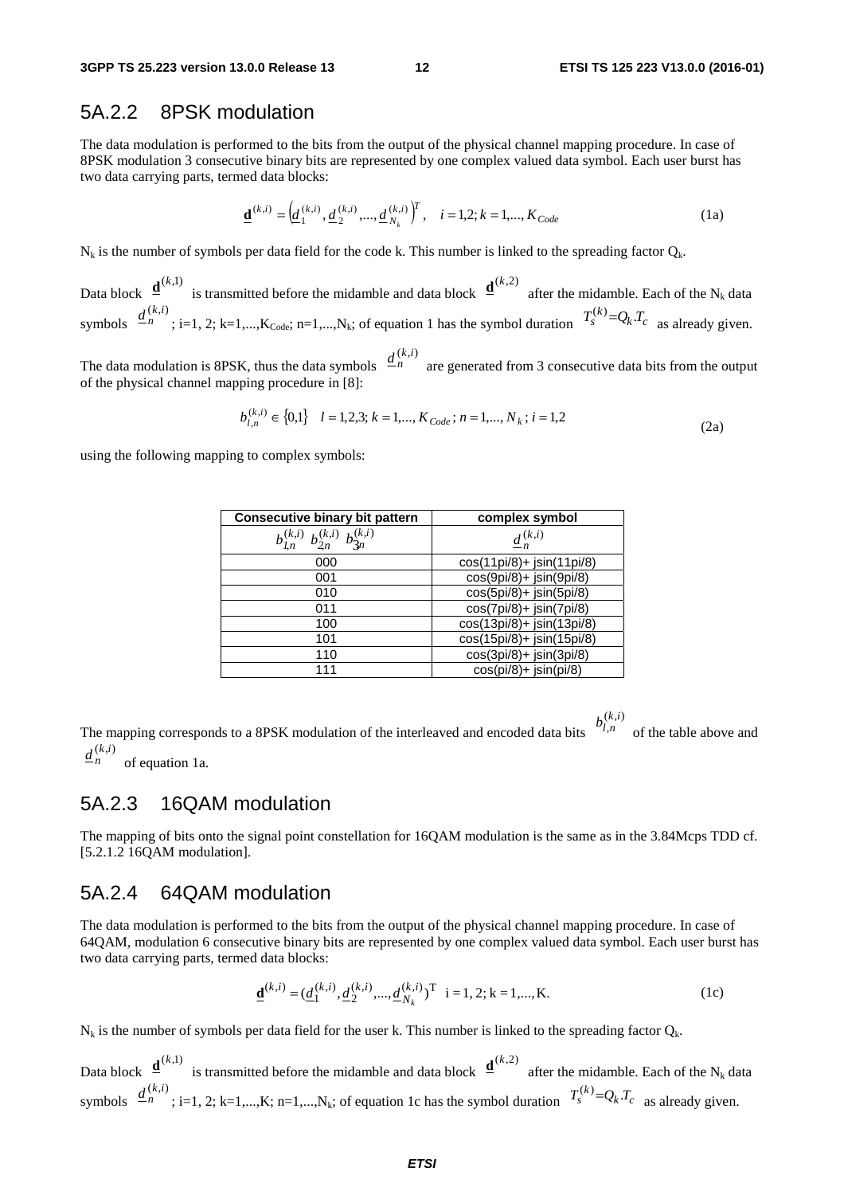## 5A.2.2 8PSK modulation

The data modulation is performed to the bits from the output of the physical channel mapping procedure. In case of 8PSK modulation 3 consecutive binary bits are represented by one complex valued data symbol. Each user burst has two data carrying parts, termed data blocks:

$$\underline{\mathbf{d}}^{(k,i)} = \left(\underline{d}_1^{(k,i)}, \underline{d}_2^{(k,i)}, ..., \underline{d}_{N_k}^{(k,i)}\right)^T, \quad i = 1,2; k = 1,..., K_{Code} \tag{1a}$$

$N_k$ is the number of symbols per data field for the code k. This number is linked to the spreading factor $Q_k$.

Data block $\underline{\mathbf{d}}^{(k,1)}$ is transmitted before the midamble and data block $\underline{\mathbf{d}}^{(k,2)}$ after the midamble. Each of the $N_k$ data symbols $\underline{d}_n^{(k,i)}$; i=1, 2; k=1,...,$K_{Code}$; n=1,...,$N_k$; of equation 1 has the symbol duration $T_s^{(k)} = Q_k.T_c$ as already given.

The data modulation is 8PSK, thus the data symbols $\underline{d}_n^{(k,i)}$ are generated from 3 consecutive data bits from the output of the physical channel mapping procedure in [8]:

$$b_{l,n}^{(k,i)} \in \{0,1\} \quad l = 1,2,3; k = 1,..., K_{Code}; n = 1,..., N_k; i = 1,2 \tag{2a}$$

using the following mapping to complex symbols:

| Consecutive binary bit pattern | complex symbol |
|---|---|
| $b_{1,n}^{(k,i)}\ b_{2,n}^{(k,i)}\ b_{3,n}^{(k,i)}$ | $\underline{d}_n^{(k,i)}$ |
| 000 | cos(11pi/8)+ jsin(11pi/8) |
| 001 | cos(9pi/8)+ jsin(9pi/8) |
| 010 | cos(5pi/8)+ jsin(5pi/8) |
| 011 | cos(7pi/8)+ jsin(7pi/8) |
| 100 | cos(13pi/8)+ jsin(13pi/8) |
| 101 | cos(15pi/8)+ jsin(15pi/8) |
| 110 | cos(3pi/8)+ jsin(3pi/8) |
| 111 | cos(pi/8)+ jsin(pi/8) |

The mapping corresponds to a 8PSK modulation of the interleaved and encoded data bits $b_{l,n}^{(k,i)}$ of the table above and $\underline{d}_n^{(k,i)}$ of equation 1a.

## 5A.2.3 16QAM modulation

The mapping of bits onto the signal point constellation for 16QAM modulation is the same as in the 3.84Mcps TDD cf. [5.2.1.2 16QAM modulation].

## 5A.2.4 64QAM modulation

The data modulation is performed to the bits from the output of the physical channel mapping procedure. In case of 64QAM, modulation 6 consecutive binary bits are represented by one complex valued data symbol. Each user burst has two data carrying parts, termed data blocks:

$$\underline{\mathbf{d}}^{(k,i)} = (\underline{d}_1^{(k,i)}, \underline{d}_2^{(k,i)}, ..., \underline{d}_{N_k}^{(k,i)})^{\mathrm{T}} \quad \mathrm{i} = 1, 2; \mathrm{k} = 1,..., \mathrm{K}. \tag{1c}$$

$N_k$ is the number of symbols per data field for the user k. This number is linked to the spreading factor $Q_k$.

Data block $\underline{\mathbf{d}}^{(k,1)}$ is transmitted before the midamble and data block $\underline{\mathbf{d}}^{(k,2)}$ after the midamble. Each of the $N_k$ data symbols $\underline{d}_n^{(k,i)}$; i=1, 2; k=1,...,K; n=1,...,$N_k$; of equation 1c has the symbol duration $T_s^{(k)} = Q_k.T_c$ as already given.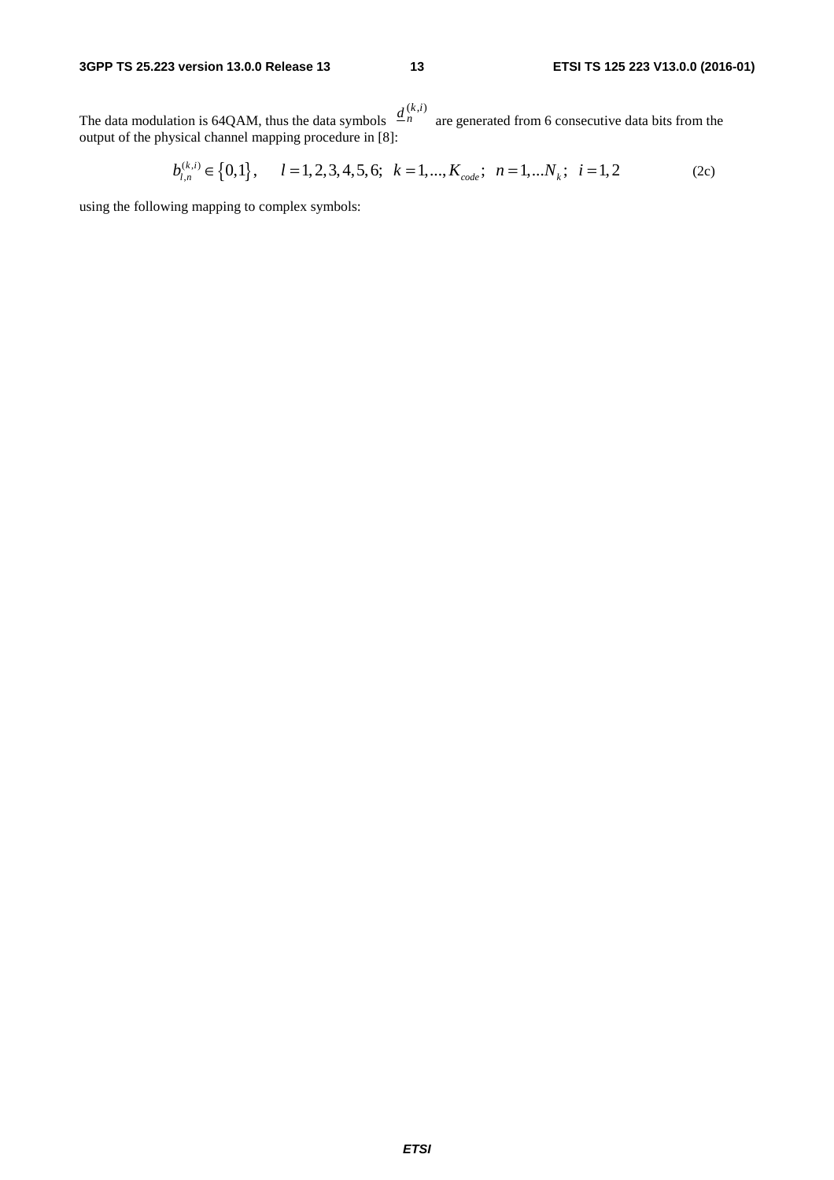The data modulation is 64QAM, thus the data symbols $\underline{d}_n^{(k,i)}$ are generated from 6 consecutive data bits from the output of the physical channel mapping procedure in [8]:

$$b_{l,n}^{(k,i)} \in \{0,1\}, \quad l = 1,2,3,4,5,6; \;\; k = 1,...,K_{code}; \;\; n = 1,...N_k; \;\; i = 1,2 \qquad \text{(2c)}$$

using the following mapping to complex symbols: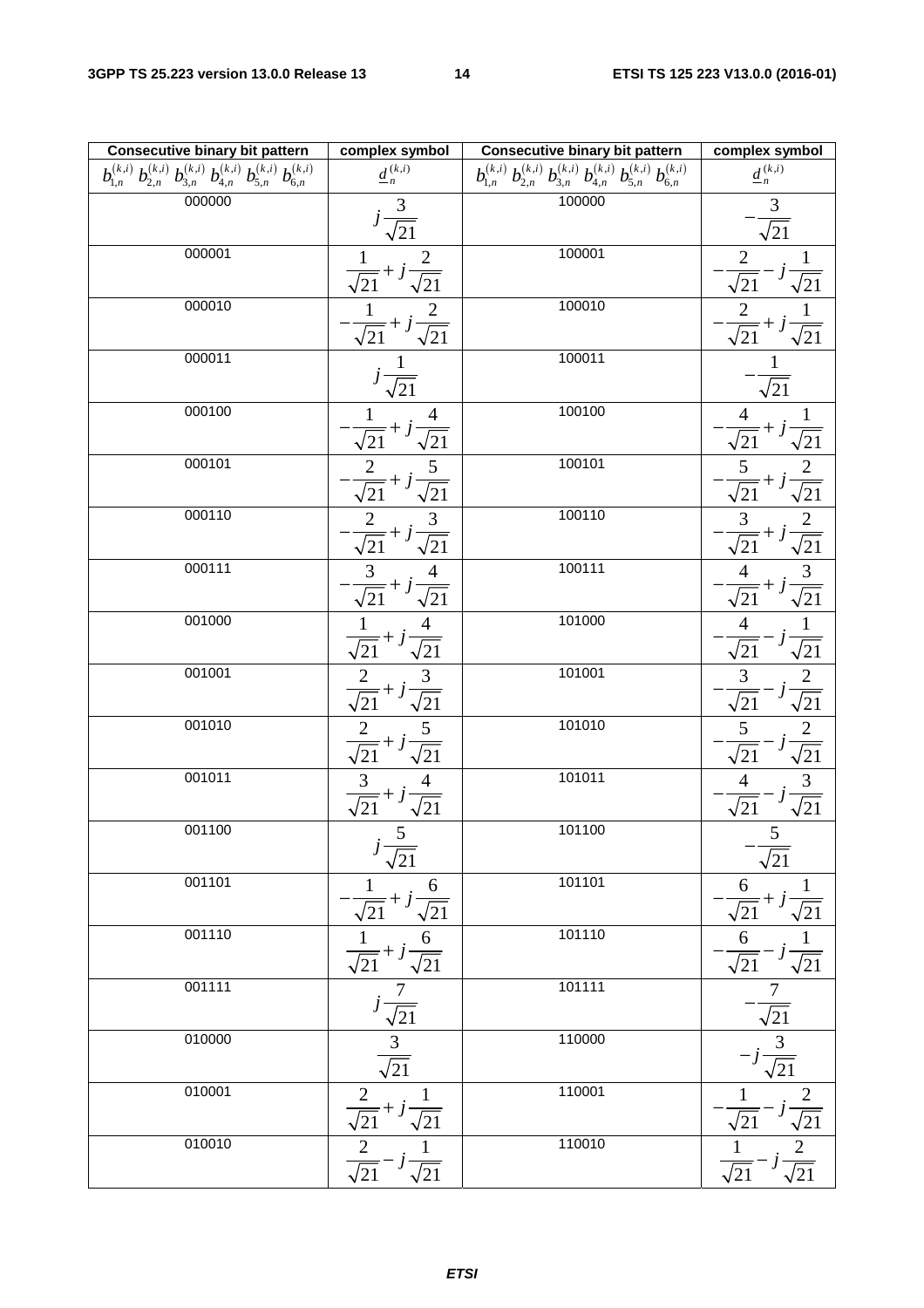| Consecutive binary bit pattern | complex symbol | Consecutive binary bit pattern | complex symbol |
|---|---|---|---|
| $b_{1,n}^{(k,i)}\ b_{2,n}^{(k,i)}\ b_{3,n}^{(k,i)}\ b_{4,n}^{(k,i)}\ b_{5,n}^{(k,i)}\ b_{6,n}^{(k,i)}$ | $\underline{d}_n^{(k,i)}$ | $b_{1,n}^{(k,i)}\ b_{2,n}^{(k,i)}\ b_{3,n}^{(k,i)}\ b_{4,n}^{(k,i)}\ b_{5,n}^{(k,i)}\ b_{6,n}^{(k,i)}$ | $\underline{d}_n^{(k,i)}$ |
| 000000 | $j\frac{3}{\sqrt{21}}$ | 100000 | $-\frac{3}{\sqrt{21}}$ |
| 000001 | $\frac{1}{\sqrt{21}}+j\frac{2}{\sqrt{21}}$ | 100001 | $-\frac{2}{\sqrt{21}}-j\frac{1}{\sqrt{21}}$ |
| 000010 | $-\frac{1}{\sqrt{21}}+j\frac{2}{\sqrt{21}}$ | 100010 | $-\frac{2}{\sqrt{21}}+j\frac{1}{\sqrt{21}}$ |
| 000011 | $j\frac{1}{\sqrt{21}}$ | 100011 | $-\frac{1}{\sqrt{21}}$ |
| 000100 | $-\frac{1}{\sqrt{21}}+j\frac{4}{\sqrt{21}}$ | 100100 | $-\frac{4}{\sqrt{21}}+j\frac{1}{\sqrt{21}}$ |
| 000101 | $-\frac{2}{\sqrt{21}}+j\frac{5}{\sqrt{21}}$ | 100101 | $-\frac{5}{\sqrt{21}}+j\frac{2}{\sqrt{21}}$ |
| 000110 | $-\frac{2}{\sqrt{21}}+j\frac{3}{\sqrt{21}}$ | 100110 | $-\frac{3}{\sqrt{21}}+j\frac{2}{\sqrt{21}}$ |
| 000111 | $-\frac{3}{\sqrt{21}}+j\frac{4}{\sqrt{21}}$ | 100111 | $-\frac{4}{\sqrt{21}}+j\frac{3}{\sqrt{21}}$ |
| 001000 | $\frac{1}{\sqrt{21}}+j\frac{4}{\sqrt{21}}$ | 101000 | $-\frac{4}{\sqrt{21}}-j\frac{1}{\sqrt{21}}$ |
| 001001 | $\frac{2}{\sqrt{21}}+j\frac{3}{\sqrt{21}}$ | 101001 | $-\frac{3}{\sqrt{21}}-j\frac{2}{\sqrt{21}}$ |
| 001010 | $\frac{2}{\sqrt{21}}+j\frac{5}{\sqrt{21}}$ | 101010 | $-\frac{5}{\sqrt{21}}-j\frac{2}{\sqrt{21}}$ |
| 001011 | $\frac{3}{\sqrt{21}}+j\frac{4}{\sqrt{21}}$ | 101011 | $-\frac{4}{\sqrt{21}}-j\frac{3}{\sqrt{21}}$ |
| 001100 | $j\frac{5}{\sqrt{21}}$ | 101100 | $-\frac{5}{\sqrt{21}}$ |
| 001101 | $-\frac{1}{\sqrt{21}}+j\frac{6}{\sqrt{21}}$ | 101101 | $-\frac{6}{\sqrt{21}}+j\frac{1}{\sqrt{21}}$ |
| 001110 | $\frac{1}{\sqrt{21}}+j\frac{6}{\sqrt{21}}$ | 101110 | $-\frac{6}{\sqrt{21}}-j\frac{1}{\sqrt{21}}$ |
| 001111 | $j\frac{7}{\sqrt{21}}$ | 101111 | $-\frac{7}{\sqrt{21}}$ |
| 010000 | $\frac{3}{\sqrt{21}}$ | 110000 | $-j\frac{3}{\sqrt{21}}$ |
| 010001 | $\frac{2}{\sqrt{21}}+j\frac{1}{\sqrt{21}}$ | 110001 | $-\frac{1}{\sqrt{21}}-j\frac{2}{\sqrt{21}}$ |
| 010010 | $\frac{2}{\sqrt{21}}-j\frac{1}{\sqrt{21}}$ | 110010 | $\frac{1}{\sqrt{21}}-j\frac{2}{\sqrt{21}}$ |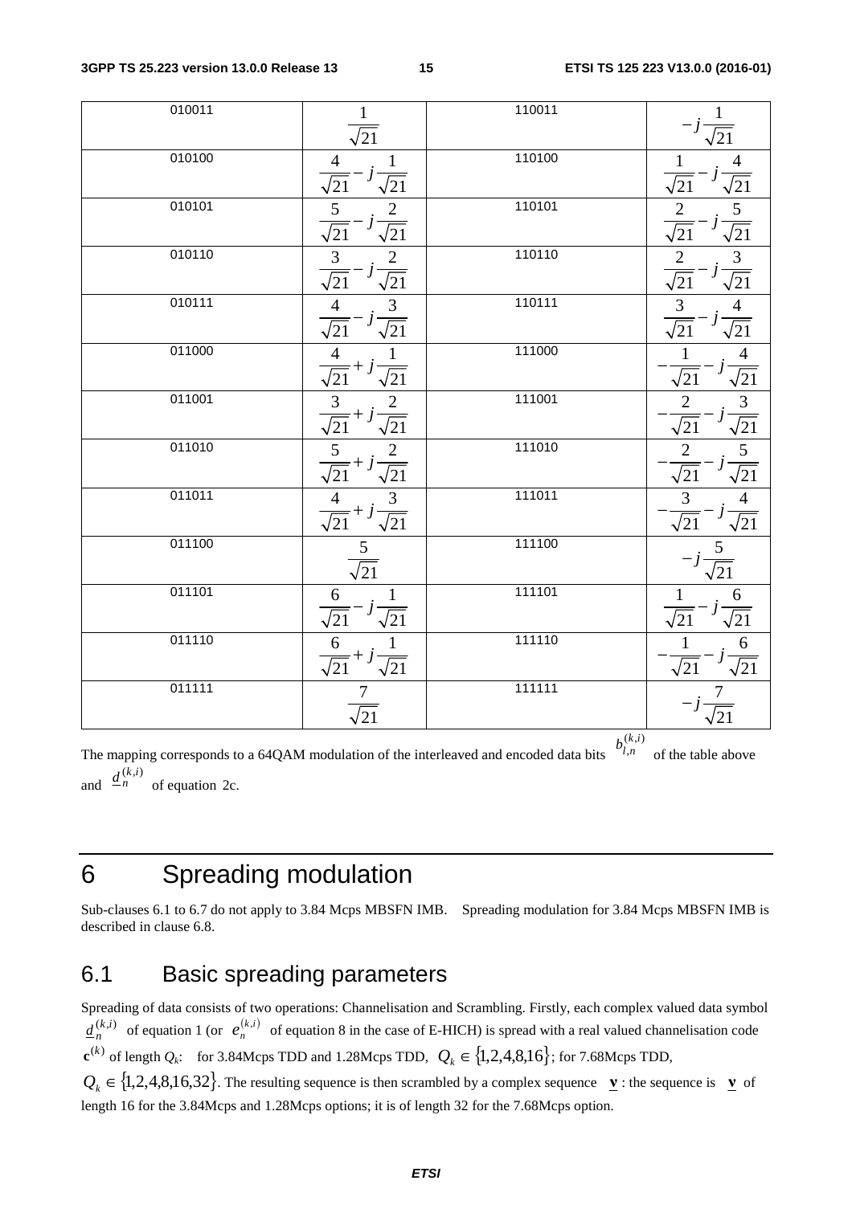| 010011 | $\frac{1}{\sqrt{21}}$ | 110011 | $-j\frac{1}{\sqrt{21}}$ |
|---|---|---|---|
| 010100 | $\frac{4}{\sqrt{21}}-j\frac{1}{\sqrt{21}}$ | 110100 | $\frac{1}{\sqrt{21}}-j\frac{4}{\sqrt{21}}$ |
| 010101 | $\frac{5}{\sqrt{21}}-j\frac{2}{\sqrt{21}}$ | 110101 | $\frac{2}{\sqrt{21}}-j\frac{5}{\sqrt{21}}$ |
| 010110 | $\frac{3}{\sqrt{21}}-j\frac{2}{\sqrt{21}}$ | 110110 | $\frac{2}{\sqrt{21}}-j\frac{3}{\sqrt{21}}$ |
| 010111 | $\frac{4}{\sqrt{21}}-j\frac{3}{\sqrt{21}}$ | 110111 | $\frac{3}{\sqrt{21}}-j\frac{4}{\sqrt{21}}$ |
| 011000 | $\frac{4}{\sqrt{21}}+j\frac{1}{\sqrt{21}}$ | 111000 | $-\frac{1}{\sqrt{21}}-j\frac{4}{\sqrt{21}}$ |
| 011001 | $\frac{3}{\sqrt{21}}+j\frac{2}{\sqrt{21}}$ | 111001 | $-\frac{2}{\sqrt{21}}-j\frac{3}{\sqrt{21}}$ |
| 011010 | $\frac{5}{\sqrt{21}}+j\frac{2}{\sqrt{21}}$ | 111010 | $-\frac{2}{\sqrt{21}}-j\frac{5}{\sqrt{21}}$ |
| 011011 | $\frac{4}{\sqrt{21}}+j\frac{3}{\sqrt{21}}$ | 111011 | $-\frac{3}{\sqrt{21}}-j\frac{4}{\sqrt{21}}$ |
| 011100 | $\frac{5}{\sqrt{21}}$ | 111100 | $-j\frac{5}{\sqrt{21}}$ |
| 011101 | $\frac{6}{\sqrt{21}}-j\frac{1}{\sqrt{21}}$ | 111101 | $\frac{1}{\sqrt{21}}-j\frac{6}{\sqrt{21}}$ |
| 011110 | $\frac{6}{\sqrt{21}}+j\frac{1}{\sqrt{21}}$ | 111110 | $-\frac{1}{\sqrt{21}}-j\frac{6}{\sqrt{21}}$ |
| 011111 | $\frac{7}{\sqrt{21}}$ | 111111 | $-j\frac{7}{\sqrt{21}}$ |

The mapping corresponds to a 64QAM modulation of the interleaved and encoded data bits $b_{l,n}^{(k,i)}$ of the table above and $\underline{d}_n^{(k,i)}$ of equation 2c.

# 6 Spreading modulation

Sub-clauses 6.1 to 6.7 do not apply to 3.84 Mcps MBSFN IMB. Spreading modulation for 3.84 Mcps MBSFN IMB is described in clause 6.8.

## 6.1 Basic spreading parameters

Spreading of data consists of two operations: Channelisation and Scrambling. Firstly, each complex valued data symbol $\underline{d}_n^{(k,i)}$ of equation 1 (or $e_n^{(k,i)}$ of equation 8 in the case of E-HICH) is spread with a real valued channelisation code $\mathbf{c}^{(k)}$ of length $Q_k$: for 3.84Mcps TDD and 1.28Mcps TDD, $Q_k \in \{1,2,4,8,16\}$; for 7.68Mcps TDD, $Q_k \in \{1,2,4,8,16,32\}$. The resulting sequence is then scrambled by a complex sequence $\underline{\mathbf{v}}$ : the sequence is $\underline{\mathbf{v}}$ of length 16 for the 3.84Mcps and 1.28Mcps options; it is of length 32 for the 7.68Mcps option.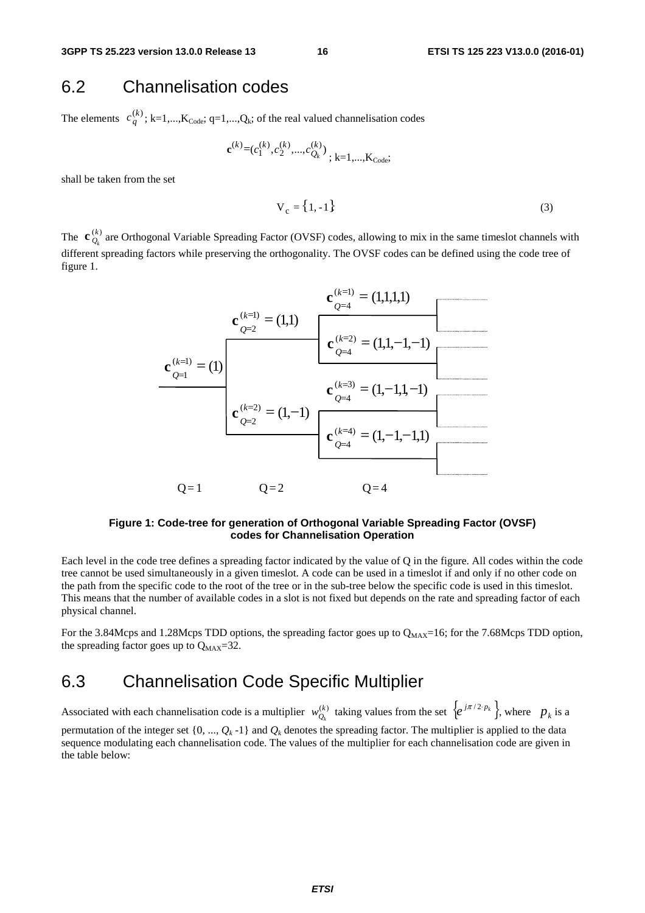## 6.2 Channelisation codes

The elements $c_q^{(k)}$; k=1,...,$K_{Code}$; q=1,...,$Q_k$; of the real valued channelisation codes

$$\mathbf{c}^{(k)} = (c_1^{(k)}, c_2^{(k)}, ..., c_{Q_k}^{(k)}) \text{ ; k=1,...,} K_{Code}\text{;}$$

shall be taken from the set

$$V_c = \{1, -1\} \tag{3}$$

The $\mathbf{c}_{Q_k}^{(k)}$ are Orthogonal Variable Spreading Factor (OVSF) codes, allowing to mix in the same timeslot channels with different spreading factors while preserving the orthogonality. The OVSF codes can be defined using the code tree of figure 1.

$\mathbf{c}_{Q=1}^{(k=1)} = (1)$

$\mathbf{c}_{Q=2}^{(k=1)} = (1,1)$

$\mathbf{c}_{Q=2}^{(k=2)} = (1,-1)$

$\mathbf{c}_{Q=4}^{(k=1)} = (1,1,1,1)$

$\mathbf{c}_{Q=4}^{(k=2)} = (1,1,-1,-1)$

$\mathbf{c}_{Q=4}^{(k=3)} = (1,-1,1,-1)$

$\mathbf{c}_{Q=4}^{(k=4)} = (1,-1,-1,1)$

Q = 1 Q = 2 Q = 4

**Figure 1: Code-tree for generation of Orthogonal Variable Spreading Factor (OVSF) codes for Channelisation Operation**

Each level in the code tree defines a spreading factor indicated by the value of Q in the figure. All codes within the code tree cannot be used simultaneously in a given timeslot. A code can be used in a timeslot if and only if no other code on the path from the specific code to the root of the tree or in the sub-tree below the specific code is used in this timeslot. This means that the number of available codes in a slot is not fixed but depends on the rate and spreading factor of each physical channel.

For the 3.84Mcps and 1.28Mcps TDD options, the spreading factor goes up to $Q_{MAX}$=16; for the 7.68Mcps TDD option, the spreading factor goes up to $Q_{MAX}$=32.

## 6.3 Channelisation Code Specific Multiplier

Associated with each channelisation code is a multiplier $w_{Q_k}^{(k)}$ taking values from the set $\{e^{j\pi/2 \cdot p_k}\}$, where $p_k$ is a permutation of the integer set {0, ..., $Q_k$ -1} and $Q_k$ denotes the spreading factor. The multiplier is applied to the data sequence modulating each channelisation code. The values of the multiplier for each channelisation code are given in the table below: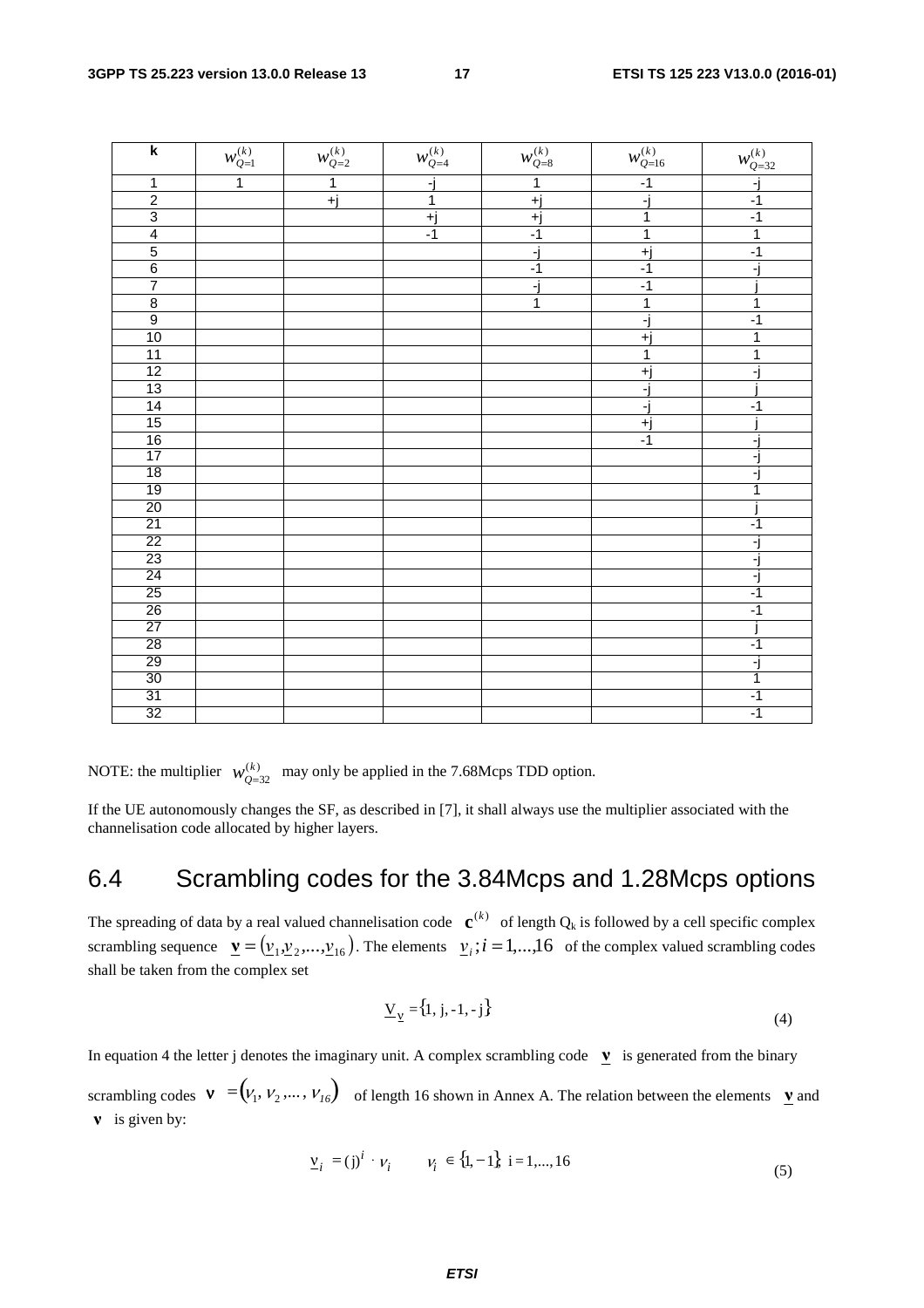| k | $w_{Q=1}^{(k)}$ | $w_{Q=2}^{(k)}$ | $w_{Q=4}^{(k)}$ | $w_{Q=8}^{(k)}$ | $w_{Q=16}^{(k)}$ | $w_{Q=32}^{(k)}$ |
|---|---|---|---|---|---|---|
| 1 | 1 | 1 | -j | 1 | -1 | -j |
| 2 | | +j | 1 | +j | -j | -1 |
| 3 | | | +j | +j | 1 | -1 |
| 4 | | | -1 | -1 | 1 | 1 |
| 5 | | | | -j | +j | -1 |
| 6 | | | | -1 | -1 | -j |
| 7 | | | | -j | -1 | j |
| 8 | | | | 1 | 1 | 1 |
| 9 | | | | | -j | -1 |
| 10 | | | | | +j | 1 |
| 11 | | | | | 1 | 1 |
| 12 | | | | | +j | -j |
| 13 | | | | | -j | j |
| 14 | | | | | -j | -1 |
| 15 | | | | | +j | j |
| 16 | | | | | -1 | -j |
| 17 | | | | | | -j |
| 18 | | | | | | -j |
| 19 | | | | | | 1 |
| 20 | | | | | | j |
| 21 | | | | | | -1 |
| 22 | | | | | | -j |
| 23 | | | | | | -j |
| 24 | | | | | | -j |
| 25 | | | | | | -1 |
| 26 | | | | | | -1 |
| 27 | | | | | | j |
| 28 | | | | | | -1 |
| 29 | | | | | | -j |
| 30 | | | | | | 1 |
| 31 | | | | | | -1 |
| 32 | | | | | | -1 |

NOTE: the multiplier $w_{Q=32}^{(k)}$ may only be applied in the 7.68Mcps TDD option.

If the UE autonomously changes the SF, as described in [7], it shall always use the multiplier associated with the channelisation code allocated by higher layers.

## 6.4 Scrambling codes for the 3.84Mcps and 1.28Mcps options

The spreading of data by a real valued channelisation code $\mathbf{c}^{(k)}$ of length $Q_k$ is followed by a cell specific complex scrambling sequence $\underline{\mathbf{v}} = (\underline{v}_1, \underline{v}_2, ..., \underline{v}_{16})$. The elements $\underline{v}_i; i = 1,...,16$ of the complex valued scrambling codes shall be taken from the complex set

$$\underline{V}_{\underline{v}} = \{1, \mathrm{j}, -1, -\mathrm{j}\} \tag{4}$$

In equation 4 the letter j denotes the imaginary unit. A complex scrambling code $\underline{\mathbf{v}}$ is generated from the binary scrambling codes $\mathbf{v} = (v_1, v_2, ..., v_{16})$ of length 16 shown in Annex A. The relation between the elements $\underline{\mathbf{v}}$ and $\mathbf{v}$ is given by:

$$\underline{v}_i = (\mathrm{j})^i \cdot v_i \qquad v_i \in \{1, -1\}, \ \mathrm{i} = 1, ..., 16 \tag{5}$$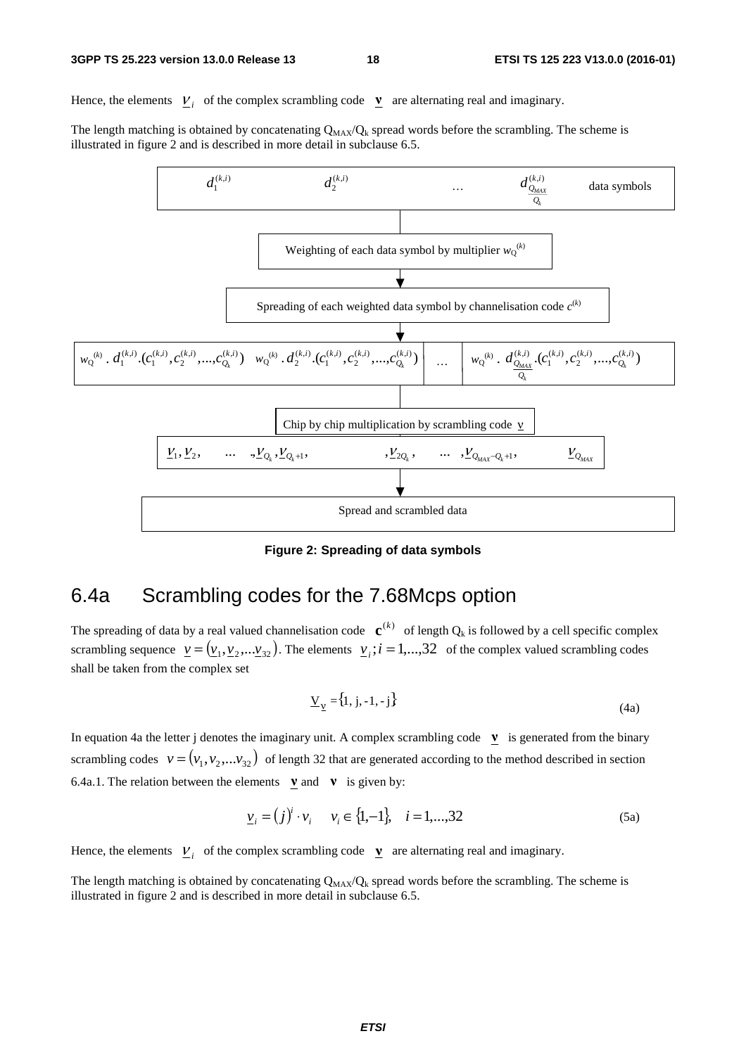Hence, the elements $\underline{v}_i$ of the complex scrambling code $\underline{\mathbf{v}}$ are alternating real and imaginary.

The length matching is obtained by concatenating $Q_{MAX}/Q_k$ spread words before the scrambling. The scheme is illustrated in figure 2 and is described in more detail in subclause 6.5.

$d_1^{(k,i)}$ $d_2^{(k,i)}$ … $d_{\frac{Q_{MAX}}{Q_k}}^{(k,i)}$ data symbols

Weighting of each data symbol by multiplier $w_Q^{(k)}$

Spreading of each weighted data symbol by channelisation code $c^{(k)}$

$w_Q^{(k)} \cdot d_1^{(k,i)} \cdot (c_1^{(k,i)}, c_2^{(k,i)}, ..., c_{Q_k}^{(k,i)})$ $w_Q^{(k)} \cdot d_2^{(k,i)} \cdot (c_1^{(k,i)}, c_2^{(k,i)}, ..., c_{Q_k}^{(k,i)})$ … $w_Q^{(k)} \cdot d_{\frac{Q_{MAX}}{Q_k}}^{(k,i)} \cdot (c_1^{(k,i)}, c_2^{(k,i)}, ..., c_{Q_k}^{(k,i)})$

Chip by chip multiplication by scrambling code $\underline{v}$

$\underline{v}_1, \underline{v}_2, \quad ... \quad , \underline{v}_{Q_k}, \underline{v}_{Q_k+1}, \quad , \underline{v}_{2Q_k}, \quad ... \quad , \underline{v}_{Q_{MAX}-Q_k+1}, \quad \underline{v}_{Q_{MAX}}$

Spread and scrambled data

**Figure 2: Spreading of data symbols**

## 6.4a Scrambling codes for the 7.68Mcps option

The spreading of data by a real valued channelisation code $\mathbf{c}^{(k)}$ of length $Q_k$ is followed by a cell specific complex scrambling sequence $\underline{v} = (\underline{v}_1, \underline{v}_2, ... \underline{v}_{32})$. The elements $\underline{v}_i; i = 1,...,32$ of the complex valued scrambling codes shall be taken from the complex set

$$\underline{V}_{\underline{v}} = \{1, j, -1, -j\} \tag{4a}$$

In equation 4a the letter j denotes the imaginary unit. A complex scrambling code $\underline{\mathbf{v}}$ is generated from the binary scrambling codes $v = (v_1, v_2, ... v_{32})$ of length 32 that are generated according to the method described in section 6.4a.1. The relation between the elements $\underline{\mathbf{v}}$ and $\mathbf{v}$ is given by:

$$\underline{v}_i = (j)^i \cdot v_i \quad v_i \in \{1, -1\}, \quad i = 1,...,32 \tag{5a}$$

Hence, the elements $\underline{v}_i$ of the complex scrambling code $\underline{\mathbf{v}}$ are alternating real and imaginary.

The length matching is obtained by concatenating $Q_{MAX}/Q_k$ spread words before the scrambling. The scheme is illustrated in figure 2 and is described in more detail in subclause 6.5.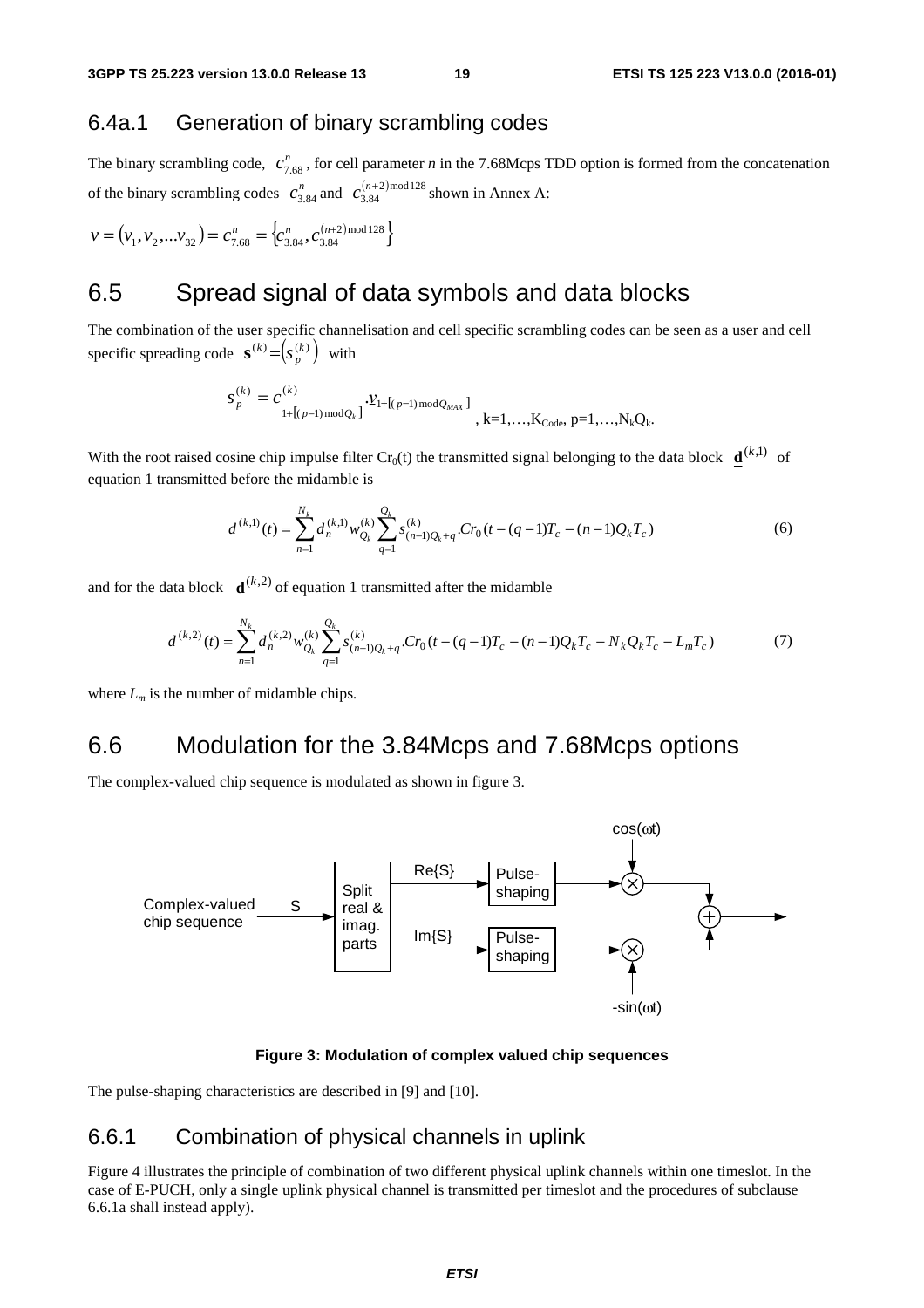### 6.4a.1 Generation of binary scrambling codes

The binary scrambling code, $c_{7.68}^{n}$, for cell parameter *n* in the 7.68Mcps TDD option is formed from the concatenation of the binary scrambling codes $c_{3.84}^{n}$ and $c_{3.84}^{(n+2)\bmod 128}$ shown in Annex A:

$$v = (v_1, v_2, ...v_{32}) = c_{7.68}^{n} = \{c_{3.84}^{n}, c_{3.84}^{(n+2)\bmod 128}\}$$

## 6.5 Spread signal of data symbols and data blocks

The combination of the user specific channelisation and cell specific scrambling codes can be seen as a user and cell specific spreading code $\mathbf{s}^{(k)} = (s_p^{(k)})$ with

$$s_p^{(k)} = c^{(k)}_{1+[(p-1)\bmod Q_k]} \cdot v_{1+[(p-1)\bmod Q_{MAX}]}, \text{ k=1,…,K}_{\text{Code}}\text{, p=1,…,N}_{\text{k}}\text{Q}_{\text{k}}.$$

With the root raised cosine chip impulse filter $Cr_0(t)$ the transmitted signal belonging to the data block $\underline{\mathbf{d}}^{(k,1)}$ of equation 1 transmitted before the midamble is

$$d^{(k,1)}(t) = \sum_{n=1}^{N_k} d_n^{(k,1)} w_{Q_k}^{(k)} \sum_{q=1}^{Q_k} s_{(n-1)Q_k+q}^{(k)} . Cr_0(t-(q-1)T_c-(n-1)Q_kT_c) \qquad (6)$$

and for the data block $\underline{\mathbf{d}}^{(k,2)}$ of equation 1 transmitted after the midamble

$$d^{(k,2)}(t) = \sum_{n=1}^{N_k} d_n^{(k,2)} w_{Q_k}^{(k)} \sum_{q=1}^{Q_k} s_{(n-1)Q_k+q}^{(k)} . Cr_0(t-(q-1)T_c-(n-1)Q_kT_c-N_kQ_kT_c-L_mT_c) \qquad (7)$$

where $L_m$ is the number of midamble chips.

## 6.6 Modulation for the 3.84Mcps and 7.68Mcps options

The complex-valued chip sequence is modulated as shown in figure 3.

**Figure 3: Modulation of complex valued chip sequences**

The pulse-shaping characteristics are described in [9] and [10].

### 6.6.1 Combination of physical channels in uplink

Figure 4 illustrates the principle of combination of two different physical uplink channels within one timeslot. In the case of E-PUCH, only a single uplink physical channel is transmitted per timeslot and the procedures of subclause 6.6.1a shall instead apply).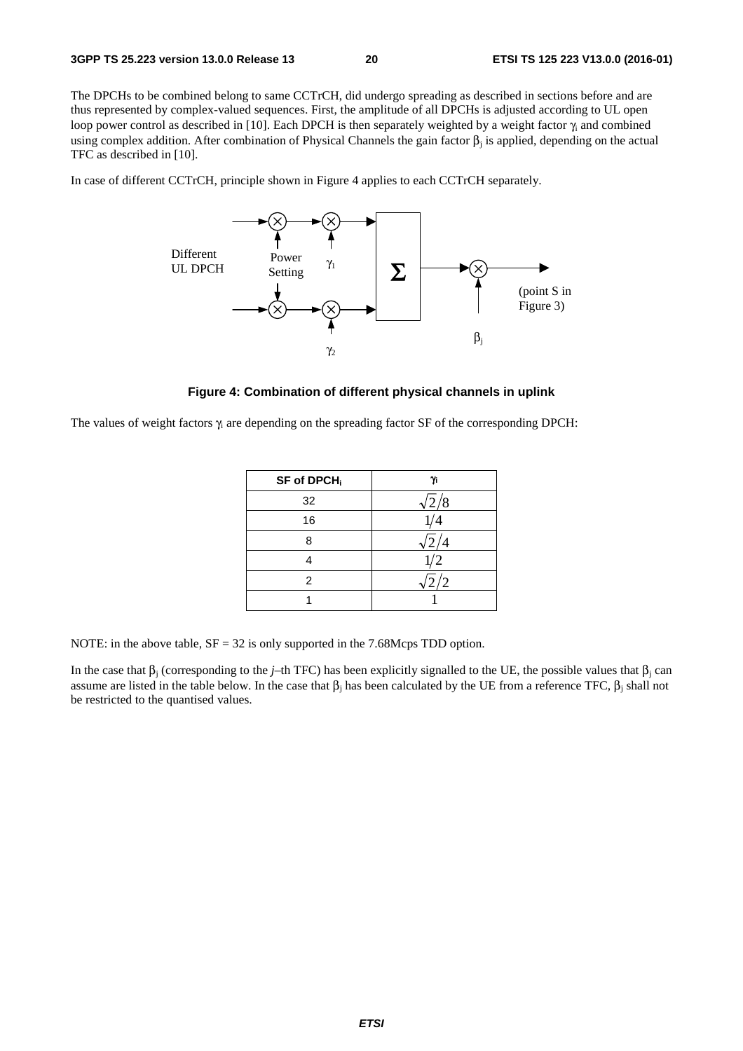The DPCHs to be combined belong to same CCTrCH, did undergo spreading as described in sections before and are thus represented by complex-valued sequences. First, the amplitude of all DPCHs is adjusted according to UL open loop power control as described in [10]. Each DPCH is then separately weighted by a weight factor $\gamma_i$ and combined using complex addition. After combination of Physical Channels the gain factor $\beta_j$ is applied, depending on the actual TFC as described in [10].

In case of different CCTrCH, principle shown in Figure 4 applies to each CCTrCH separately.

**Figure 4: Combination of different physical channels in uplink**

The values of weight factors $\gamma_i$ are depending on the spreading factor SF of the corresponding DPCH:

| SF of DPCH$_i$ | $\gamma_i$ |
|---|---|
| 32 | $\sqrt{2}/8$ |
| 16 | $1/4$ |
| 8 | $\sqrt{2}/4$ |
| 4 | $1/2$ |
| 2 | $\sqrt{2}/2$ |
| 1 | $1$ |

NOTE: in the above table, SF = 32 is only supported in the 7.68Mcps TDD option.

In the case that $\beta_j$ (corresponding to the *j*–th TFC) has been explicitly signalled to the UE, the possible values that $\beta_j$ can assume are listed in the table below. In the case that $\beta_j$ has been calculated by the UE from a reference TFC, $\beta_j$ shall not be restricted to the quantised values.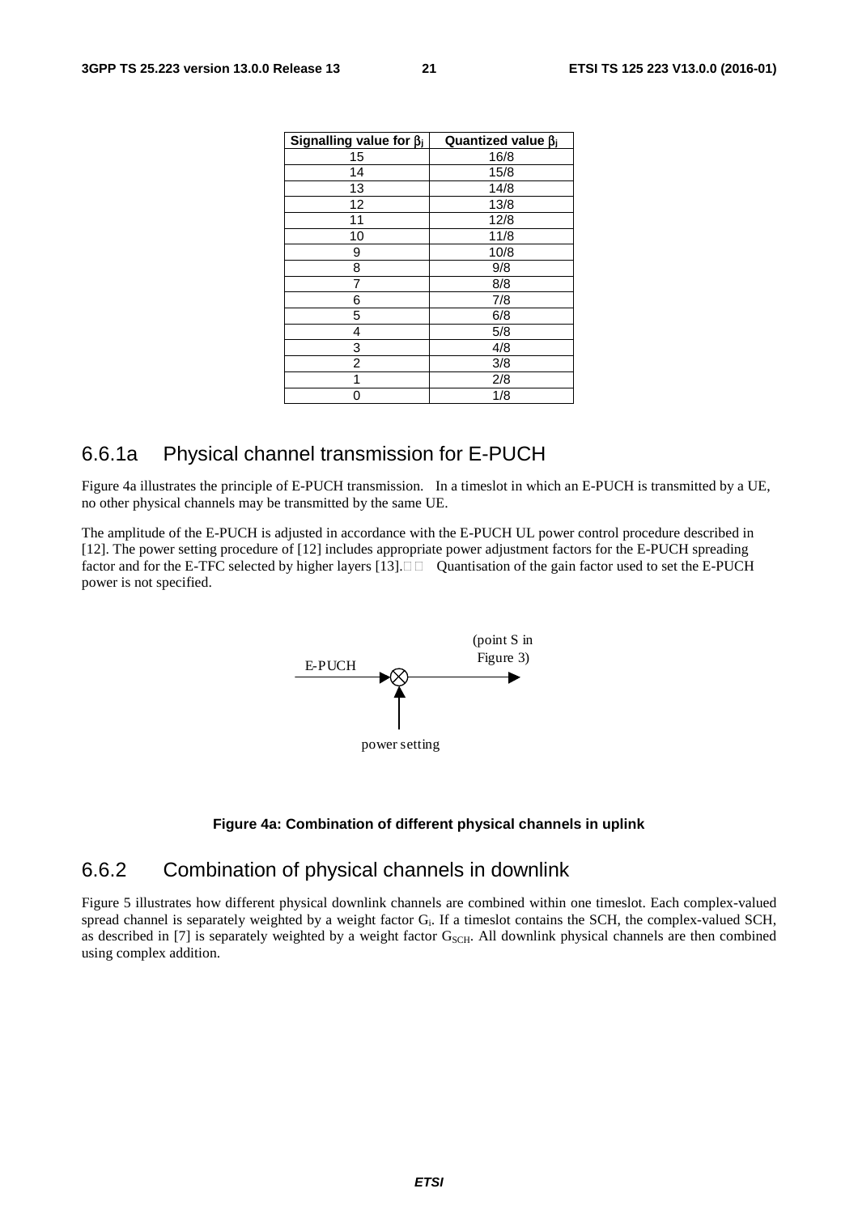| Signalling value for $\beta_j$ | Quantized value $\beta_j$ |
|---|---|
| 15 | 16/8 |
| 14 | 15/8 |
| 13 | 14/8 |
| 12 | 13/8 |
| 11 | 12/8 |
| 10 | 11/8 |
| 9 | 10/8 |
| 8 | 9/8 |
| 7 | 8/8 |
| 6 | 7/8 |
| 5 | 6/8 |
| 4 | 5/8 |
| 3 | 4/8 |
| 2 | 3/8 |
| 1 | 2/8 |
| 0 | 1/8 |

## 6.6.1a Physical channel transmission for E-PUCH

Figure 4a illustrates the principle of E-PUCH transmission. In a timeslot in which an E-PUCH is transmitted by a UE, no other physical channels may be transmitted by the same UE.

The amplitude of the E-PUCH is adjusted in accordance with the E-PUCH UL power control procedure described in [12]. The power setting procedure of [12] includes appropriate power adjustment factors for the E-PUCH spreading factor and for the E-TFC selected by higher layers [13]. Quantisation of the gain factor used to set the E-PUCH power is not specified.

E-PUCH → ⊗ → (point S in Figure 3)
↑
power setting

**Figure 4a: Combination of different physical channels in uplink**

## 6.6.2 Combination of physical channels in downlink

Figure 5 illustrates how different physical downlink channels are combined within one timeslot. Each complex-valued spread channel is separately weighted by a weight factor $G_i$. If a timeslot contains the SCH, the complex-valued SCH, as described in [7] is separately weighted by a weight factor $G_{SCH}$. All downlink physical channels are then combined using complex addition.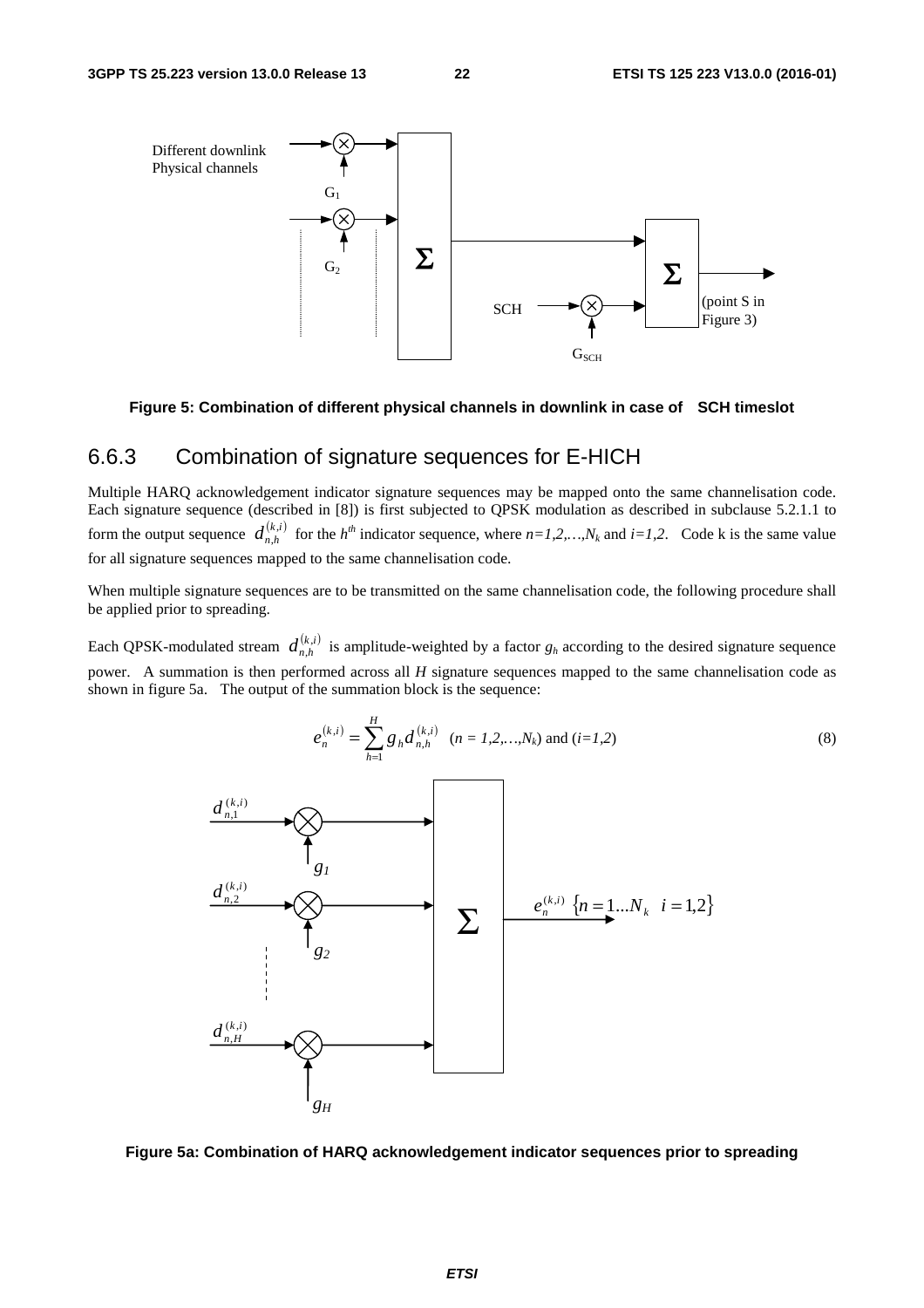Figure 5: Combination of different physical channels in downlink in case of SCH timeslot

### 6.6.3 Combination of signature sequences for E-HICH

Multiple HARQ acknowledgement indicator signature sequences may be mapped onto the same channelisation code. Each signature sequence (described in [8]) is first subjected to QPSK modulation as described in subclause 5.2.1.1 to form the output sequence $d_{n,h}^{(k,i)}$ for the $h^{th}$ indicator sequence, where $n=1,2,\ldots,N_k$ and $i=1,2$. Code k is the same value for all signature sequences mapped to the same channelisation code.

When multiple signature sequences are to be transmitted on the same channelisation code, the following procedure shall be applied prior to spreading.

Each QPSK-modulated stream $d_{n,h}^{(k,i)}$ is amplitude-weighted by a factor $g_h$ according to the desired signature sequence power. A summation is then performed across all $H$ signature sequences mapped to the same channelisation code as shown in figure 5a. The output of the summation block is the sequence:

$$e_n^{(k,i)} = \sum_{h=1}^{H} g_h d_{n,h}^{(k,i)} \quad (n = 1,2,\ldots,N_k) \text{ and } (i=1,2) \tag{8}$$

Figure 5a: Combination of HARQ acknowledgement indicator sequences prior to spreading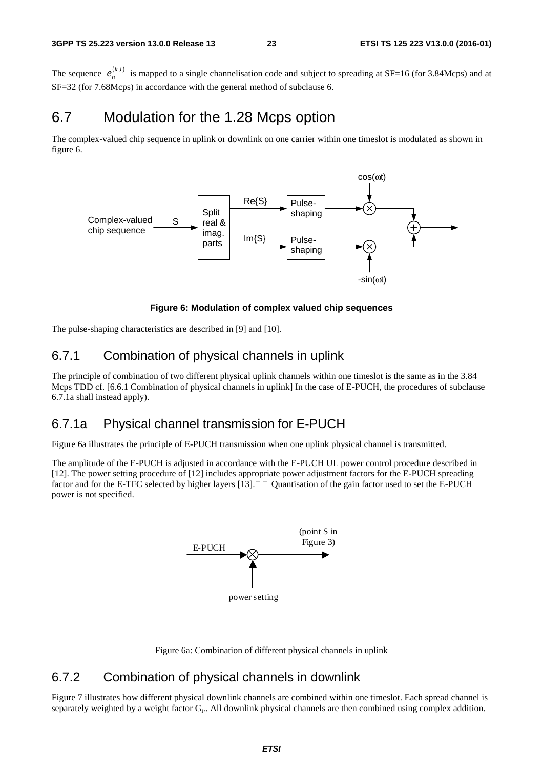The sequence $e_n^{(k,i)}$ is mapped to a single channelisation code and subject to spreading at SF=16 (for 3.84Mcps) and at SF=32 (for 7.68Mcps) in accordance with the general method of subclause 6.

## 6.7 Modulation for the 1.28 Mcps option

The complex-valued chip sequence in uplink or downlink on one carrier within one timeslot is modulated as shown in figure 6.

**Figure 6: Modulation of complex valued chip sequences**

The pulse-shaping characteristics are described in [9] and [10].

### 6.7.1 Combination of physical channels in uplink

The principle of combination of two different physical uplink channels within one timeslot is the same as in the 3.84 Mcps TDD cf. [6.6.1 Combination of physical channels in uplink] In the case of E-PUCH, the procedures of subclause 6.7.1a shall instead apply).

### 6.7.1a Physical channel transmission for E-PUCH

Figure 6a illustrates the principle of E-PUCH transmission when one uplink physical channel is transmitted.

The amplitude of the E-PUCH is adjusted in accordance with the E-PUCH UL power control procedure described in [12]. The power setting procedure of [12] includes appropriate power adjustment factors for the E-PUCH spreading factor and for the E-TFC selected by higher layers [13]. Quantisation of the gain factor used to set the E-PUCH power is not specified.

Figure 6a: Combination of different physical channels in uplink

### 6.7.2 Combination of physical channels in downlink

Figure 7 illustrates how different physical downlink channels are combined within one timeslot. Each spread channel is separately weighted by a weight factor $G_i$.. All downlink physical channels are then combined using complex addition.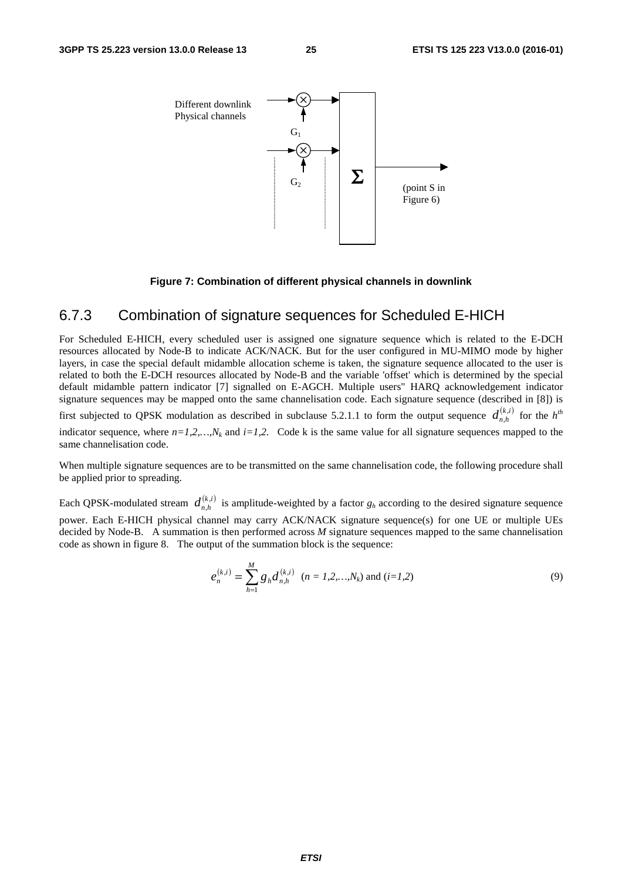Different downlink Physical channels

$G_1$

$G_2$

Σ

(point S in Figure 6)

**Figure 7: Combination of different physical channels in downlink**

### 6.7.3 Combination of signature sequences for Scheduled E-HICH

For Scheduled E-HICH, every scheduled user is assigned one signature sequence which is related to the E-DCH resources allocated by Node-B to indicate ACK/NACK. But for the user configured in MU-MIMO mode by higher layers, in case the special default midamble allocation scheme is taken, the signature sequence allocated to the user is related to both the E-DCH resources allocated by Node-B and the variable 'offset' which is determined by the special default midamble pattern indicator [7] signalled on E-AGCH. Multiple users'' HARQ acknowledgement indicator signature sequences may be mapped onto the same channelisation code. Each signature sequence (described in [8]) is first subjected to QPSK modulation as described in subclause 5.2.1.1 to form the output sequence $d_{n,h}^{(k,i)}$ for the $h^{th}$ indicator sequence, where $n=1,2,\ldots,N_k$ and $i=1,2$. Code k is the same value for all signature sequences mapped to the same channelisation code.

When multiple signature sequences are to be transmitted on the same channelisation code, the following procedure shall be applied prior to spreading.

Each QPSK-modulated stream $d_{n,h}^{(k,i)}$ is amplitude-weighted by a factor $g_h$ according to the desired signature sequence power. Each E-HICH physical channel may carry ACK/NACK signature sequence(s) for one UE or multiple UEs decided by Node-B. A summation is then performed across $M$ signature sequences mapped to the same channelisation code as shown in figure 8. The output of the summation block is the sequence:

$$e_n^{(k,i)} = \sum_{h=1}^{M} g_h d_{n,h}^{(k,i)} \quad (n = 1,2,\ldots,N_k) \text{ and } (i=1,2) \tag{9}$$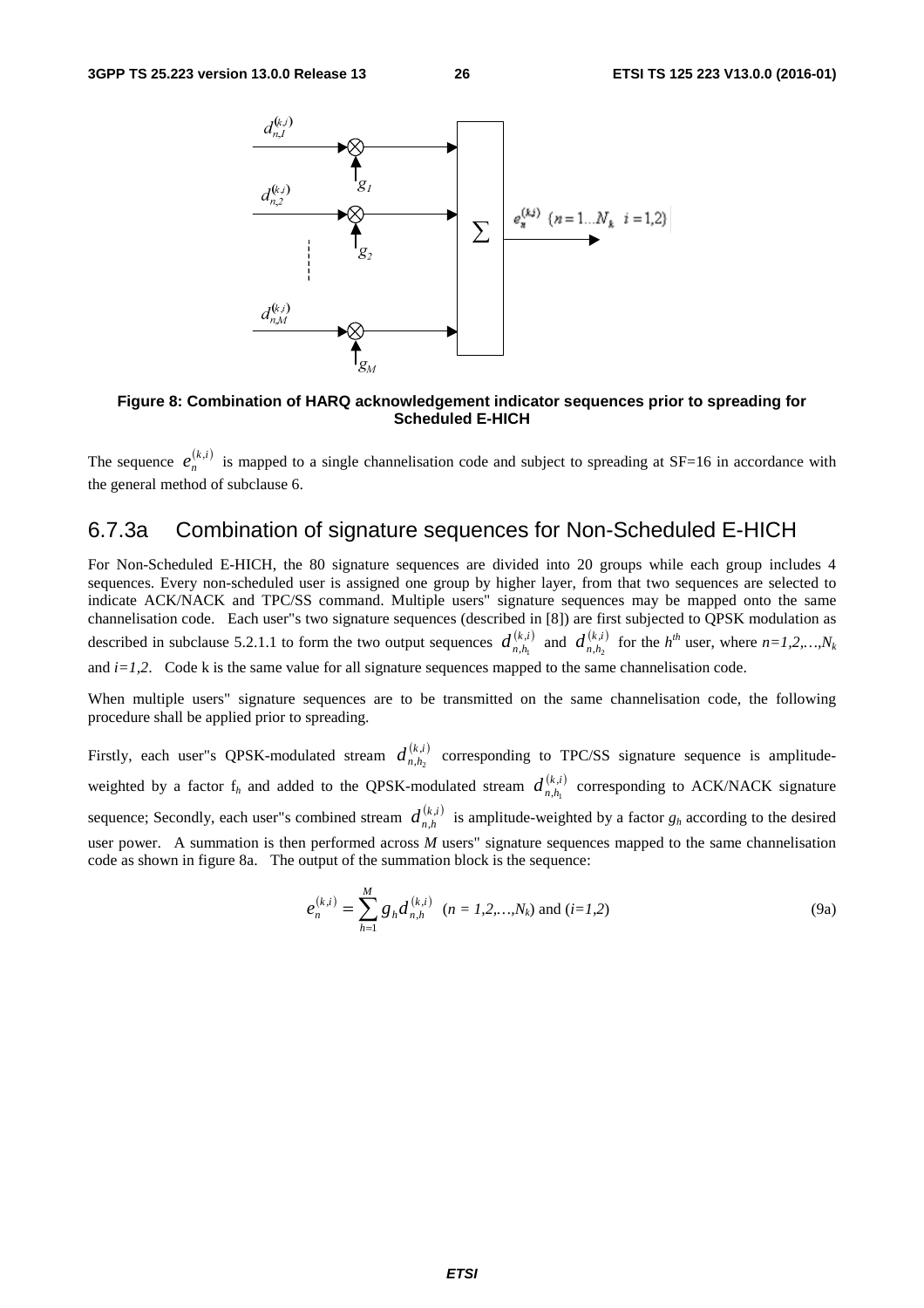Figure 8: Combination of HARQ acknowledgement indicator sequences prior to spreading for Scheduled E-HICH

The sequence $e_n^{(k,i)}$ is mapped to a single channelisation code and subject to spreading at SF=16 in accordance with the general method of subclause 6.

## 6.7.3a Combination of signature sequences for Non-Scheduled E-HICH

For Non-Scheduled E-HICH, the 80 signature sequences are divided into 20 groups while each group includes 4 sequences. Every non-scheduled user is assigned one group by higher layer, from that two sequences are selected to indicate ACK/NACK and TPC/SS command. Multiple users" signature sequences may be mapped onto the same channelisation code. Each user"s two signature sequences (described in [8]) are first subjected to QPSK modulation as described in subclause 5.2.1.1 to form the two output sequences $d_{n,h_1}^{(k,i)}$ and $d_{n,h_2}^{(k,i)}$ for the $h^{th}$ user, where $n=1,2,\ldots,N_k$ and $i=1,2$. Code k is the same value for all signature sequences mapped to the same channelisation code.

When multiple users" signature sequences are to be transmitted on the same channelisation code, the following procedure shall be applied prior to spreading.

Firstly, each user"s QPSK-modulated stream $d_{n,h_2}^{(k,i)}$ corresponding to TPC/SS signature sequence is amplitude-weighted by a factor $f_h$ and added to the QPSK-modulated stream $d_{n,h_1}^{(k,i)}$ corresponding to ACK/NACK signature sequence; Secondly, each user"s combined stream $d_{n,h}^{(k,i)}$ is amplitude-weighted by a factor $g_h$ according to the desired user power. A summation is then performed across $M$ users" signature sequences mapped to the same channelisation code as shown in figure 8a. The output of the summation block is the sequence:

$$e_n^{(k,i)} = \sum_{h=1}^{M} g_h d_{n,h}^{(k,i)} \quad (n = 1,2,\ldots,N_k) \text{ and } (i=1,2) \tag{9a}$$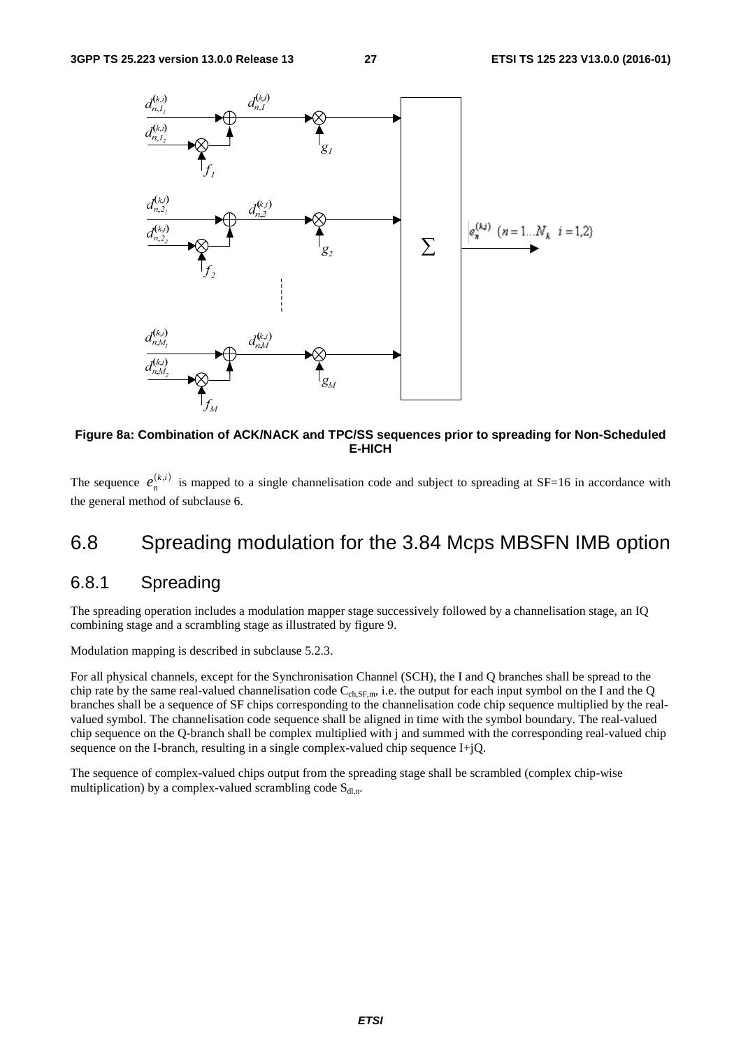**Figure 8a: Combination of ACK/NACK and TPC/SS sequences prior to spreading for Non-Scheduled E-HICH**

The sequence $e_n^{(k,i)}$ is mapped to a single channelisation code and subject to spreading at SF=16 in accordance with the general method of subclause 6.

## 6.8 Spreading modulation for the 3.84 Mcps MBSFN IMB option

### 6.8.1 Spreading

The spreading operation includes a modulation mapper stage successively followed by a channelisation stage, an IQ combining stage and a scrambling stage as illustrated by figure 9.

Modulation mapping is described in subclause 5.2.3.

For all physical channels, except for the Synchronisation Channel (SCH), the I and Q branches shall be spread to the chip rate by the same real-valued channelisation code $C_{ch,SF,m}$, i.e. the output for each input symbol on the I and the Q branches shall be a sequence of SF chips corresponding to the channelisation code chip sequence multiplied by the real-valued symbol. The channelisation code sequence shall be aligned in time with the symbol boundary. The real-valued chip sequence on the Q-branch shall be complex multiplied with j and summed with the corresponding real-valued chip sequence on the I-branch, resulting in a single complex-valued chip sequence I+jQ.

The sequence of complex-valued chips output from the spreading stage shall be scrambled (complex chip-wise multiplication) by a complex-valued scrambling code $S_{dl,n}$.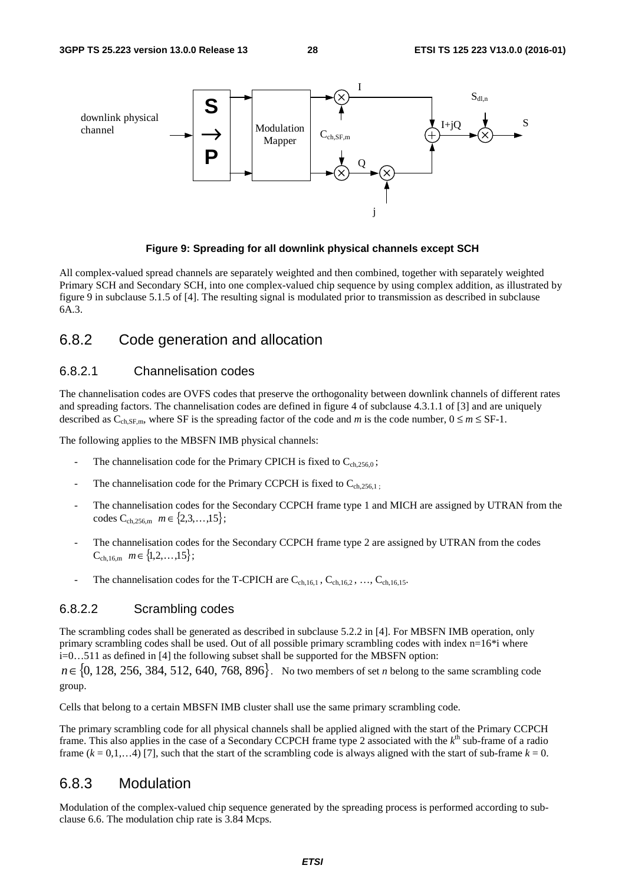**Figure 9: Spreading for all downlink physical channels except SCH**

All complex-valued spread channels are separately weighted and then combined, together with separately weighted Primary SCH and Secondary SCH, into one complex-valued chip sequence by using complex addition, as illustrated by figure 9 in subclause 5.1.5 of [4]. The resulting signal is modulated prior to transmission as described in subclause 6A.3.

## 6.8.2 Code generation and allocation

### 6.8.2.1 Channelisation codes

The channelisation codes are OVFS codes that preserve the orthogonality between downlink channels of different rates and spreading factors. The channelisation codes are defined in figure 4 of subclause 4.3.1.1 of [3] and are uniquely described as $C_{ch,SF,m}$, where SF is the spreading factor of the code and *m* is the code number, $0 \leq m \leq SF-1$.

The following applies to the MBSFN IMB physical channels:

- The channelisation code for the Primary CPICH is fixed to $C_{ch,256,0}$;
- The channelisation code for the Primary CCPCH is fixed to $C_{ch,256,1}$;
- The channelisation codes for the Secondary CCPCH frame type 1 and MICH are assigned by UTRAN from the codes $C_{ch,256,m}$ $m \in \{2,3,\ldots,15\}$;
- The channelisation codes for the Secondary CCPCH frame type 2 are assigned by UTRAN from the codes $C_{ch,16,m}$ $m \in \{1,2,\ldots,15\}$;
- The channelisation codes for the T-CPICH are $C_{ch,16,1}$, $C_{ch,16,2}$, …, $C_{ch,16,15}$.

### 6.8.2.2 Scrambling codes

The scrambling codes shall be generated as described in subclause 5.2.2 in [4]. For MBSFN IMB operation, only primary scrambling codes shall be used. Out of all possible primary scrambling codes with index n=16*i where i=0…511 as defined in [4] the following subset shall be supported for the MBSFN option:

$n \in \{0, 128, 256, 384, 512, 640, 768, 896\}$. No two members of set *n* belong to the same scrambling code group.

Cells that belong to a certain MBSFN IMB cluster shall use the same primary scrambling code.

The primary scrambling code for all physical channels shall be applied aligned with the start of the Primary CCPCH frame. This also applies in the case of a Secondary CCPCH frame type 2 associated with the $k^{th}$ sub-frame of a radio frame ($k = 0,1,\ldots4$) [7], such that the start of the scrambling code is always aligned with the start of sub-frame $k = 0$.

## 6.8.3 Modulation

Modulation of the complex-valued chip sequence generated by the spreading process is performed according to sub-clause 6.6. The modulation chip rate is 3.84 Mcps.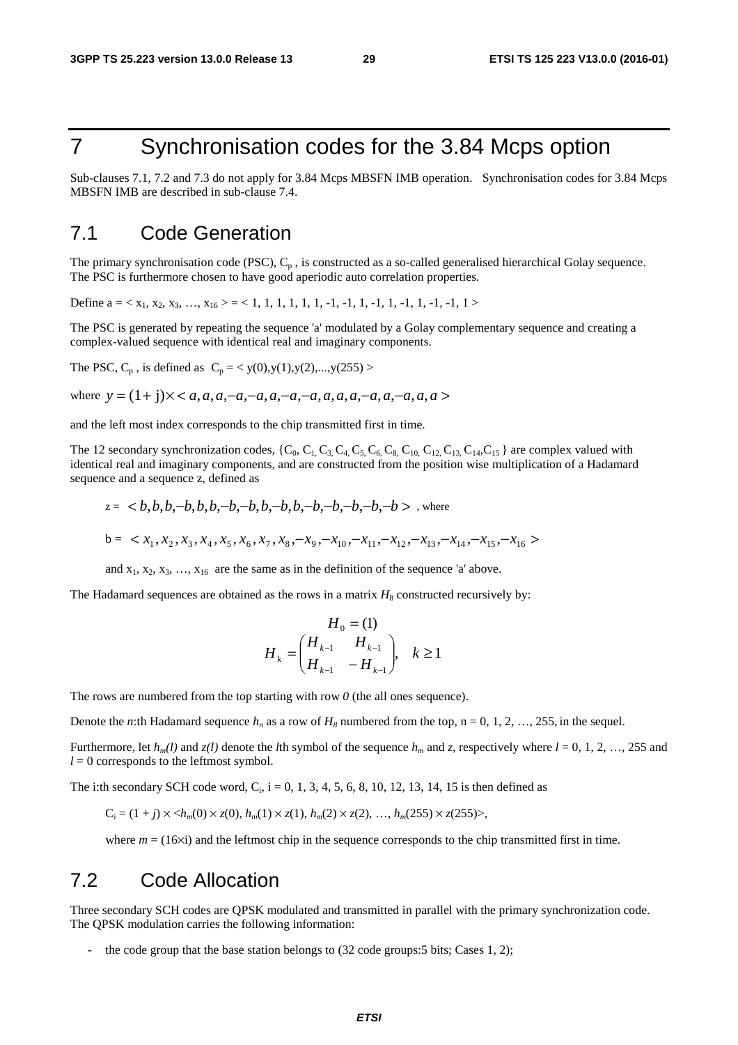# 7 Synchronisation codes for the 3.84 Mcps option

Sub-clauses 7.1, 7.2 and 7.3 do not apply for 3.84 Mcps MBSFN IMB operation. Synchronisation codes for 3.84 Mcps MBSFN IMB are described in sub-clause 7.4.

## 7.1 Code Generation

The primary synchronisation code (PSC), $C_p$ , is constructed as a so-called generalised hierarchical Golay sequence. The PSC is furthermore chosen to have good aperiodic auto correlation properties.

Define a = < $x_1$, $x_2$, $x_3$, …, $x_{16}$ > = < 1, 1, 1, 1, 1, 1, -1, -1, 1, -1, 1, -1, 1, -1, -1, 1 >

The PSC is generated by repeating the sequence 'a' modulated by a Golay complementary sequence and creating a complex-valued sequence with identical real and imaginary components.

The PSC, $C_p$ , is defined as $C_p = < y(0),y(1),y(2),...,y(255) >$

where $y = (1 + j) \times < a, a, a, -a, -a, a, -a, -a, a, a, a, -a, a, -a, a, a >$

and the left most index corresponds to the chip transmitted first in time.

The 12 secondary synchronization codes, {$C_0$, $C_1$, $C_3$, $C_4$, $C_5$, $C_6$, $C_8$, $C_{10}$, $C_{12}$, $C_{13}$, $C_{14}$, $C_{15}$ } are complex valued with identical real and imaginary components, and are constructed from the position wise multiplication of a Hadamard sequence and a sequence z, defined as

z = $< b, b, b, -b, b, b, -b, -b, b, -b, b, -b, -b, -b, -b, -b >$ , where

b = $< x_1, x_2, x_3, x_4, x_5, x_6, x_7, x_8, -x_9, -x_{10}, -x_{11}, -x_{12}, -x_{13}, -x_{14}, -x_{15}, -x_{16} >$

and $x_1$, $x_2$, $x_3$, …, $x_{16}$ are the same as in the definition of the sequence 'a' above.

The Hadamard sequences are obtained as the rows in a matrix $H_8$ constructed recursively by:

$$H_0 = (1)$$

$$H_k = \begin{pmatrix} H_{k-1} & H_{k-1} \\ H_{k-1} & -H_{k-1} \end{pmatrix}, \quad k \geq 1$$

The rows are numbered from the top starting with row *0* (the all ones sequence).

Denote the *n*:th Hadamard sequence $h_n$ as a row of $H_8$ numbered from the top, n = 0, 1, 2, …, 255, in the sequel.

Furthermore, let $h_m(l)$ and $z(l)$ denote the *l*th symbol of the sequence $h_m$ and *z*, respectively where $l$ = 0, 1, 2, …, 255 and $l$ = 0 corresponds to the leftmost symbol.

The i:th secondary SCH code word, $C_i$, i = 0, 1, 3, 4, 5, 6, 8, 10, 12, 13, 14, 15 is then defined as

$C_i = (1 + j) \times <h_m(0) \times z(0), h_m(1) \times z(1), h_m(2) \times z(2), \ldots, h_m(255) \times z(255)>$,

where $m = (16 \times i)$ and the leftmost chip in the sequence corresponds to the chip transmitted first in time.

## 7.2 Code Allocation

Three secondary SCH codes are QPSK modulated and transmitted in parallel with the primary synchronization code. The QPSK modulation carries the following information:

- the code group that the base station belongs to (32 code groups:5 bits; Cases 1, 2);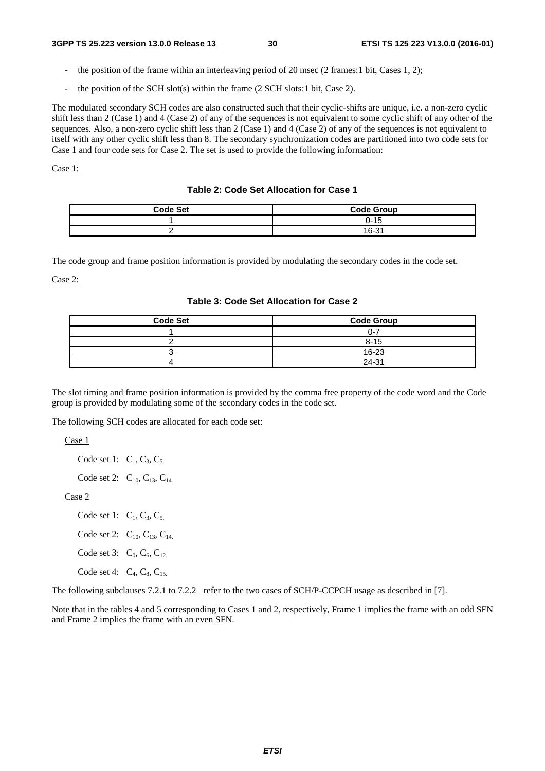- the position of the frame within an interleaving period of 20 msec (2 frames:1 bit, Cases 1, 2);
- the position of the SCH slot(s) within the frame (2 SCH slots:1 bit, Case 2).

The modulated secondary SCH codes are also constructed such that their cyclic-shifts are unique, i.e. a non-zero cyclic shift less than 2 (Case 1) and 4 (Case 2) of any of the sequences is not equivalent to some cyclic shift of any other of the sequences. Also, a non-zero cyclic shift less than 2 (Case 1) and 4 (Case 2) of any of the sequences is not equivalent to itself with any other cyclic shift less than 8. The secondary synchronization codes are partitioned into two code sets for Case 1 and four code sets for Case 2. The set is used to provide the following information:

Case 1:

**Table 2: Code Set Allocation for Case 1**

| Code Set | Code Group |
| --- | --- |
| 1 | 0-15 |
| 2 | 16-31 |

The code group and frame position information is provided by modulating the secondary codes in the code set.

Case 2:

**Table 3: Code Set Allocation for Case 2**

| Code Set | Code Group |
| --- | --- |
| 1 | 0-7 |
| 2 | 8-15 |
| 3 | 16-23 |
| 4 | 24-31 |

The slot timing and frame position information is provided by the comma free property of the code word and the Code group is provided by modulating some of the secondary codes in the code set.

The following SCH codes are allocated for each code set:

Case 1

Code set 1: $C_1$, $C_3$, $C_5$.

Code set 2: $C_{10}$, $C_{13}$, $C_{14}$.

Case 2

Code set 1: $C_1$, $C_3$, $C_5$.

Code set 2: $C_{10}$, $C_{13}$, $C_{14}$.

Code set 3: $C_0$, $C_6$, $C_{12}$.

Code set 4: $C_4$, $C_8$, $C_{15}$.

The following subclauses 7.2.1 to 7.2.2 refer to the two cases of SCH/P-CCPCH usage as described in [7].

Note that in the tables 4 and 5 corresponding to Cases 1 and 2, respectively, Frame 1 implies the frame with an odd SFN and Frame 2 implies the frame with an even SFN.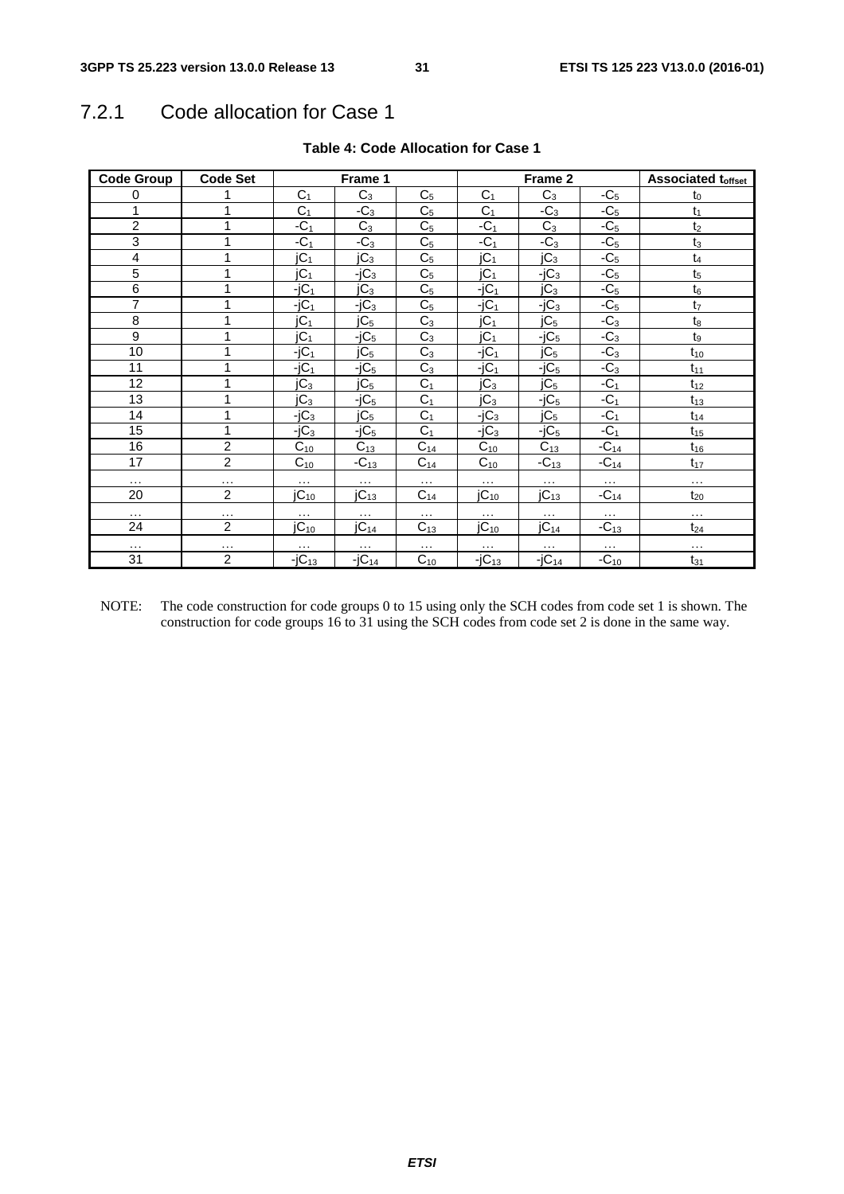### 7.2.1 Code allocation for Case 1

**Table 4: Code Allocation for Case 1**

| Code Group | Code Set | Frame 1 | | | Frame 2 | | | Associated $t_{offset}$ |
|---|---|---|---|---|---|---|---|---|
| 0 | 1 | $C_1$ | $C_3$ | $C_5$ | $C_1$ | $C_3$ | $-C_5$ | $t_0$ |
| 1 | 1 | $C_1$ | $-C_3$ | $C_5$ | $C_1$ | $-C_3$ | $-C_5$ | $t_1$ |
| 2 | 1 | $-C_1$ | $C_3$ | $C_5$ | $-C_1$ | $C_3$ | $-C_5$ | $t_2$ |
| 3 | 1 | $-C_1$ | $-C_3$ | $C_5$ | $-C_1$ | $-C_3$ | $-C_5$ | $t_3$ |
| 4 | 1 | $jC_1$ | $jC_3$ | $C_5$ | $jC_1$ | $jC_3$ | $-C_5$ | $t_4$ |
| 5 | 1 | $jC_1$ | $-jC_3$ | $C_5$ | $jC_1$ | $-jC_3$ | $-C_5$ | $t_5$ |
| 6 | 1 | $-jC_1$ | $jC_3$ | $C_5$ | $-jC_1$ | $jC_3$ | $-C_5$ | $t_6$ |
| 7 | 1 | $-jC_1$ | $-jC_3$ | $C_5$ | $-jC_1$ | $-jC_3$ | $-C_5$ | $t_7$ |
| 8 | 1 | $jC_1$ | $jC_5$ | $C_3$ | $jC_1$ | $jC_5$ | $-C_3$ | $t_8$ |
| 9 | 1 | $jC_1$ | $-jC_5$ | $C_3$ | $jC_1$ | $-jC_5$ | $-C_3$ | $t_9$ |
| 10 | 1 | $-jC_1$ | $jC_5$ | $C_3$ | $-jC_1$ | $jC_5$ | $-C_3$ | $t_{10}$ |
| 11 | 1 | $-jC_1$ | $-jC_5$ | $C_3$ | $-jC_1$ | $-jC_5$ | $-C_3$ | $t_{11}$ |
| 12 | 1 | $jC_3$ | $jC_5$ | $C_1$ | $jC_3$ | $jC_5$ | $-C_1$ | $t_{12}$ |
| 13 | 1 | $jC_3$ | $-jC_5$ | $C_1$ | $jC_3$ | $-jC_5$ | $-C_1$ | $t_{13}$ |
| 14 | 1 | $-jC_3$ | $jC_5$ | $C_1$ | $-jC_3$ | $jC_5$ | $-C_1$ | $t_{14}$ |
| 15 | 1 | $-jC_3$ | $-jC_5$ | $C_1$ | $-jC_3$ | $-jC_5$ | $-C_1$ | $t_{15}$ |
| 16 | 2 | $C_{10}$ | $C_{13}$ | $C_{14}$ | $C_{10}$ | $C_{13}$ | $-C_{14}$ | $t_{16}$ |
| 17 | 2 | $C_{10}$ | $-C_{13}$ | $C_{14}$ | $C_{10}$ | $-C_{13}$ | $-C_{14}$ | $t_{17}$ |
| … | … | … | … | … | … | … | … | … |
| 20 | 2 | $jC_{10}$ | $jC_{13}$ | $C_{14}$ | $jC_{10}$ | $jC_{13}$ | $-C_{14}$ | $t_{20}$ |
| … | … | … | … | … | … | … | … | … |
| 24 | 2 | $jC_{10}$ | $jC_{14}$ | $C_{13}$ | $jC_{10}$ | $jC_{14}$ | $-C_{13}$ | $t_{24}$ |
| … | … | … | … | … | … | … | … | … |
| 31 | 2 | $-jC_{13}$ | $-jC_{14}$ | $C_{10}$ | $-jC_{13}$ | $-jC_{14}$ | $-C_{10}$ | $t_{31}$ |

NOTE: The code construction for code groups 0 to 15 using only the SCH codes from code set 1 is shown. The construction for code groups 16 to 31 using the SCH codes from code set 2 is done in the same way.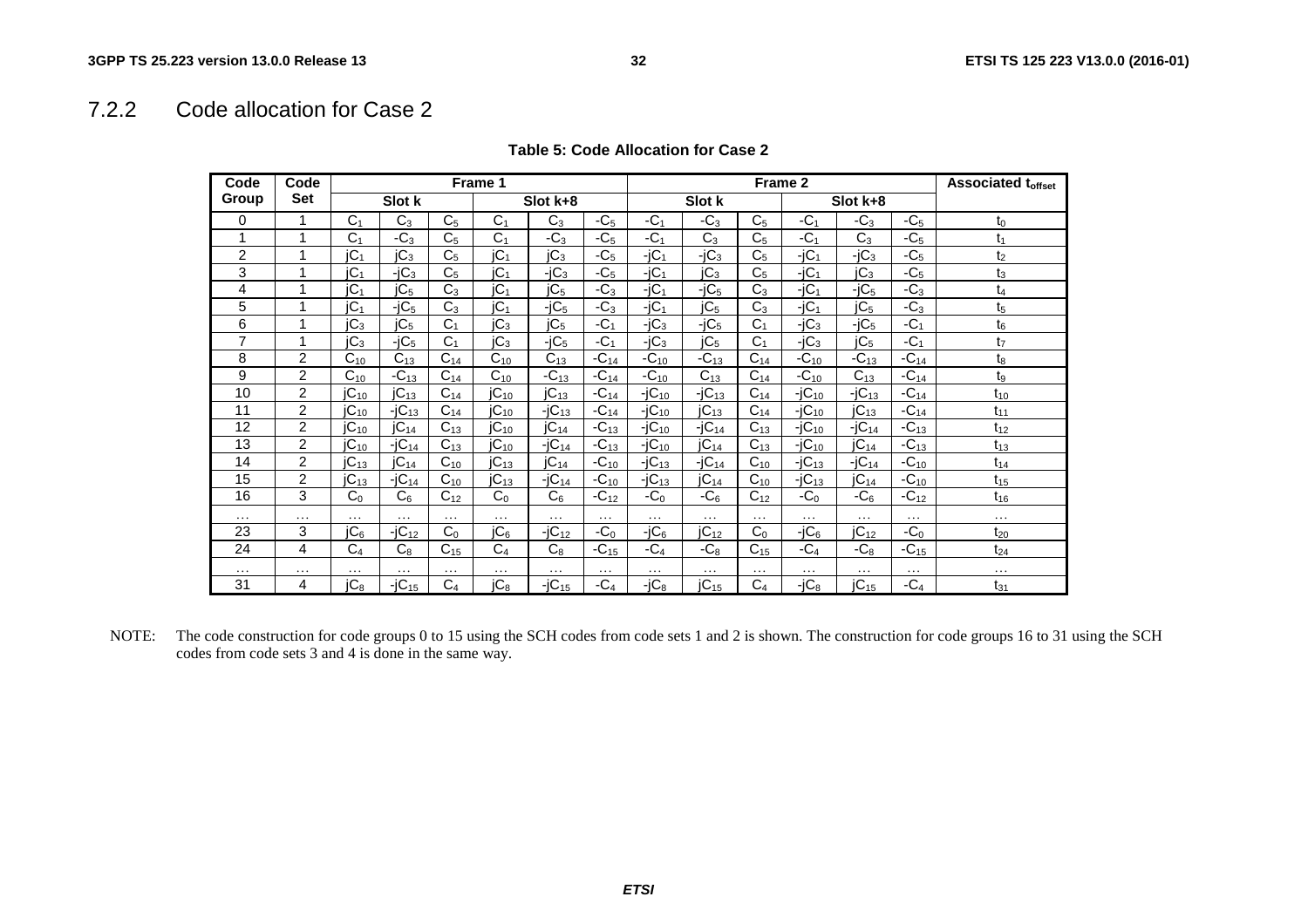### 7.2.2 Code allocation for Case 2

**Table 5: Code Allocation for Case 2**

| Code Group | Code Set | Frame 1 | | | | | | Frame 2 | | | | | | Associated $t_{offset}$ |
|---|---|---|---|---|---|---|---|---|---|---|---|---|---|---|
| | | Slot k | | | Slot k+8 | | | Slot k | | | Slot k+8 | | | |
| 0 | 1 | $C_1$ | $C_3$ | $C_5$ | $C_1$ | $C_3$ | $-C_5$ | $-C_1$ | $-C_3$ | $C_5$ | $-C_1$ | $-C_3$ | $-C_5$ | $t_0$ |
| 1 | 1 | $C_1$ | $-C_3$ | $C_5$ | $C_1$ | $-C_3$ | $-C_5$ | $-C_1$ | $C_3$ | $C_5$ | $-C_1$ | $C_3$ | $-C_5$ | $t_1$ |
| 2 | 1 | $jC_1$ | $jC_3$ | $C_5$ | $jC_1$ | $jC_3$ | $-C_5$ | $-jC_1$ | $-jC_3$ | $C_5$ | $-jC_1$ | $-jC_3$ | $-C_5$ | $t_2$ |
| 3 | 1 | $jC_1$ | $-jC_3$ | $C_5$ | $jC_1$ | $-jC_3$ | $-C_5$ | $-jC_1$ | $jC_3$ | $C_5$ | $-jC_1$ | $jC_3$ | $-C_5$ | $t_3$ |
| 4 | 1 | $jC_1$ | $jC_5$ | $C_3$ | $jC_1$ | $jC_5$ | $-C_3$ | $-jC_1$ | $-jC_5$ | $C_3$ | $-jC_1$ | $-jC_5$ | $-C_3$ | $t_4$ |
| 5 | 1 | $jC_1$ | $-jC_5$ | $C_3$ | $jC_1$ | $-jC_5$ | $-C_3$ | $-jC_1$ | $jC_5$ | $C_3$ | $-jC_1$ | $jC_5$ | $-C_3$ | $t_5$ |
| 6 | 1 | $jC_3$ | $jC_5$ | $C_1$ | $jC_3$ | $jC_5$ | $-C_1$ | $-jC_3$ | $-jC_5$ | $C_1$ | $-jC_3$ | $-jC_5$ | $-C_1$ | $t_6$ |
| 7 | 1 | $jC_3$ | $-jC_5$ | $C_1$ | $jC_3$ | $-jC_5$ | $-C_1$ | $-jC_3$ | $jC_5$ | $C_1$ | $-jC_3$ | $jC_5$ | $-C_1$ | $t_7$ |
| 8 | 2 | $C_{10}$ | $C_{13}$ | $C_{14}$ | $C_{10}$ | $C_{13}$ | $-C_{14}$ | $-C_{10}$ | $-C_{13}$ | $C_{14}$ | $-C_{10}$ | $-C_{13}$ | $-C_{14}$ | $t_8$ |
| 9 | 2 | $C_{10}$ | $-C_{13}$ | $C_{14}$ | $C_{10}$ | $-C_{13}$ | $-C_{14}$ | $-C_{10}$ | $C_{13}$ | $C_{14}$ | $-C_{10}$ | $C_{13}$ | $-C_{14}$ | $t_9$ |
| 10 | 2 | $jC_{10}$ | $jC_{13}$ | $C_{14}$ | $jC_{10}$ | $jC_{13}$ | $-C_{14}$ | $-jC_{10}$ | $-jC_{13}$ | $C_{14}$ | $-jC_{10}$ | $-jC_{13}$ | $-C_{14}$ | $t_{10}$ |
| 11 | 2 | $jC_{10}$ | $-jC_{13}$ | $C_{14}$ | $jC_{10}$ | $-jC_{13}$ | $-C_{14}$ | $-jC_{10}$ | $jC_{13}$ | $C_{14}$ | $-jC_{10}$ | $jC_{13}$ | $-C_{14}$ | $t_{11}$ |
| 12 | 2 | $jC_{10}$ | $jC_{14}$ | $C_{13}$ | $jC_{10}$ | $jC_{14}$ | $-C_{13}$ | $-jC_{10}$ | $-jC_{14}$ | $C_{13}$ | $-jC_{10}$ | $-jC_{14}$ | $-C_{13}$ | $t_{12}$ |
| 13 | 2 | $jC_{10}$ | $-jC_{14}$ | $C_{13}$ | $jC_{10}$ | $-jC_{14}$ | $-C_{13}$ | $-jC_{10}$ | $jC_{14}$ | $C_{13}$ | $-jC_{10}$ | $jC_{14}$ | $-C_{13}$ | $t_{13}$ |
| 14 | 2 | $jC_{13}$ | $jC_{14}$ | $C_{10}$ | $jC_{13}$ | $jC_{14}$ | $-C_{10}$ | $-jC_{13}$ | $-jC_{14}$ | $C_{10}$ | $-jC_{13}$ | $-jC_{14}$ | $-C_{10}$ | $t_{14}$ |
| 15 | 2 | $jC_{13}$ | $-jC_{14}$ | $C_{10}$ | $jC_{13}$ | $-jC_{14}$ | $-C_{10}$ | $-jC_{13}$ | $jC_{14}$ | $C_{10}$ | $-jC_{13}$ | $jC_{14}$ | $-C_{10}$ | $t_{15}$ |
| 16 | 3 | $C_0$ | $C_6$ | $C_{12}$ | $C_0$ | $C_6$ | $-C_{12}$ | $-C_0$ | $-C_6$ | $C_{12}$ | $-C_0$ | $-C_6$ | $-C_{12}$ | $t_{16}$ |
| … | … | … | … | … | … | … | … | … | … | … | … | … | … | … |
| 23 | 3 | $jC_6$ | $-jC_{12}$ | $C_0$ | $jC_6$ | $-jC_{12}$ | $-C_0$ | $-jC_6$ | $jC_{12}$ | $C_0$ | $-jC_6$ | $jC_{12}$ | $-C_0$ | $t_{20}$ |
| 24 | 4 | $C_4$ | $C_8$ | $C_{15}$ | $C_4$ | $C_8$ | $-C_{15}$ | $-C_4$ | $-C_8$ | $C_{15}$ | $-C_4$ | $-C_8$ | $-C_{15}$ | $t_{24}$ |
| … | … | … | … | … | … | … | … | … | … | … | … | … | … | … |
| 31 | 4 | $jC_8$ | $-jC_{15}$ | $C_4$ | $jC_8$ | $-jC_{15}$ | $-C_4$ | $-jC_8$ | $jC_{15}$ | $C_4$ | $-jC_8$ | $jC_{15}$ | $-C_4$ | $t_{31}$ |

NOTE: The code construction for code groups 0 to 15 using the SCH codes from code sets 1 and 2 is shown. The construction for code groups 16 to 31 using the SCH codes from code sets 3 and 4 is done in the same way.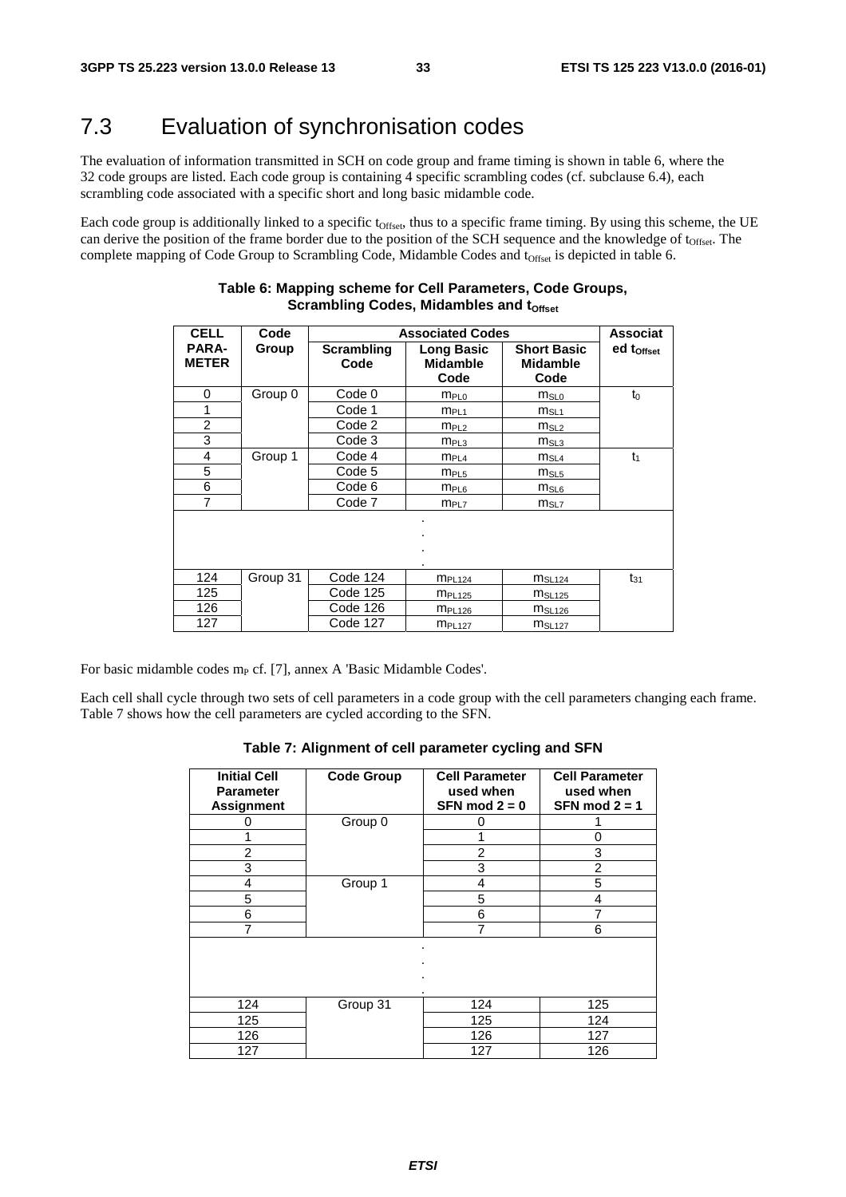## 7.3 Evaluation of synchronisation codes

The evaluation of information transmitted in SCH on code group and frame timing is shown in table 6, where the 32 code groups are listed. Each code group is containing 4 specific scrambling codes (cf. subclause 6.4), each scrambling code associated with a specific short and long basic midamble code.

Each code group is additionally linked to a specific $t_{Offset}$, thus to a specific frame timing. By using this scheme, the UE can derive the position of the frame border due to the position of the SCH sequence and the knowledge of $t_{Offset}$. The complete mapping of Code Group to Scrambling Code, Midamble Codes and $t_{Offset}$ is depicted in table 6.

**Table 6: Mapping scheme for Cell Parameters, Code Groups, Scrambling Codes, Midambles and $t_{Offset}$**

| CELL PARA-METER | Code Group | Associated Codes | | | Associated $t_{Offset}$ |
|---|---|---|---|---|---|
| | | Scrambling Code | Long Basic Midamble Code | Short Basic Midamble Code | |
| 0 | Group 0 | Code 0 | $m_{PL0}$ | $m_{SL0}$ | $t_0$ |
| 1 | | Code 1 | $m_{PL1}$ | $m_{SL1}$ | |
| 2 | | Code 2 | $m_{PL2}$ | $m_{SL2}$ | |
| 3 | | Code 3 | $m_{PL3}$ | $m_{SL3}$ | |
| 4 | Group 1 | Code 4 | $m_{PL4}$ | $m_{SL4}$ | $t_1$ |
| 5 | | Code 5 | $m_{PL5}$ | $m_{SL5}$ | |
| 6 | | Code 6 | $m_{PL6}$ | $m_{SL6}$ | |
| 7 | | Code 7 | $m_{PL7}$ | $m_{SL7}$ | |
| . . . . | | | | | |
| 124 | Group 31 | Code 124 | $m_{PL124}$ | $m_{SL124}$ | $t_{31}$ |
| 125 | | Code 125 | $m_{PL125}$ | $m_{SL125}$ | |
| 126 | | Code 126 | $m_{PL126}$ | $m_{SL126}$ | |
| 127 | | Code 127 | $m_{PL127}$ | $m_{SL127}$ | |

For basic midamble codes $m_P$ cf. [7], annex A 'Basic Midamble Codes'.

Each cell shall cycle through two sets of cell parameters in a code group with the cell parameters changing each frame. Table 7 shows how the cell parameters are cycled according to the SFN.

**Table 7: Alignment of cell parameter cycling and SFN**

| Initial Cell Parameter Assignment | Code Group | Cell Parameter used when SFN mod 2 = 0 | Cell Parameter used when SFN mod 2 = 1 |
|---|---|---|---|
| 0 | Group 0 | 0 | 1 |
| 1 | | 1 | 0 |
| 2 | | 2 | 3 |
| 3 | | 3 | 2 |
| 4 | Group 1 | 4 | 5 |
| 5 | | 5 | 4 |
| 6 | | 6 | 7 |
| 7 | | 7 | 6 |
| . . . . | | | |
| 124 | Group 31 | 124 | 125 |
| 125 | | 125 | 124 |
| 126 | | 126 | 127 |
| 127 | | 127 | 126 |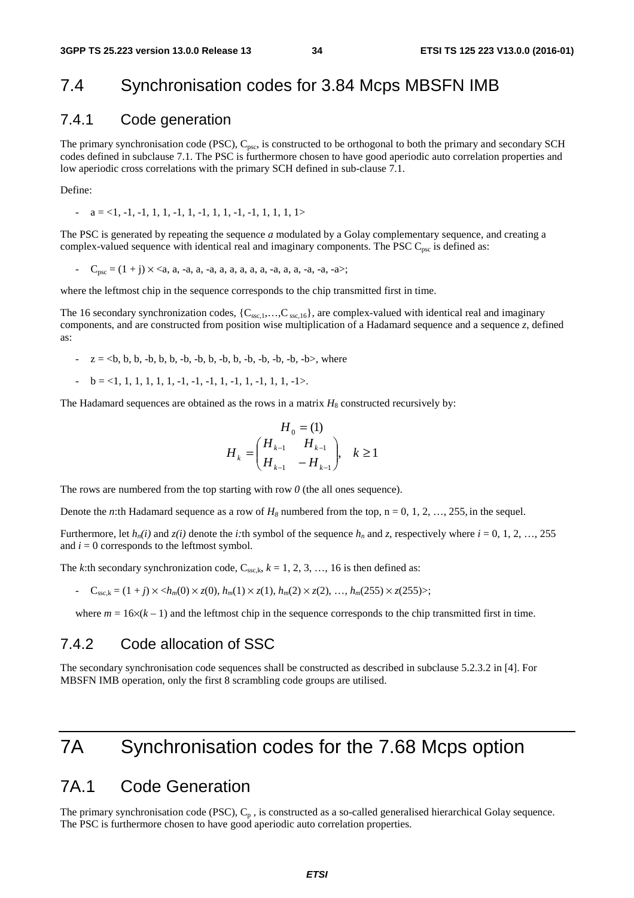## 7.4 Synchronisation codes for 3.84 Mcps MBSFN IMB

### 7.4.1 Code generation

The primary synchronisation code (PSC), $C_{psc}$, is constructed to be orthogonal to both the primary and secondary SCH codes defined in subclause 7.1. The PSC is furthermore chosen to have good aperiodic auto correlation properties and low aperiodic cross correlations with the primary SCH defined in sub-clause 7.1.

Define:

- a = <1, -1, -1, 1, 1, -1, 1, -1, 1, 1, -1, -1, 1, 1, 1, 1>

The PSC is generated by repeating the sequence *a* modulated by a Golay complementary sequence, and creating a complex-valued sequence with identical real and imaginary components. The PSC $C_{psc}$ is defined as:

- $C_{psc} = (1 + j) \times$ <a, a, -a, a, -a, a, a, a, a, a, -a, a, a, -a, -a, -a>;

where the leftmost chip in the sequence corresponds to the chip transmitted first in time.

The 16 secondary synchronization codes, $\{C_{ssc,1},\ldots,C_{ssc,16}\}$, are complex-valued with identical real and imaginary components, and are constructed from position wise multiplication of a Hadamard sequence and a sequence *z*, defined as:

- z = <b, b, b, -b, b, b, -b, -b, b, -b, b, -b, -b, -b, -b, -b>, where
- b = <1, 1, 1, 1, 1, 1, -1, -1, -1, 1, -1, 1, -1, 1, 1, -1>.

The Hadamard sequences are obtained as the rows in a matrix $H_8$ constructed recursively by:

$$H_0 = (1)$$
$$H_k = \begin{pmatrix} H_{k-1} & H_{k-1} \\ H_{k-1} & -H_{k-1} \end{pmatrix}, \quad k \geq 1$$

The rows are numbered from the top starting with row *0* (the all ones sequence).

Denote the *n*:th Hadamard sequence as a row of $H_8$ numbered from the top, n = 0, 1, 2, …, 255, in the sequel.

Furthermore, let $h_n(i)$ and $z(i)$ denote the *i*:th symbol of the sequence $h_n$ and *z*, respectively where *i* = 0, 1, 2, …, 255 and *i* = 0 corresponds to the leftmost symbol.

The *k*:th secondary synchronization code, $C_{ssc,k}$, *k* = 1, 2, 3, …, 16 is then defined as:

- $C_{ssc,k} = (1 + j) \times \langle h_m(0) \times z(0), h_m(1) \times z(1), h_m(2) \times z(2), \ldots, h_m(255) \times z(255)\rangle$;

where $m = 16\times(k - 1)$ and the leftmost chip in the sequence corresponds to the chip transmitted first in time.

### 7.4.2 Code allocation of SSC

The secondary synchronisation code sequences shall be constructed as described in subclause 5.2.3.2 in [4]. For MBSFN IMB operation, only the first 8 scrambling code groups are utilised.

# 7A Synchronisation codes for the 7.68 Mcps option

## 7A.1 Code Generation

The primary synchronisation code (PSC), $C_p$, is constructed as a so-called generalised hierarchical Golay sequence. The PSC is furthermore chosen to have good aperiodic auto correlation properties.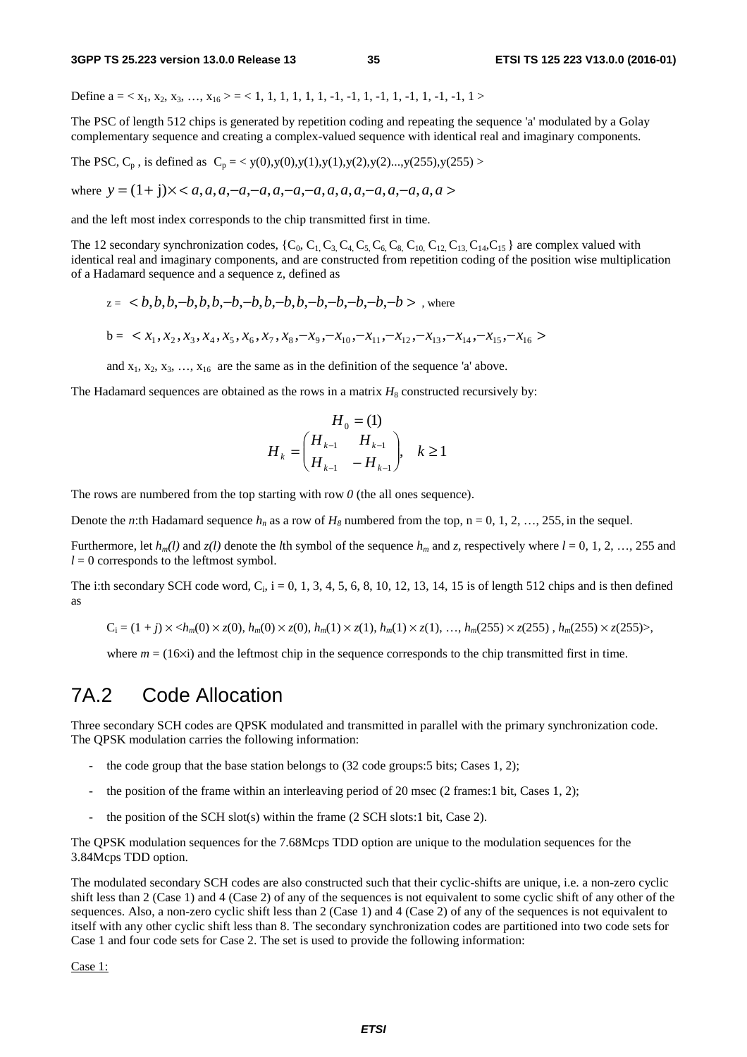Define a = < $x_1$, $x_2$, $x_3$, …, $x_{16}$ > = < 1, 1, 1, 1, 1, 1, -1, -1, 1, -1, 1, -1, 1, -1, -1, 1 >

The PSC of length 512 chips is generated by repetition coding and repeating the sequence 'a' modulated by a Golay complementary sequence and creating a complex-valued sequence with identical real and imaginary components.

The PSC, $C_p$ , is defined as $C_p$ = < y(0),y(0),y(1),y(1),y(2),y(2)...,y(255),y(255) >

where $y = (1+\mathrm{j}) \times < a, a, a, -a, -a, a, -a, -a, a, a, a, -a, a, -a, a, a >$

and the left most index corresponds to the chip transmitted first in time.

The 12 secondary synchronization codes, {$C_0$, $C_1$, $C_3$, $C_4$, $C_5$, $C_6$, $C_8$, $C_{10}$, $C_{12}$, $C_{13}$, $C_{14}$, $C_{15}$ } are complex valued with identical real and imaginary components, and are constructed from repetition coding of the position wise multiplication of a Hadamard sequence and a sequence z, defined as

z = $< b, b, b, -b, b, b, -b, -b, b, -b, b, -b, -b, -b, -b, -b >$ , where

b = $< x_1, x_2, x_3, x_4, x_5, x_6, x_7, x_8, -x_9, -x_{10}, -x_{11}, -x_{12}, -x_{13}, -x_{14}, -x_{15}, -x_{16} >$

and $x_1$, $x_2$, $x_3$, …, $x_{16}$ are the same as in the definition of the sequence 'a' above.

The Hadamard sequences are obtained as the rows in a matrix $H_8$ constructed recursively by:

$$H_0 = (1)$$

$$H_k = \begin{pmatrix} H_{k-1} & H_{k-1} \\ H_{k-1} & -H_{k-1} \end{pmatrix}, \quad k \geq 1$$

The rows are numbered from the top starting with row *0* (the all ones sequence).

Denote the *n*:th Hadamard sequence $h_n$ as a row of $H_8$ numbered from the top, n = 0, 1, 2, …, 255, in the sequel.

Furthermore, let $h_m(l)$ and $z(l)$ denote the *l*th symbol of the sequence $h_m$ and *z*, respectively where $l$ = 0, 1, 2, …, 255 and $l$ = 0 corresponds to the leftmost symbol.

The i:th secondary SCH code word, $C_i$, i = 0, 1, 3, 4, 5, 6, 8, 10, 12, 13, 14, 15 is of length 512 chips and is then defined as

$C_i = (1 + j) \times \langle h_m(0) \times z(0), h_m(0) \times z(0), h_m(1) \times z(1), h_m(1) \times z(1), \ldots, h_m(255) \times z(255), h_m(255) \times z(255) \rangle$,

where $m = (16 \times i)$ and the leftmost chip in the sequence corresponds to the chip transmitted first in time.

# 7A.2 Code Allocation

Three secondary SCH codes are QPSK modulated and transmitted in parallel with the primary synchronization code. The QPSK modulation carries the following information:

- the code group that the base station belongs to (32 code groups:5 bits; Cases 1, 2);
- the position of the frame within an interleaving period of 20 msec (2 frames:1 bit, Cases 1, 2);
- the position of the SCH slot(s) within the frame (2 SCH slots:1 bit, Case 2).

The QPSK modulation sequences for the 7.68Mcps TDD option are unique to the modulation sequences for the 3.84Mcps TDD option.

The modulated secondary SCH codes are also constructed such that their cyclic-shifts are unique, i.e. a non-zero cyclic shift less than 2 (Case 1) and 4 (Case 2) of any of the sequences is not equivalent to some cyclic shift of any other of the sequences. Also, a non-zero cyclic shift less than 2 (Case 1) and 4 (Case 2) of any of the sequences is not equivalent to itself with any other cyclic shift less than 8. The secondary synchronization codes are partitioned into two code sets for Case 1 and four code sets for Case 2. The set is used to provide the following information:

Case 1: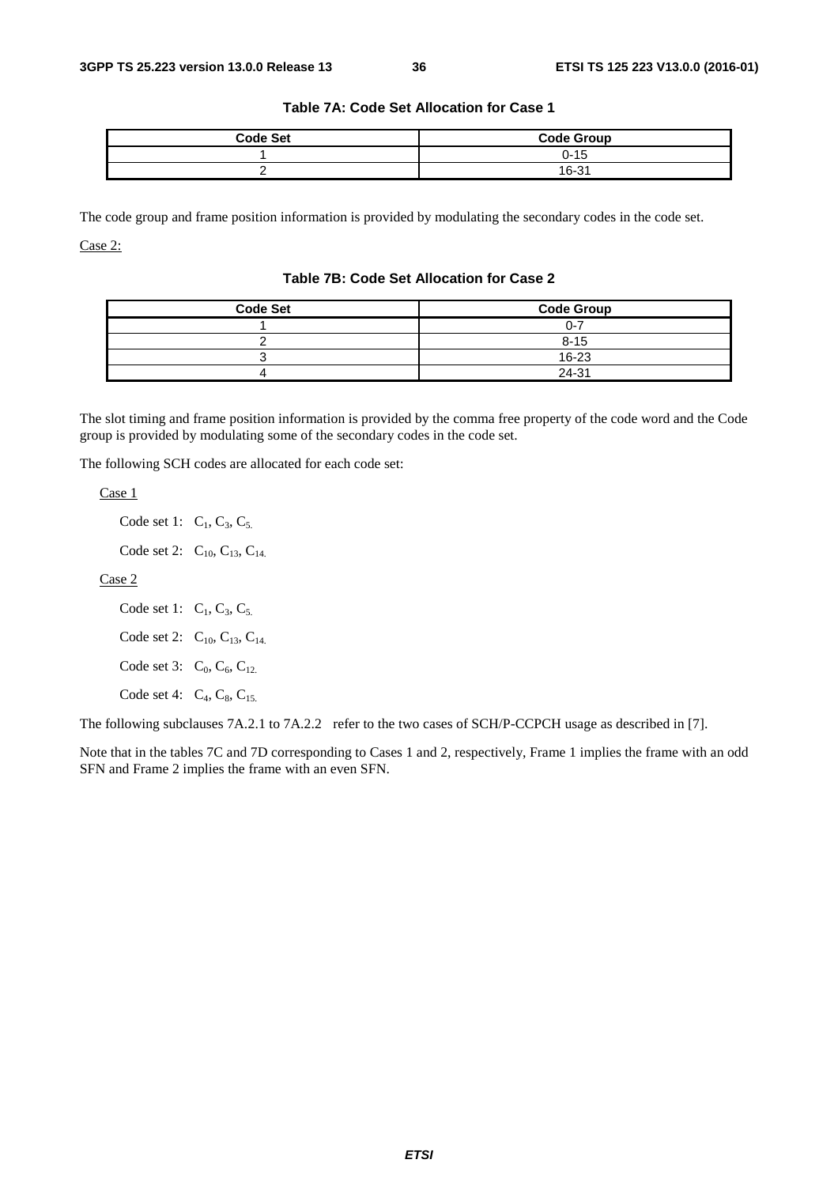**Table 7A: Code Set Allocation for Case 1**

| Code Set | Code Group |
|---|---|
| 1 | 0-15 |
| 2 | 16-31 |

The code group and frame position information is provided by modulating the secondary codes in the code set.

Case 2:

**Table 7B: Code Set Allocation for Case 2**

| Code Set | Code Group |
|---|---|
| 1 | 0-7 |
| 2 | 8-15 |
| 3 | 16-23 |
| 4 | 24-31 |

The slot timing and frame position information is provided by the comma free property of the code word and the Code group is provided by modulating some of the secondary codes in the code set.

The following SCH codes are allocated for each code set:

Case 1

Code set 1: $C_1$, $C_3$, $C_{5.}$

Code set 2: $C_{10}$, $C_{13}$, $C_{14.}$

Case 2

Code set 1: $C_1$, $C_3$, $C_{5.}$

Code set 2: $C_{10}$, $C_{13}$, $C_{14.}$

Code set 3: $C_0$, $C_6$, $C_{12.}$

Code set 4: $C_4$, $C_8$, $C_{15.}$

The following subclauses 7A.2.1 to 7A.2.2 refer to the two cases of SCH/P-CCPCH usage as described in [7].

Note that in the tables 7C and 7D corresponding to Cases 1 and 2, respectively, Frame 1 implies the frame with an odd SFN and Frame 2 implies the frame with an even SFN.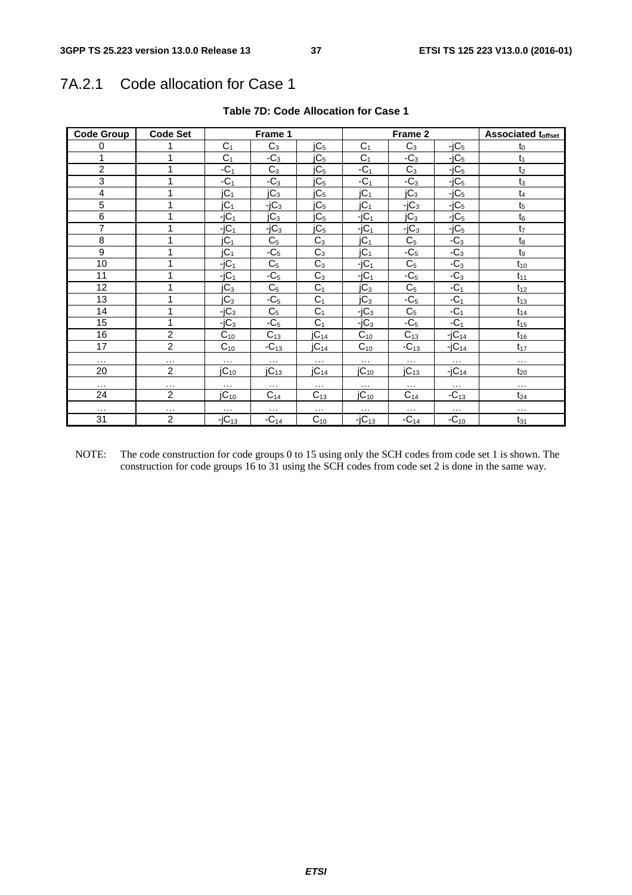## 7A.2.1 Code allocation for Case 1

**Table 7D: Code Allocation for Case 1**

| Code Group | Code Set | Frame 1 | | | Frame 2 | | | Associated $t_{offset}$ |
|---|---|---|---|---|---|---|---|---|
| 0 | 1 | $C_1$ | $C_3$ | $jC_5$ | $C_1$ | $C_3$ | $-jC_5$ | $t_0$ |
| 1 | 1 | $C_1$ | $-C_3$ | $jC_5$ | $C_1$ | $-C_3$ | $-jC_5$ | $t_1$ |
| 2 | 1 | $-C_1$ | $C_3$ | $jC_5$ | $-C_1$ | $C_3$ | $-jC_5$ | $t_2$ |
| 3 | 1 | $-C_1$ | $-C_3$ | $jC_5$ | $-C_1$ | $-C_3$ | $-jC_5$ | $t_3$ |
| 4 | 1 | $jC_1$ | $jC_3$ | $jC_5$ | $jC_1$ | $jC_3$ | $-jC_5$ | $t_4$ |
| 5 | 1 | $jC_1$ | $-jC_3$ | $jC_5$ | $jC_1$ | $-jC_3$ | $-jC_5$ | $t_5$ |
| 6 | 1 | $-jC_1$ | $jC_3$ | $jC_5$ | $-jC_1$ | $jC_3$ | $-jC_5$ | $t_6$ |
| 7 | 1 | $-jC_1$ | $-jC_3$ | $jC_5$ | $-jC_1$ | $-jC_3$ | $-jC_5$ | $t_7$ |
| 8 | 1 | $jC_1$ | $C_5$ | $C_3$ | $jC_1$ | $C_5$ | $-C_3$ | $t_8$ |
| 9 | 1 | $jC_1$ | $-C_5$ | $C_3$ | $jC_1$ | $-C_5$ | $-C_3$ | $t_9$ |
| 10 | 1 | $-jC_1$ | $C_5$ | $C_3$ | $-jC_1$ | $C_5$ | $-C_3$ | $t_{10}$ |
| 11 | 1 | $-jC_1$ | $-C_5$ | $C_3$ | $-jC_1$ | $-C_5$ | $-C_3$ | $t_{11}$ |
| 12 | 1 | $jC_3$ | $C_5$ | $C_1$ | $jC_3$ | $C_5$ | $-C_1$ | $t_{12}$ |
| 13 | 1 | $jC_3$ | $-C_5$ | $C_1$ | $jC_3$ | $-C_5$ | $-C_1$ | $t_{13}$ |
| 14 | 1 | $-jC_3$ | $C_5$ | $C_1$ | $-jC_3$ | $C_5$ | $-C_1$ | $t_{14}$ |
| 15 | 1 | $-jC_3$ | $-C_5$ | $C_1$ | $-jC_3$ | $-C_5$ | $-C_1$ | $t_{15}$ |
| 16 | 2 | $C_{10}$ | $C_{13}$ | $jC_{14}$ | $C_{10}$ | $C_{13}$ | $-jC_{14}$ | $t_{16}$ |
| 17 | 2 | $C_{10}$ | $-C_{13}$ | $jC_{14}$ | $C_{10}$ | $-C_{13}$ | $-jC_{14}$ | $t_{17}$ |
| … | … | … | … | … | … | … | … | … |
| 20 | 2 | $jC_{10}$ | $jC_{13}$ | $jC_{14}$ | $jC_{10}$ | $jC_{13}$ | $-jC_{14}$ | $t_{20}$ |
| … | … | … | … | … | … | … | … | … |
| 24 | 2 | $jC_{10}$ | $C_{14}$ | $C_{13}$ | $jC_{10}$ | $C_{14}$ | $-C_{13}$ | $t_{24}$ |
| … | … | … | … | … | … | … | … | … |
| 31 | 2 | $-jC_{13}$ | $-C_{14}$ | $C_{10}$ | $-jC_{13}$ | $-C_{14}$ | $-C_{10}$ | $t_{31}$ |

NOTE: The code construction for code groups 0 to 15 using only the SCH codes from code set 1 is shown. The construction for code groups 16 to 31 using the SCH codes from code set 2 is done in the same way.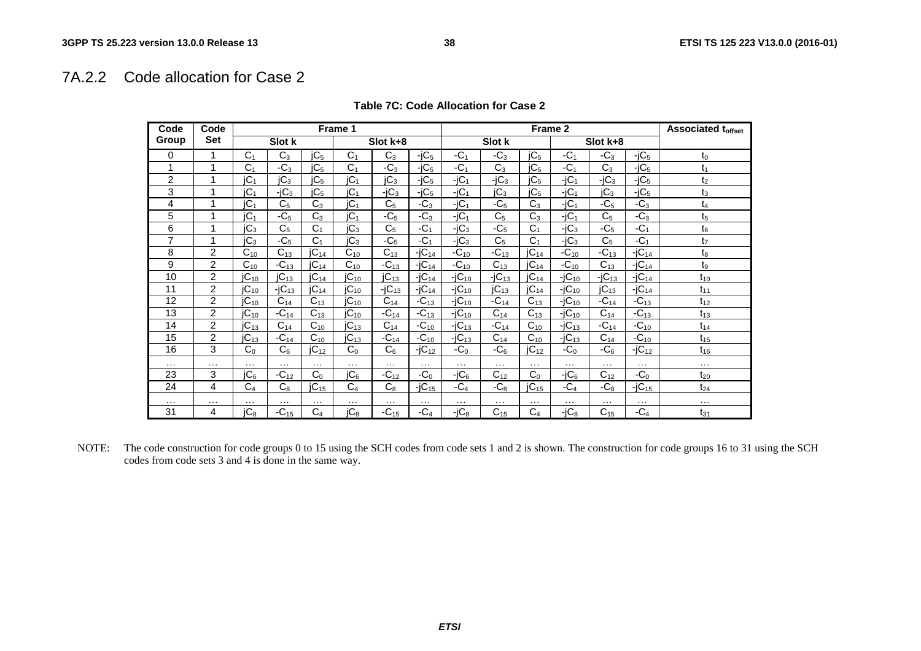## 7A.2.2 Code allocation for Case 2

**Table 7C: Code Allocation for Case 2**

| Code Group | Code Set | Frame 1 | | | | | | Frame 2 | | | | | | Associated $t_{offset}$ |
|---|---|---|---|---|---|---|---|---|---|---|---|---|---|---|
| | | Slot k | | | Slot k+8 | | | Slot k | | | Slot k+8 | | | |
| 0 | 1 | $C_1$ | $C_3$ | $jC_5$ | $C_1$ | $C_3$ | $-jC_5$ | $-C_1$ | $-C_3$ | $jC_5$ | $-C_1$ | $-C_3$ | $-jC_5$ | $t_0$ |
| 1 | 1 | $C_1$ | $-C_3$ | $jC_5$ | $C_1$ | $-C_3$ | $-jC_5$ | $-C_1$ | $C_3$ | $jC_5$ | $-C_1$ | $C_3$ | $-jC_5$ | $t_1$ |
| 2 | 1 | $jC_1$ | $jC_3$ | $jC_5$ | $jC_1$ | $jC_3$ | $-jC_5$ | $-jC_1$ | $-jC_3$ | $jC_5$ | $-jC_1$ | $-jC_3$ | $-jC_5$ | $t_2$ |
| 3 | 1 | $jC_1$ | $-jC_3$ | $jC_5$ | $jC_1$ | $-jC_3$ | $-jC_5$ | $-jC_1$ | $jC_3$ | $jC_5$ | $-jC_1$ | $jC_3$ | $-jC_5$ | $t_3$ |
| 4 | 1 | $jC_1$ | $C_5$ | $C_3$ | $jC_1$ | $C_5$ | $-C_3$ | $-jC_1$ | $-C_5$ | $C_3$ | $-jC_1$ | $-C_5$ | $-C_3$ | $t_4$ |
| 5 | 1 | $jC_1$ | $-C_5$ | $C_3$ | $jC_1$ | $-C_5$ | $-C_3$ | $-jC_1$ | $C_5$ | $C_3$ | $-jC_1$ | $C_5$ | $-C_3$ | $t_5$ |
| 6 | 1 | $jC_3$ | $C_5$ | $C_1$ | $jC_3$ | $C_5$ | $-C_1$ | $-jC_3$ | $-C_5$ | $C_1$ | $-jC_3$ | $-C_5$ | $-C_1$ | $t_6$ |
| 7 | 1 | $jC_3$ | $-C_5$ | $C_1$ | $jC_3$ | $-C_5$ | $-C_1$ | $-jC_3$ | $C_5$ | $C_1$ | $-jC_3$ | $C_5$ | $-C_1$ | $t_7$ |
| 8 | 2 | $C_{10}$ | $C_{13}$ | $jC_{14}$ | $C_{10}$ | $C_{13}$ | $-jC_{14}$ | $-C_{10}$ | $-C_{13}$ | $jC_{14}$ | $-C_{10}$ | $-C_{13}$ | $-jC_{14}$ | $t_8$ |
| 9 | 2 | $C_{10}$ | $-C_{13}$ | $jC_{14}$ | $C_{10}$ | $-C_{13}$ | $-jC_{14}$ | $-C_{10}$ | $C_{13}$ | $jC_{14}$ | $-C_{10}$ | $C_{13}$ | $-jC_{14}$ | $t_9$ |
| 10 | 2 | $jC_{10}$ | $jC_{13}$ | $jC_{14}$ | $jC_{10}$ | $jC_{13}$ | $-jC_{14}$ | $-jC_{10}$ | $-jC_{13}$ | $jC_{14}$ | $-jC_{10}$ | $-jC_{13}$ | $-jC_{14}$ | $t_{10}$ |
| 11 | 2 | $jC_{10}$ | $-jC_{13}$ | $jC_{14}$ | $jC_{10}$ | $-jC_{13}$ | $-jC_{14}$ | $-jC_{10}$ | $jC_{13}$ | $jC_{14}$ | $-jC_{10}$ | $jC_{13}$ | $-jC_{14}$ | $t_{11}$ |
| 12 | 2 | $jC_{10}$ | $C_{14}$ | $C_{13}$ | $jC_{10}$ | $C_{14}$ | $-C_{13}$ | $-jC_{10}$ | $-C_{14}$ | $C_{13}$ | $-jC_{10}$ | $-C_{14}$ | $-C_{13}$ | $t_{12}$ |
| 13 | 2 | $jC_{10}$ | $-C_{14}$ | $C_{13}$ | $jC_{10}$ | $-C_{14}$ | $-C_{13}$ | $-jC_{10}$ | $C_{14}$ | $C_{13}$ | $-jC_{10}$ | $C_{14}$ | $-C_{13}$ | $t_{13}$ |
| 14 | 2 | $jC_{13}$ | $C_{14}$ | $C_{10}$ | $jC_{13}$ | $C_{14}$ | $-C_{10}$ | $-jC_{13}$ | $-C_{14}$ | $C_{10}$ | $-jC_{13}$ | $-C_{14}$ | $-C_{10}$ | $t_{14}$ |
| 15 | 2 | $jC_{13}$ | $-C_{14}$ | $C_{10}$ | $jC_{13}$ | $-C_{14}$ | $-C_{10}$ | $-jC_{13}$ | $C_{14}$ | $C_{10}$ | $-jC_{13}$ | $C_{14}$ | $-C_{10}$ | $t_{15}$ |
| 16 | 3 | $C_0$ | $C_6$ | $jC_{12}$ | $C_0$ | $C_6$ | $-jC_{12}$ | $-C_0$ | $-C_6$ | $jC_{12}$ | $-C_0$ | $-C_6$ | $-jC_{12}$ | $t_{16}$ |
| … | … | … | … | … | … | … | … | … | … | … | … | … | … | … |
| 23 | 3 | $jC_6$ | $-C_{12}$ | $C_0$ | $jC_6$ | $-C_{12}$ | $-C_0$ | $-jC_6$ | $C_{12}$ | $C_0$ | $-jC_6$ | $C_{12}$ | $-C_0$ | $t_{20}$ |
| 24 | 4 | $C_4$ | $C_8$ | $jC_{15}$ | $C_4$ | $C_8$ | $-jC_{15}$ | $-C_4$ | $-C_8$ | $jC_{15}$ | $-C_4$ | $-C_8$ | $-jC_{15}$ | $t_{24}$ |
| … | … | … | … | … | … | … | … | … | … | … | … | … | … | … |
| 31 | 4 | $jC_8$ | $-C_{15}$ | $C_4$ | $jC_8$ | $-C_{15}$ | $-C_4$ | $-jC_8$ | $C_{15}$ | $C_4$ | $-jC_8$ | $C_{15}$ | $-C_4$ | $t_{31}$ |

NOTE: The code construction for code groups 0 to 15 using the SCH codes from code sets 1 and 2 is shown. The construction for code groups 16 to 31 using the SCH codes from code sets 3 and 4 is done in the same way.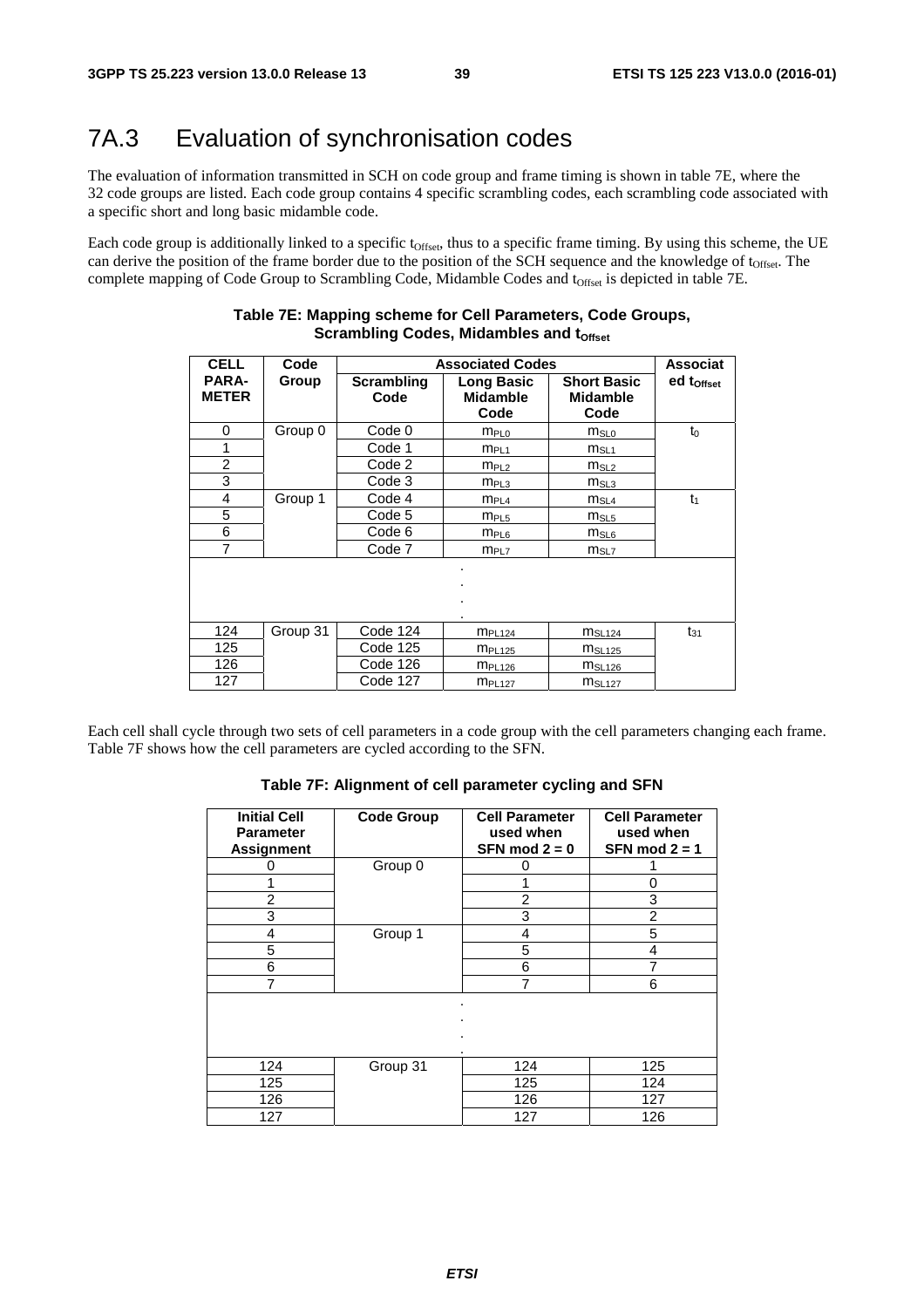# 7A.3 Evaluation of synchronisation codes

The evaluation of information transmitted in SCH on code group and frame timing is shown in table 7E, where the 32 code groups are listed. Each code group contains 4 specific scrambling codes, each scrambling code associated with a specific short and long basic midamble code.

Each code group is additionally linked to a specific $t_{Offset}$, thus to a specific frame timing. By using this scheme, the UE can derive the position of the frame border due to the position of the SCH sequence and the knowledge of $t_{Offset}$. The complete mapping of Code Group to Scrambling Code, Midamble Codes and $t_{Offset}$ is depicted in table 7E.

**Table 7E: Mapping scheme for Cell Parameters, Code Groups, Scrambling Codes, Midambles and $t_{Offset}$**

| CELL PARA-METER | Code Group | Associated Codes | | | Associated $t_{Offset}$ |
|---|---|---|---|---|---|
| | | Scrambling Code | Long Basic Midamble Code | Short Basic Midamble Code | |
| 0 | Group 0 | Code 0 | $m_{PL0}$ | $m_{SL0}$ | $t_0$ |
| 1 | | Code 1 | $m_{PL1}$ | $m_{SL1}$ | |
| 2 | | Code 2 | $m_{PL2}$ | $m_{SL2}$ | |
| 3 | | Code 3 | $m_{PL3}$ | $m_{SL3}$ | |
| 4 | Group 1 | Code 4 | $m_{PL4}$ | $m_{SL4}$ | $t_1$ |
| 5 | | Code 5 | $m_{PL5}$ | $m_{SL5}$ | |
| 6 | | Code 6 | $m_{PL6}$ | $m_{SL6}$ | |
| 7 | | Code 7 | $m_{PL7}$ | $m_{SL7}$ | |
| . . . . | | | | | |
| 124 | Group 31 | Code 124 | $m_{PL124}$ | $m_{SL124}$ | $t_{31}$ |
| 125 | | Code 125 | $m_{PL125}$ | $m_{SL125}$ | |
| 126 | | Code 126 | $m_{PL126}$ | $m_{SL126}$ | |
| 127 | | Code 127 | $m_{PL127}$ | $m_{SL127}$ | |

Each cell shall cycle through two sets of cell parameters in a code group with the cell parameters changing each frame. Table 7F shows how the cell parameters are cycled according to the SFN.

**Table 7F: Alignment of cell parameter cycling and SFN**

| Initial Cell Parameter Assignment | Code Group | Cell Parameter used when SFN mod 2 = 0 | Cell Parameter used when SFN mod 2 = 1 |
|---|---|---|---|
| 0 | Group 0 | 0 | 1 |
| 1 | | 1 | 0 |
| 2 | | 2 | 3 |
| 3 | | 3 | 2 |
| 4 | Group 1 | 4 | 5 |
| 5 | | 5 | 4 |
| 6 | | 6 | 7 |
| 7 | | 7 | 6 |
| . . . . | | | |
| 124 | Group 31 | 124 | 125 |
| 125 | | 125 | 124 |
| 126 | | 126 | 127 |
| 127 | | 127 | 126 |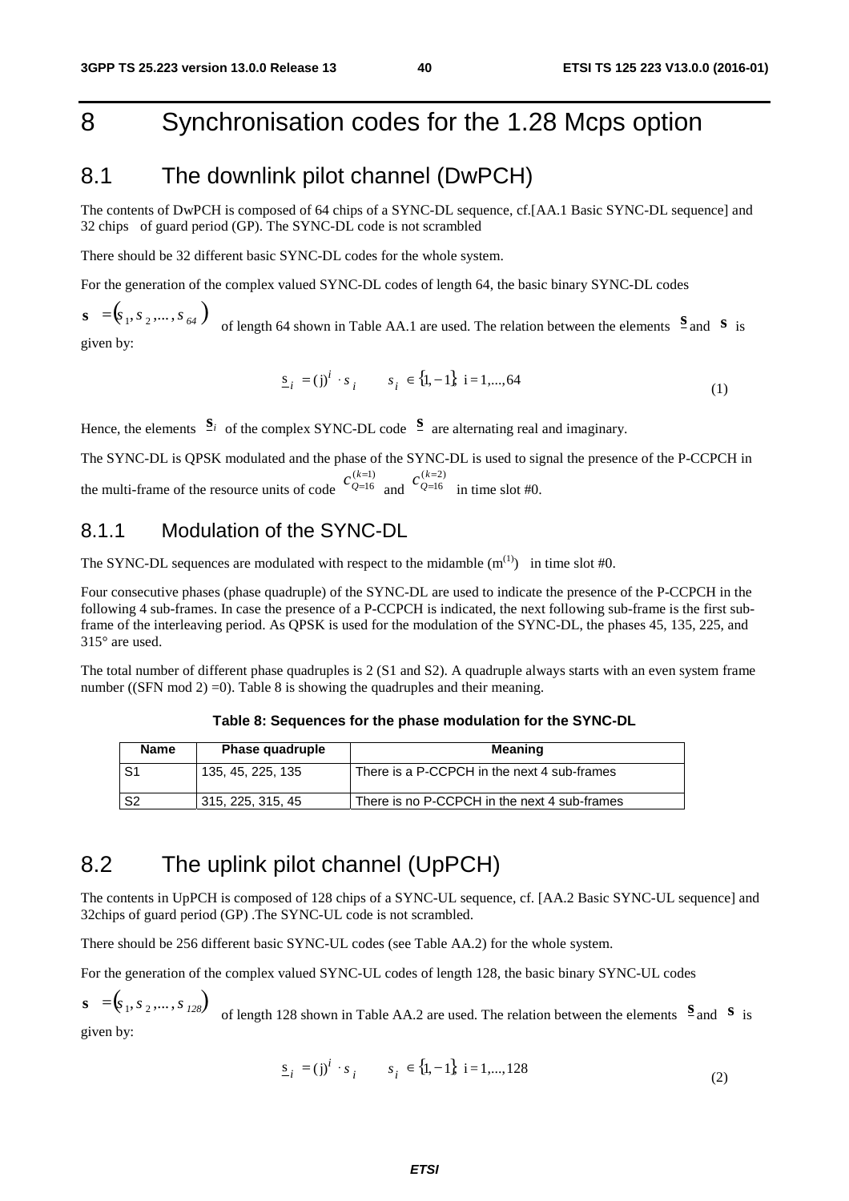# 8 Synchronisation codes for the 1.28 Mcps option

## 8.1 The downlink pilot channel (DwPCH)

The contents of DwPCH is composed of 64 chips of a SYNC-DL sequence, cf.[AA.1 Basic SYNC-DL sequence] and 32 chips of guard period (GP). The SYNC-DL code is not scrambled

There should be 32 different basic SYNC-DL codes for the whole system.

For the generation of the complex valued SYNC-DL codes of length 64, the basic binary SYNC-DL codes

$\mathbf{s} = (s_1, s_2, ..., s_{64})$ of length 64 shown in Table AA.1 are used. The relation between the elements $\underline{\mathbf{s}}$ and $\mathbf{s}$ is given by:

$$\underline{s}_i = (\mathrm{j})^i \cdot s_i \qquad s_i \in \{1, -1\},\ \mathrm{i} = 1, ..., 64 \tag{1}$$

Hence, the elements $\underline{\mathbf{s}}_i$ of the complex SYNC-DL code $\underline{\mathbf{s}}$ are alternating real and imaginary.

The SYNC-DL is QPSK modulated and the phase of the SYNC-DL is used to signal the presence of the P-CCPCH in the multi-frame of the resource units of code $c_{Q=16}^{(k=1)}$ and $c_{Q=16}^{(k=2)}$ in time slot #0.

### 8.1.1 Modulation of the SYNC-DL

The SYNC-DL sequences are modulated with respect to the midamble ($m^{(1)}$) in time slot #0.

Four consecutive phases (phase quadruple) of the SYNC-DL are used to indicate the presence of the P-CCPCH in the following 4 sub-frames. In case the presence of a P-CCPCH is indicated, the next following sub-frame is the first sub-frame of the interleaving period. As QPSK is used for the modulation of the SYNC-DL, the phases 45, 135, 225, and 315° are used.

The total number of different phase quadruples is 2 (S1 and S2). A quadruple always starts with an even system frame number ((SFN mod 2) =0). Table 8 is showing the quadruples and their meaning.

**Table 8: Sequences for the phase modulation for the SYNC-DL**

| Name | Phase quadruple | Meaning |
|---|---|---|
| S1 | 135, 45, 225, 135 | There is a P-CCPCH in the next 4 sub-frames |
| S2 | 315, 225, 315, 45 | There is no P-CCPCH in the next 4 sub-frames |

## 8.2 The uplink pilot channel (UpPCH)

The contents in UpPCH is composed of 128 chips of a SYNC-UL sequence, cf. [AA.2 Basic SYNC-UL sequence] and 32chips of guard period (GP) .The SYNC-UL code is not scrambled.

There should be 256 different basic SYNC-UL codes (see Table AA.2) for the whole system.

For the generation of the complex valued SYNC-UL codes of length 128, the basic binary SYNC-UL codes

$\mathbf{s} = (s_1, s_2, ..., s_{128})$ of length 128 shown in Table AA.2 are used. The relation between the elements $\underline{\mathbf{s}}$ and $\mathbf{s}$ is given by:

$$\underline{s}_i = (\mathrm{j})^i \cdot s_i \qquad s_i \in \{1, -1\},\ \mathrm{i} = 1, ..., 128 \tag{2}$$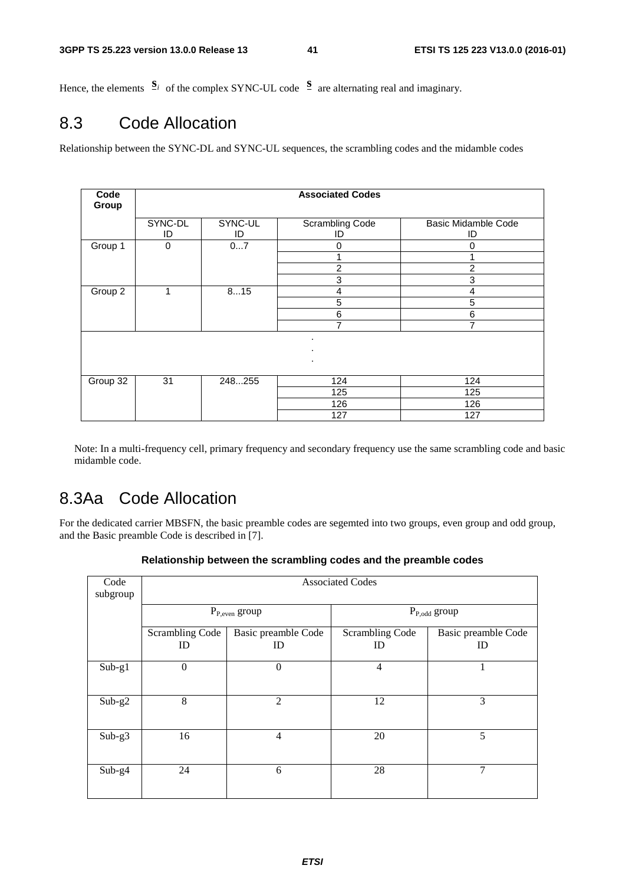Hence, the elements $\underline{\mathbf{s}}_i$ of the complex SYNC-UL code $\underline{\mathbf{s}}$ are alternating real and imaginary.

## 8.3 Code Allocation

Relationship between the SYNC-DL and SYNC-UL sequences, the scrambling codes and the midamble codes

| Code Group | Associated Codes | | | |
|---|---|---|---|---|
| | SYNC-DL ID | SYNC-UL ID | Scrambling Code ID | Basic Midamble Code ID |
| Group 1 | 0 | 0...7 | 0 | 0 |
| | | | 1 | 1 |
| | | | 2 | 2 |
| | | | 3 | 3 |
| Group 2 | 1 | 8...15 | 4 | 4 |
| | | | 5 | 5 |
| | | | 6 | 6 |
| | | | 7 | 7 |
| . . . | | | | |
| Group 32 | 31 | 248...255 | 124 | 124 |
| | | | 125 | 125 |
| | | | 126 | 126 |
| | | | 127 | 127 |

Note: In a multi-frequency cell, primary frequency and secondary frequency use the same scrambling code and basic midamble code.

## 8.3Aa Code Allocation

For the dedicated carrier MBSFN, the basic preamble codes are segemted into two groups, even group and odd group, and the Basic preamble Code is described in [7].

**Relationship between the scrambling codes and the preamble codes**

| Code subgroup | Associated Codes | | | |
|---|---|---|---|---|
| | $P_{P,even}$ group | | $P_{P,odd}$ group | |
| | Scrambling Code ID | Basic preamble Code ID | Scrambling Code ID | Basic preamble Code ID |
| Sub-g1 | 0 | 0 | 4 | 1 |
| Sub-g2 | 8 | 2 | 12 | 3 |
| Sub-g3 | 16 | 4 | 20 | 5 |
| Sub-g4 | 24 | 6 | 28 | 7 |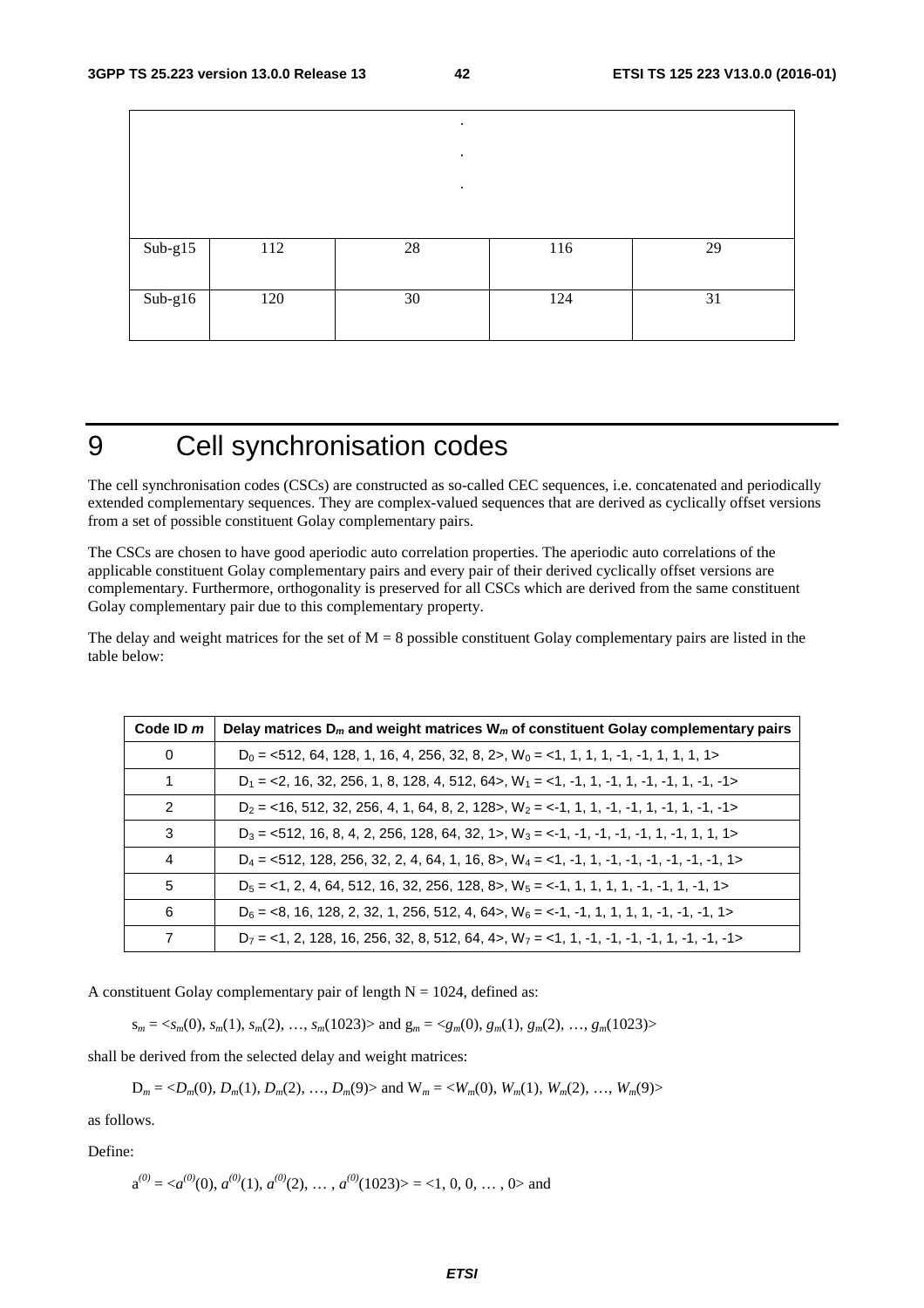| | | | | |
|---|---|---|---|---|
| . . . | | | | |
| Sub-g15 | 112 | 28 | 116 | 29 |
| Sub-g16 | 120 | 30 | 124 | 31 |

# 9 Cell synchronisation codes

The cell synchronisation codes (CSCs) are constructed as so-called CEC sequences, i.e. concatenated and periodically extended complementary sequences. They are complex-valued sequences that are derived as cyclically offset versions from a set of possible constituent Golay complementary pairs.

The CSCs are chosen to have good aperiodic auto correlation properties. The aperiodic auto correlations of the applicable constituent Golay complementary pairs and every pair of their derived cyclically offset versions are complementary. Furthermore, orthogonality is preserved for all CSCs which are derived from the same constituent Golay complementary pair due to this complementary property.

The delay and weight matrices for the set of M = 8 possible constituent Golay complementary pairs are listed in the table below:

| Code ID $m$ | Delay matrices $D_m$ and weight matrices $W_m$ of constituent Golay complementary pairs |
|---|---|
| 0 | $D_0$ = <512, 64, 128, 1, 16, 4, 256, 32, 8, 2>, $W_0$ = <1, 1, 1, 1, -1, -1, 1, 1, 1, 1> |
| 1 | $D_1$ = <2, 16, 32, 256, 1, 8, 128, 4, 512, 64>, $W_1$ = <1, -1, 1, -1, 1, -1, -1, 1, -1, -1> |
| 2 | $D_2$ = <16, 512, 32, 256, 4, 1, 64, 8, 2, 128>, $W_2$ = <-1, 1, 1, -1, -1, 1, -1, 1, -1, -1> |
| 3 | $D_3$ = <512, 16, 8, 4, 2, 256, 128, 64, 32, 1>, $W_3$ = <-1, -1, -1, -1, -1, 1, -1, 1, 1, 1> |
| 4 | $D_4$ = <512, 128, 256, 32, 2, 4, 64, 1, 16, 8>, $W_4$ = <1, -1, 1, -1, -1, -1, -1, -1, -1, 1> |
| 5 | $D_5$ = <1, 2, 4, 64, 512, 16, 32, 256, 128, 8>, $W_5$ = <-1, 1, 1, 1, 1, -1, -1, 1, -1, 1> |
| 6 | $D_6$ = <8, 16, 128, 2, 32, 1, 256, 512, 4, 64>, $W_6$ = <-1, -1, 1, 1, 1, 1, -1, -1, -1, 1> |
| 7 | $D_7$ = <1, 2, 128, 16, 256, 32, 8, 512, 64, 4>, $W_7$ = <1, 1, -1, -1, -1, -1, 1, -1, -1, -1> |

A constituent Golay complementary pair of length N = 1024, defined as:

$s_m = \langle s_m(0), s_m(1), s_m(2), \ldots, s_m(1023)\rangle$ and $g_m = \langle g_m(0), g_m(1), g_m(2), \ldots, g_m(1023)\rangle$

shall be derived from the selected delay and weight matrices:

$D_m = \langle D_m(0), D_m(1), D_m(2), \ldots, D_m(9)\rangle$ and $W_m = \langle W_m(0), W_m(1), W_m(2), \ldots, W_m(9)\rangle$

as follows.

Define:

$a^{(0)} = \langle a^{(0)}(0), a^{(0)}(1), a^{(0)}(2), \ldots, a^{(0)}(1023)\rangle = \langle 1, 0, 0, \ldots, 0\rangle$ and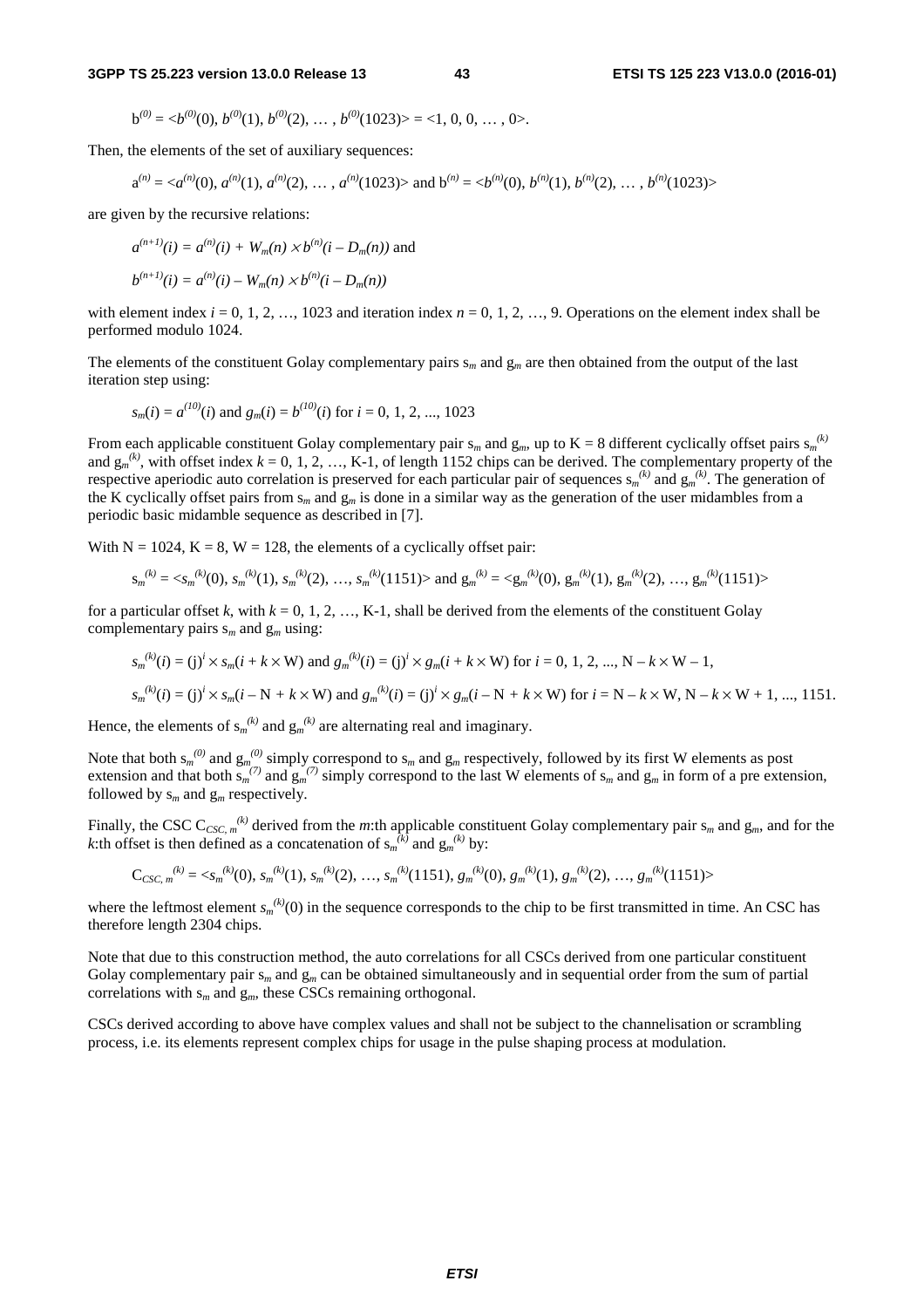$$b^{(0)} = <b^{(0)}(0), b^{(0)}(1), b^{(0)}(2), \ldots , b^{(0)}(1023)> = <1, 0, 0, \ldots , 0>.$$

Then, the elements of the set of auxiliary sequences:

$$a^{(n)} = <a^{(n)}(0), a^{(n)}(1), a^{(n)}(2), \ldots , a^{(n)}(1023)> \text{ and } b^{(n)} = <b^{(n)}(0), b^{(n)}(1), b^{(n)}(2), \ldots , b^{(n)}(1023)>$$

are given by the recursive relations:

$$a^{(n+1)}(i) = a^{(n)}(i) + W_m(n) \times b^{(n)}(i - D_m(n)) \text{ and}$$

$$b^{(n+1)}(i) = a^{(n)}(i) - W_m(n) \times b^{(n)}(i - D_m(n))$$

with element index $i = 0, 1, 2, \ldots, 1023$ and iteration index $n = 0, 1, 2, \ldots, 9$. Operations on the element index shall be performed modulo 1024.

The elements of the constituent Golay complementary pairs $s_m$ and $g_m$ are then obtained from the output of the last iteration step using:

$$s_m(i) = a^{(10)}(i) \text{ and } g_m(i) = b^{(10)}(i) \text{ for } i = 0, 1, 2, \ldots, 1023$$

From each applicable constituent Golay complementary pair $s_m$ and $g_m$, up to K = 8 different cyclically offset pairs $s_m^{(k)}$ and $g_m^{(k)}$, with offset index $k = 0, 1, 2, \ldots$, K-1, of length 1152 chips can be derived. The complementary property of the respective aperiodic auto correlation is preserved for each particular pair of sequences $s_m^{(k)}$ and $g_m^{(k)}$. The generation of the K cyclically offset pairs from $s_m$ and $g_m$ is done in a similar way as the generation of the user midambles from a periodic basic midamble sequence as described in [7].

With N = 1024, K = 8, W = 128, the elements of a cyclically offset pair:

$$s_m^{(k)} = <s_m^{(k)}(0), s_m^{(k)}(1), s_m^{(k)}(2), \ldots, s_m^{(k)}(1151)> \text{ and } g_m^{(k)} = <g_m^{(k)}(0), g_m^{(k)}(1), g_m^{(k)}(2), \ldots, g_m^{(k)}(1151)>$$

for a particular offset $k$, with $k = 0, 1, 2, \ldots$, K-1, shall be derived from the elements of the constituent Golay complementary pairs $s_m$ and $g_m$ using:

$$s_m^{(k)}(i) = (j)^i \times s_m(i + k \times W) \text{ and } g_m^{(k)}(i) = (j)^i \times g_m(i + k \times W) \text{ for } i = 0, 1, 2, \ldots, N - k \times W - 1,$$

$$s_m^{(k)}(i) = (j)^i \times s_m(i - N + k \times W) \text{ and } g_m^{(k)}(i) = (j)^i \times g_m(i - N + k \times W) \text{ for } i = N - k \times W, N - k \times W + 1, \ldots, 1151.$$

Hence, the elements of $s_m^{(k)}$ and $g_m^{(k)}$ are alternating real and imaginary.

Note that both $s_m^{(0)}$ and $g_m^{(0)}$ simply correspond to $s_m$ and $g_m$ respectively, followed by its first W elements as post extension and that both $s_m^{(7)}$ and $g_m^{(7)}$ simply correspond to the last W elements of $s_m$ and $g_m$ in form of a pre extension, followed by $s_m$ and $g_m$ respectively.

Finally, the CSC $C_{CSC,\,m}^{(k)}$ derived from the $m$:th applicable constituent Golay complementary pair $s_m$ and $g_m$, and for the $k$:th offset is then defined as a concatenation of $s_m^{(k)}$ and $g_m^{(k)}$ by:

$$C_{CSC,\,m}^{(k)} = <s_m^{(k)}(0), s_m^{(k)}(1), s_m^{(k)}(2), \ldots, s_m^{(k)}(1151), g_m^{(k)}(0), g_m^{(k)}(1), g_m^{(k)}(2), \ldots, g_m^{(k)}(1151)>$$

where the leftmost element $s_m^{(k)}(0)$ in the sequence corresponds to the chip to be first transmitted in time. An CSC has therefore length 2304 chips.

Note that due to this construction method, the auto correlations for all CSCs derived from one particular constituent Golay complementary pair $s_m$ and $g_m$ can be obtained simultaneously and in sequential order from the sum of partial correlations with $s_m$ and $g_m$, these CSCs remaining orthogonal.

CSCs derived according to above have complex values and shall not be subject to the channelisation or scrambling process, i.e. its elements represent complex chips for usage in the pulse shaping process at modulation.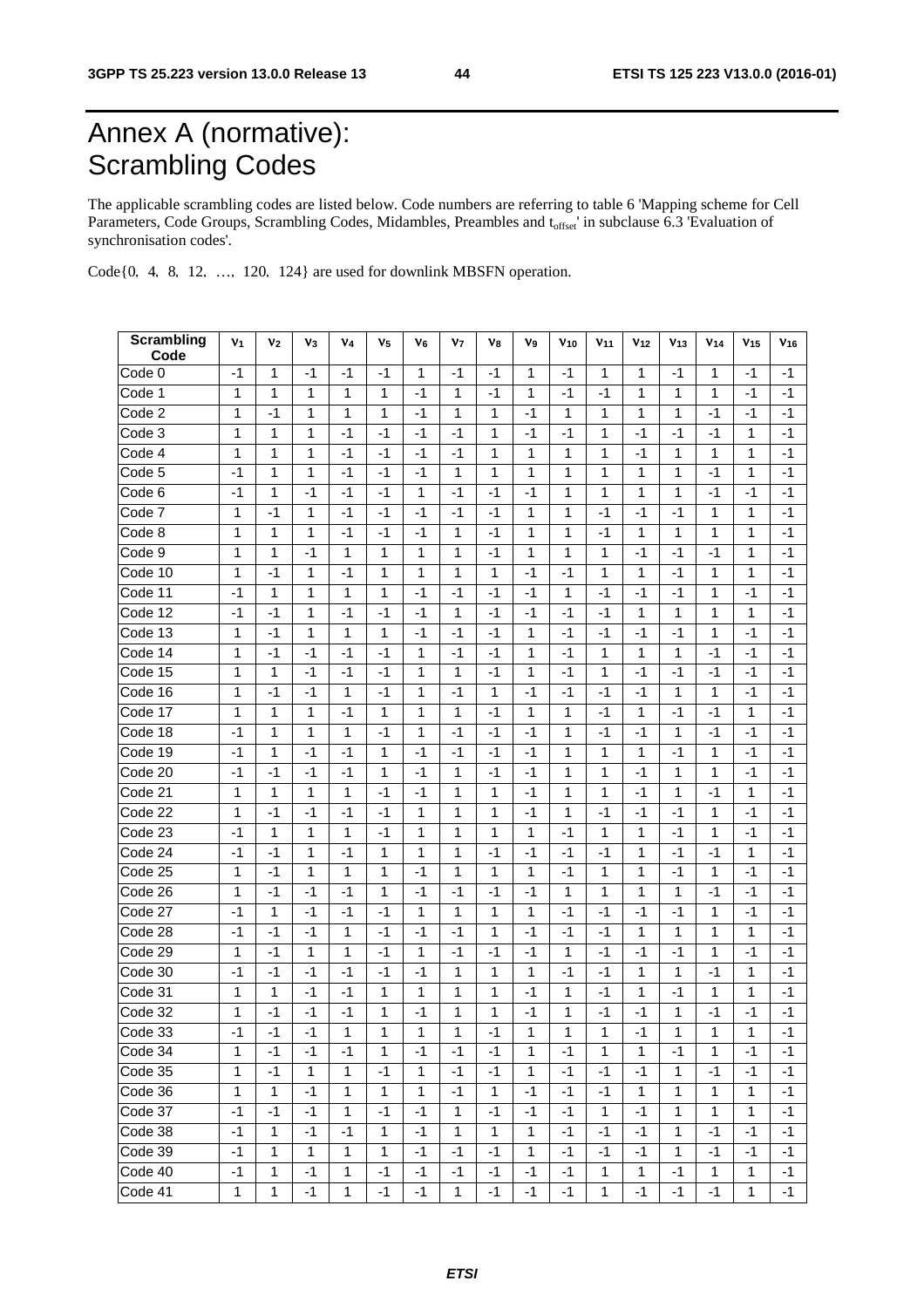# Annex A (normative): Scrambling Codes

The applicable scrambling codes are listed below. Code numbers are referring to table 6 'Mapping scheme for Cell Parameters, Code Groups, Scrambling Codes, Midambles, Preambles and $t_{offset}$' in subclause 6.3 'Evaluation of synchronisation codes'.

Code{0, 4, 8, 12, …, 120, 124} are used for downlink MBSFN operation.

| Scrambling Code | $v_1$ | $v_2$ | $v_3$ | $v_4$ | $v_5$ | $v_6$ | $v_7$ | $v_8$ | $v_9$ | $v_{10}$ | $v_{11}$ | $v_{12}$ | $v_{13}$ | $v_{14}$ | $v_{15}$ | $v_{16}$ |
|---|---|---|---|---|---|---|---|---|---|---|---|---|---|---|---|---|
| Code 0 | -1 | 1 | -1 | -1 | -1 | 1 | -1 | -1 | 1 | -1 | 1 | 1 | -1 | 1 | -1 | -1 |
| Code 1 | 1 | 1 | 1 | 1 | 1 | -1 | 1 | -1 | 1 | -1 | -1 | 1 | 1 | 1 | -1 | -1 |
| Code 2 | 1 | -1 | 1 | 1 | 1 | -1 | 1 | 1 | -1 | 1 | 1 | 1 | 1 | -1 | -1 | -1 |
| Code 3 | 1 | 1 | 1 | -1 | -1 | -1 | -1 | 1 | -1 | -1 | 1 | -1 | -1 | -1 | 1 | -1 |
| Code 4 | 1 | 1 | 1 | -1 | -1 | -1 | -1 | 1 | 1 | 1 | 1 | -1 | 1 | 1 | 1 | -1 |
| Code 5 | -1 | 1 | 1 | -1 | -1 | -1 | 1 | 1 | 1 | 1 | 1 | 1 | 1 | -1 | 1 | -1 |
| Code 6 | -1 | 1 | -1 | -1 | -1 | 1 | -1 | -1 | -1 | 1 | 1 | 1 | 1 | -1 | -1 | -1 |
| Code 7 | 1 | -1 | 1 | -1 | -1 | -1 | -1 | -1 | 1 | 1 | -1 | -1 | -1 | 1 | 1 | -1 |
| Code 8 | 1 | 1 | 1 | -1 | -1 | -1 | 1 | -1 | 1 | 1 | -1 | 1 | 1 | 1 | 1 | -1 |
| Code 9 | 1 | 1 | -1 | 1 | 1 | 1 | 1 | -1 | 1 | 1 | 1 | -1 | -1 | -1 | 1 | -1 |
| Code 10 | 1 | -1 | 1 | -1 | 1 | 1 | 1 | 1 | -1 | -1 | 1 | 1 | -1 | 1 | 1 | -1 |
| Code 11 | -1 | 1 | 1 | 1 | 1 | -1 | -1 | -1 | -1 | 1 | -1 | -1 | -1 | 1 | -1 | -1 |
| Code 12 | -1 | -1 | 1 | -1 | -1 | -1 | 1 | -1 | -1 | -1 | -1 | 1 | 1 | 1 | 1 | -1 |
| Code 13 | 1 | -1 | 1 | 1 | 1 | -1 | -1 | -1 | 1 | -1 | -1 | -1 | -1 | 1 | -1 | -1 |
| Code 14 | 1 | -1 | -1 | -1 | -1 | 1 | -1 | -1 | 1 | -1 | 1 | 1 | 1 | -1 | -1 | -1 |
| Code 15 | 1 | 1 | -1 | -1 | -1 | 1 | 1 | -1 | 1 | -1 | 1 | -1 | -1 | -1 | -1 | -1 |
| Code 16 | 1 | -1 | -1 | 1 | -1 | 1 | -1 | 1 | -1 | -1 | -1 | -1 | 1 | 1 | -1 | -1 |
| Code 17 | 1 | 1 | 1 | -1 | 1 | 1 | 1 | -1 | 1 | 1 | -1 | 1 | -1 | -1 | 1 | -1 |
| Code 18 | -1 | 1 | 1 | 1 | -1 | 1 | -1 | -1 | -1 | 1 | -1 | -1 | 1 | -1 | -1 | -1 |
| Code 19 | -1 | 1 | -1 | -1 | 1 | -1 | -1 | -1 | -1 | 1 | 1 | 1 | -1 | 1 | -1 | -1 |
| Code 20 | -1 | -1 | -1 | -1 | 1 | -1 | 1 | -1 | -1 | 1 | 1 | -1 | 1 | 1 | -1 | -1 |
| Code 21 | 1 | 1 | 1 | 1 | -1 | -1 | 1 | 1 | -1 | 1 | 1 | -1 | 1 | -1 | 1 | -1 |
| Code 22 | 1 | -1 | -1 | -1 | -1 | 1 | 1 | 1 | -1 | 1 | -1 | -1 | -1 | 1 | -1 | -1 |
| Code 23 | -1 | 1 | 1 | 1 | -1 | 1 | 1 | 1 | 1 | -1 | 1 | 1 | -1 | 1 | -1 | -1 |
| Code 24 | -1 | -1 | 1 | -1 | 1 | 1 | 1 | -1 | -1 | -1 | -1 | 1 | -1 | -1 | 1 | -1 |
| Code 25 | 1 | -1 | 1 | 1 | 1 | -1 | 1 | 1 | 1 | -1 | 1 | 1 | -1 | 1 | -1 | -1 |
| Code 26 | 1 | -1 | -1 | -1 | 1 | -1 | -1 | -1 | -1 | 1 | 1 | 1 | 1 | -1 | -1 | -1 |
| Code 27 | -1 | 1 | -1 | -1 | -1 | 1 | 1 | 1 | 1 | -1 | -1 | -1 | -1 | 1 | -1 | -1 |
| Code 28 | -1 | -1 | -1 | 1 | -1 | -1 | -1 | 1 | -1 | -1 | -1 | 1 | 1 | 1 | 1 | -1 |
| Code 29 | 1 | -1 | 1 | 1 | -1 | 1 | -1 | -1 | -1 | 1 | -1 | -1 | -1 | 1 | -1 | -1 |
| Code 30 | -1 | -1 | -1 | -1 | -1 | -1 | 1 | 1 | 1 | -1 | -1 | 1 | 1 | -1 | 1 | -1 |
| Code 31 | 1 | 1 | -1 | -1 | 1 | 1 | 1 | 1 | -1 | 1 | -1 | 1 | -1 | 1 | 1 | -1 |
| Code 32 | 1 | -1 | -1 | -1 | 1 | -1 | 1 | 1 | -1 | 1 | -1 | -1 | 1 | -1 | -1 | -1 |
| Code 33 | -1 | -1 | -1 | 1 | 1 | 1 | 1 | -1 | 1 | 1 | 1 | -1 | 1 | 1 | 1 | -1 |
| Code 34 | 1 | -1 | -1 | -1 | 1 | -1 | -1 | -1 | 1 | -1 | 1 | 1 | -1 | 1 | -1 | -1 |
| Code 35 | 1 | -1 | 1 | 1 | -1 | 1 | -1 | -1 | 1 | -1 | -1 | -1 | 1 | -1 | -1 | -1 |
| Code 36 | 1 | 1 | -1 | 1 | 1 | 1 | -1 | 1 | -1 | -1 | -1 | 1 | 1 | 1 | 1 | -1 |
| Code 37 | -1 | -1 | -1 | 1 | -1 | -1 | 1 | -1 | -1 | -1 | 1 | -1 | 1 | 1 | 1 | -1 |
| Code 38 | -1 | 1 | -1 | -1 | 1 | -1 | 1 | 1 | 1 | -1 | -1 | -1 | 1 | -1 | -1 | -1 |
| Code 39 | -1 | 1 | 1 | 1 | 1 | -1 | -1 | -1 | 1 | -1 | -1 | -1 | 1 | -1 | -1 | -1 |
| Code 40 | -1 | 1 | -1 | 1 | -1 | -1 | -1 | -1 | -1 | -1 | 1 | 1 | -1 | 1 | 1 | -1 |
| Code 41 | 1 | 1 | -1 | 1 | -1 | -1 | 1 | -1 | -1 | -1 | 1 | -1 | -1 | -1 | 1 | -1 |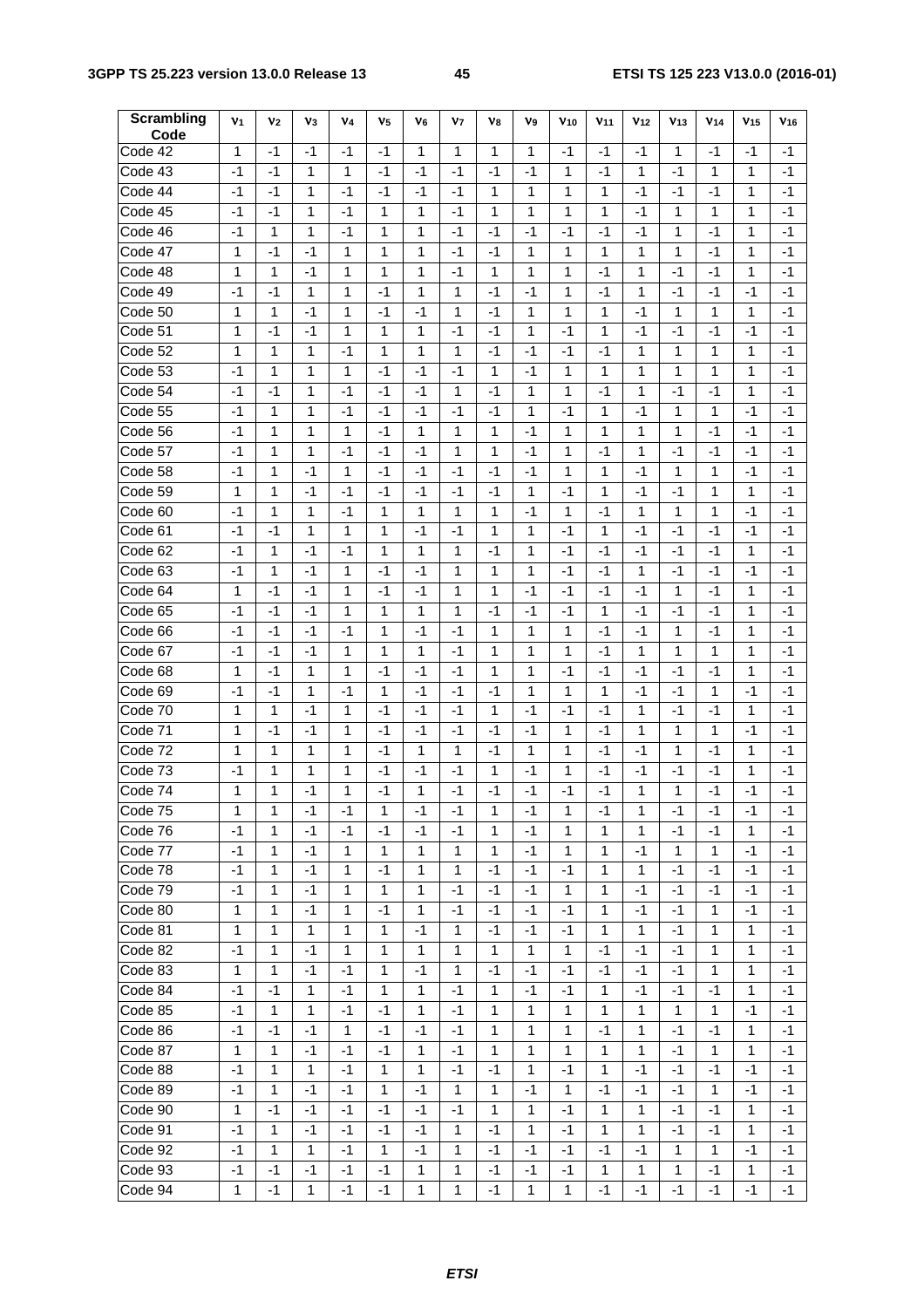| Scrambling Code | $v_1$ | $v_2$ | $v_3$ | $v_4$ | $v_5$ | $v_6$ | $v_7$ | $v_8$ | $v_9$ | $v_{10}$ | $v_{11}$ | $v_{12}$ | $v_{13}$ | $v_{14}$ | $v_{15}$ | $v_{16}$ |
|---|---|---|---|---|---|---|---|---|---|---|---|---|---|---|---|---|
| Code 42 | 1 | -1 | -1 | -1 | -1 | 1 | 1 | 1 | 1 | -1 | -1 | -1 | 1 | -1 | -1 | -1 |
| Code 43 | -1 | -1 | 1 | 1 | -1 | -1 | -1 | -1 | -1 | 1 | -1 | 1 | -1 | 1 | 1 | -1 |
| Code 44 | -1 | -1 | 1 | -1 | -1 | -1 | -1 | 1 | 1 | 1 | 1 | -1 | -1 | -1 | 1 | -1 |
| Code 45 | -1 | -1 | 1 | -1 | 1 | 1 | -1 | 1 | 1 | 1 | 1 | -1 | 1 | 1 | 1 | -1 |
| Code 46 | -1 | 1 | 1 | -1 | 1 | 1 | -1 | -1 | -1 | -1 | -1 | -1 | 1 | -1 | 1 | -1 |
| Code 47 | 1 | -1 | -1 | 1 | 1 | 1 | -1 | -1 | 1 | 1 | 1 | 1 | 1 | -1 | 1 | -1 |
| Code 48 | 1 | 1 | -1 | 1 | 1 | 1 | -1 | 1 | 1 | 1 | -1 | 1 | -1 | -1 | 1 | -1 |
| Code 49 | -1 | -1 | 1 | 1 | -1 | 1 | 1 | -1 | -1 | 1 | -1 | 1 | -1 | -1 | -1 | -1 |
| Code 50 | 1 | 1 | -1 | 1 | -1 | -1 | 1 | -1 | 1 | 1 | 1 | -1 | 1 | 1 | 1 | -1 |
| Code 51 | 1 | -1 | -1 | 1 | 1 | 1 | -1 | -1 | 1 | -1 | 1 | -1 | -1 | -1 | -1 | -1 |
| Code 52 | 1 | 1 | 1 | -1 | 1 | 1 | 1 | -1 | -1 | -1 | -1 | 1 | 1 | 1 | 1 | -1 |
| Code 53 | -1 | 1 | 1 | 1 | -1 | -1 | -1 | 1 | -1 | 1 | 1 | 1 | 1 | 1 | 1 | -1 |
| Code 54 | -1 | -1 | 1 | -1 | -1 | -1 | 1 | -1 | 1 | 1 | -1 | 1 | -1 | -1 | 1 | -1 |
| Code 55 | -1 | 1 | 1 | -1 | -1 | -1 | -1 | -1 | 1 | -1 | 1 | -1 | 1 | 1 | -1 | -1 |
| Code 56 | -1 | 1 | 1 | 1 | -1 | 1 | 1 | 1 | -1 | 1 | 1 | 1 | 1 | -1 | -1 | -1 |
| Code 57 | -1 | 1 | 1 | -1 | -1 | -1 | 1 | 1 | -1 | 1 | -1 | 1 | -1 | -1 | -1 | -1 |
| Code 58 | -1 | 1 | -1 | 1 | -1 | -1 | -1 | -1 | -1 | 1 | 1 | -1 | 1 | 1 | -1 | -1 |
| Code 59 | 1 | 1 | -1 | -1 | -1 | -1 | -1 | -1 | 1 | -1 | 1 | -1 | -1 | 1 | 1 | -1 |
| Code 60 | -1 | 1 | 1 | -1 | 1 | 1 | 1 | 1 | -1 | 1 | -1 | 1 | 1 | 1 | -1 | -1 |
| Code 61 | -1 | -1 | 1 | 1 | 1 | -1 | -1 | 1 | 1 | -1 | 1 | -1 | -1 | -1 | -1 | -1 |
| Code 62 | -1 | 1 | -1 | -1 | 1 | 1 | 1 | -1 | 1 | -1 | -1 | -1 | -1 | -1 | 1 | -1 |
| Code 63 | -1 | 1 | -1 | 1 | -1 | -1 | 1 | 1 | 1 | -1 | -1 | 1 | -1 | -1 | -1 | -1 |
| Code 64 | 1 | -1 | -1 | 1 | -1 | -1 | 1 | 1 | -1 | -1 | -1 | -1 | 1 | -1 | 1 | -1 |
| Code 65 | -1 | -1 | -1 | 1 | 1 | 1 | 1 | -1 | -1 | -1 | 1 | -1 | -1 | -1 | 1 | -1 |
| Code 66 | -1 | -1 | -1 | -1 | 1 | -1 | -1 | 1 | 1 | 1 | -1 | -1 | 1 | -1 | 1 | -1 |
| Code 67 | -1 | -1 | -1 | 1 | 1 | 1 | -1 | 1 | 1 | 1 | -1 | 1 | 1 | 1 | 1 | -1 |
| Code 68 | 1 | -1 | 1 | 1 | -1 | -1 | -1 | 1 | 1 | -1 | -1 | -1 | -1 | -1 | 1 | -1 |
| Code 69 | -1 | -1 | 1 | -1 | 1 | -1 | -1 | -1 | 1 | 1 | 1 | -1 | -1 | 1 | -1 | -1 |
| Code 70 | 1 | 1 | -1 | 1 | -1 | -1 | -1 | 1 | -1 | -1 | -1 | 1 | -1 | -1 | 1 | -1 |
| Code 71 | 1 | -1 | -1 | 1 | -1 | -1 | -1 | -1 | -1 | 1 | -1 | 1 | 1 | 1 | -1 | -1 |
| Code 72 | 1 | 1 | 1 | 1 | -1 | 1 | 1 | -1 | 1 | 1 | -1 | -1 | 1 | -1 | 1 | -1 |
| Code 73 | -1 | 1 | 1 | 1 | -1 | -1 | -1 | 1 | -1 | 1 | -1 | -1 | -1 | -1 | 1 | -1 |
| Code 74 | 1 | 1 | -1 | 1 | -1 | 1 | -1 | -1 | -1 | -1 | -1 | 1 | 1 | -1 | -1 | -1 |
| Code 75 | 1 | 1 | -1 | -1 | 1 | -1 | -1 | 1 | -1 | 1 | -1 | 1 | -1 | -1 | -1 | -1 |
| Code 76 | -1 | 1 | -1 | -1 | -1 | -1 | -1 | 1 | -1 | 1 | 1 | 1 | -1 | -1 | 1 | -1 |
| Code 77 | -1 | 1 | -1 | 1 | 1 | 1 | 1 | 1 | -1 | 1 | 1 | -1 | 1 | 1 | -1 | -1 |
| Code 78 | -1 | 1 | -1 | 1 | -1 | 1 | 1 | -1 | -1 | -1 | 1 | 1 | -1 | -1 | -1 | -1 |
| Code 79 | -1 | 1 | -1 | 1 | 1 | 1 | -1 | -1 | -1 | 1 | 1 | -1 | -1 | -1 | -1 | -1 |
| Code 80 | 1 | 1 | -1 | 1 | -1 | 1 | -1 | -1 | -1 | -1 | 1 | -1 | -1 | 1 | -1 | -1 |
| Code 81 | 1 | 1 | 1 | 1 | 1 | -1 | 1 | -1 | -1 | -1 | 1 | 1 | -1 | 1 | 1 | -1 |
| Code 82 | -1 | 1 | -1 | 1 | 1 | 1 | 1 | 1 | 1 | 1 | -1 | -1 | -1 | 1 | 1 | -1 |
| Code 83 | 1 | 1 | -1 | -1 | 1 | -1 | 1 | -1 | -1 | -1 | -1 | -1 | -1 | 1 | 1 | -1 |
| Code 84 | -1 | -1 | 1 | -1 | 1 | 1 | -1 | 1 | -1 | -1 | 1 | -1 | -1 | -1 | 1 | -1 |
| Code 85 | -1 | 1 | 1 | -1 | -1 | 1 | -1 | 1 | 1 | 1 | 1 | 1 | 1 | 1 | -1 | -1 |
| Code 86 | -1 | -1 | -1 | 1 | -1 | -1 | -1 | 1 | 1 | 1 | -1 | 1 | -1 | -1 | 1 | -1 |
| Code 87 | 1 | 1 | -1 | -1 | -1 | 1 | -1 | 1 | 1 | 1 | 1 | 1 | -1 | 1 | 1 | -1 |
| Code 88 | -1 | 1 | 1 | -1 | 1 | 1 | -1 | -1 | 1 | -1 | 1 | -1 | -1 | -1 | -1 | -1 |
| Code 89 | -1 | 1 | -1 | -1 | 1 | -1 | 1 | 1 | -1 | 1 | -1 | -1 | -1 | 1 | -1 | -1 |
| Code 90 | 1 | -1 | -1 | -1 | -1 | -1 | -1 | 1 | 1 | -1 | 1 | 1 | -1 | -1 | 1 | -1 |
| Code 91 | -1 | 1 | -1 | -1 | -1 | -1 | 1 | -1 | 1 | -1 | 1 | 1 | -1 | -1 | 1 | -1 |
| Code 92 | -1 | 1 | 1 | -1 | 1 | -1 | 1 | -1 | -1 | -1 | -1 | -1 | 1 | 1 | -1 | -1 |
| Code 93 | -1 | -1 | -1 | -1 | -1 | 1 | 1 | -1 | -1 | -1 | 1 | 1 | 1 | -1 | 1 | -1 |
| Code 94 | 1 | -1 | 1 | -1 | -1 | 1 | 1 | -1 | 1 | 1 | -1 | -1 | -1 | -1 | -1 | -1 |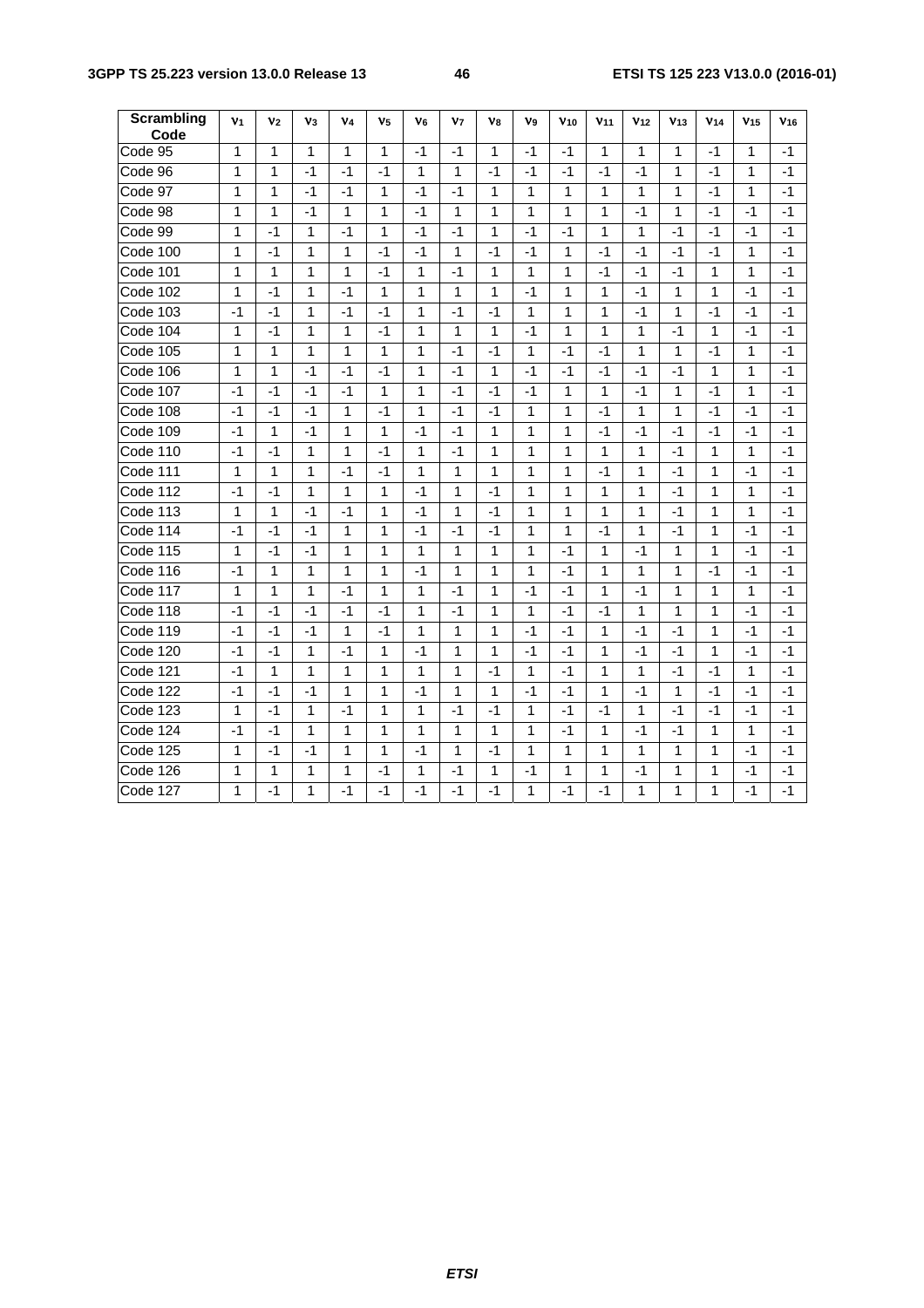| Scrambling Code | $v_1$ | $v_2$ | $v_3$ | $v_4$ | $v_5$ | $v_6$ | $v_7$ | $v_8$ | $v_9$ | $v_{10}$ | $v_{11}$ | $v_{12}$ | $v_{13}$ | $v_{14}$ | $v_{15}$ | $v_{16}$ |
|---|---|---|---|---|---|---|---|---|---|---|---|---|---|---|---|---|
| Code 95 | 1 | 1 | 1 | 1 | 1 | -1 | -1 | 1 | -1 | -1 | 1 | 1 | 1 | -1 | 1 | -1 |
| Code 96 | 1 | 1 | -1 | -1 | -1 | 1 | 1 | -1 | -1 | -1 | -1 | -1 | 1 | -1 | 1 | -1 |
| Code 97 | 1 | 1 | -1 | -1 | 1 | -1 | -1 | 1 | 1 | 1 | 1 | 1 | 1 | -1 | 1 | -1 |
| Code 98 | 1 | 1 | -1 | 1 | 1 | -1 | 1 | 1 | 1 | 1 | 1 | -1 | 1 | -1 | -1 | -1 |
| Code 99 | 1 | -1 | 1 | -1 | 1 | -1 | -1 | 1 | -1 | -1 | 1 | 1 | -1 | -1 | -1 | -1 |
| Code 100 | 1 | -1 | 1 | 1 | -1 | -1 | 1 | -1 | -1 | 1 | -1 | -1 | -1 | -1 | 1 | -1 |
| Code 101 | 1 | 1 | 1 | 1 | -1 | 1 | -1 | 1 | 1 | 1 | -1 | -1 | -1 | 1 | 1 | -1 |
| Code 102 | 1 | -1 | 1 | -1 | 1 | 1 | 1 | 1 | -1 | 1 | 1 | -1 | 1 | 1 | -1 | -1 |
| Code 103 | -1 | -1 | 1 | -1 | -1 | 1 | -1 | -1 | 1 | 1 | 1 | -1 | 1 | -1 | -1 | -1 |
| Code 104 | 1 | -1 | 1 | 1 | -1 | 1 | 1 | 1 | -1 | 1 | 1 | 1 | -1 | 1 | -1 | -1 |
| Code 105 | 1 | 1 | 1 | 1 | 1 | 1 | -1 | -1 | 1 | -1 | -1 | 1 | 1 | -1 | 1 | -1 |
| Code 106 | 1 | 1 | -1 | -1 | -1 | 1 | -1 | 1 | -1 | -1 | -1 | -1 | -1 | 1 | 1 | -1 |
| Code 107 | -1 | -1 | -1 | -1 | 1 | 1 | -1 | -1 | -1 | 1 | 1 | -1 | 1 | -1 | 1 | -1 |
| Code 108 | -1 | -1 | -1 | 1 | -1 | 1 | -1 | -1 | 1 | 1 | -1 | 1 | 1 | -1 | -1 | -1 |
| Code 109 | -1 | 1 | -1 | 1 | 1 | -1 | -1 | 1 | 1 | 1 | -1 | -1 | -1 | -1 | -1 | -1 |
| Code 110 | -1 | -1 | 1 | 1 | -1 | 1 | -1 | 1 | 1 | 1 | 1 | 1 | -1 | 1 | 1 | -1 |
| Code 111 | 1 | 1 | 1 | -1 | -1 | 1 | 1 | 1 | 1 | 1 | -1 | 1 | -1 | 1 | -1 | -1 |
| Code 112 | -1 | -1 | 1 | 1 | 1 | -1 | 1 | -1 | 1 | 1 | 1 | 1 | -1 | 1 | 1 | -1 |
| Code 113 | 1 | 1 | -1 | -1 | 1 | -1 | 1 | -1 | 1 | 1 | 1 | 1 | -1 | 1 | 1 | -1 |
| Code 114 | -1 | -1 | -1 | 1 | 1 | -1 | -1 | -1 | 1 | 1 | -1 | 1 | -1 | 1 | -1 | -1 |
| Code 115 | 1 | -1 | -1 | 1 | 1 | 1 | 1 | 1 | 1 | -1 | 1 | -1 | 1 | 1 | -1 | -1 |
| Code 116 | -1 | 1 | 1 | 1 | 1 | -1 | 1 | 1 | 1 | -1 | 1 | 1 | 1 | -1 | -1 | -1 |
| Code 117 | 1 | 1 | 1 | -1 | 1 | 1 | -1 | 1 | -1 | -1 | 1 | -1 | 1 | 1 | 1 | -1 |
| Code 118 | -1 | -1 | -1 | -1 | -1 | 1 | -1 | 1 | 1 | -1 | -1 | 1 | 1 | 1 | -1 | -1 |
| Code 119 | -1 | -1 | -1 | 1 | -1 | 1 | 1 | 1 | -1 | -1 | 1 | -1 | -1 | 1 | -1 | -1 |
| Code 120 | -1 | -1 | 1 | -1 | 1 | -1 | 1 | 1 | -1 | -1 | 1 | -1 | -1 | 1 | -1 | -1 |
| Code 121 | -1 | 1 | 1 | 1 | 1 | 1 | 1 | -1 | 1 | -1 | 1 | 1 | -1 | -1 | 1 | -1 |
| Code 122 | -1 | -1 | -1 | 1 | 1 | -1 | 1 | 1 | -1 | -1 | 1 | -1 | 1 | -1 | -1 | -1 |
| Code 123 | 1 | -1 | 1 | -1 | 1 | 1 | -1 | -1 | 1 | -1 | -1 | 1 | -1 | -1 | -1 | -1 |
| Code 124 | -1 | -1 | 1 | 1 | 1 | 1 | 1 | 1 | 1 | -1 | 1 | -1 | -1 | 1 | 1 | -1 |
| Code 125 | 1 | -1 | -1 | 1 | 1 | -1 | 1 | -1 | 1 | 1 | 1 | 1 | 1 | 1 | -1 | -1 |
| Code 126 | 1 | 1 | 1 | 1 | -1 | 1 | -1 | 1 | -1 | 1 | 1 | -1 | 1 | 1 | -1 | -1 |
| Code 127 | 1 | -1 | 1 | -1 | -1 | -1 | -1 | -1 | 1 | -1 | -1 | 1 | 1 | 1 | -1 | -1 |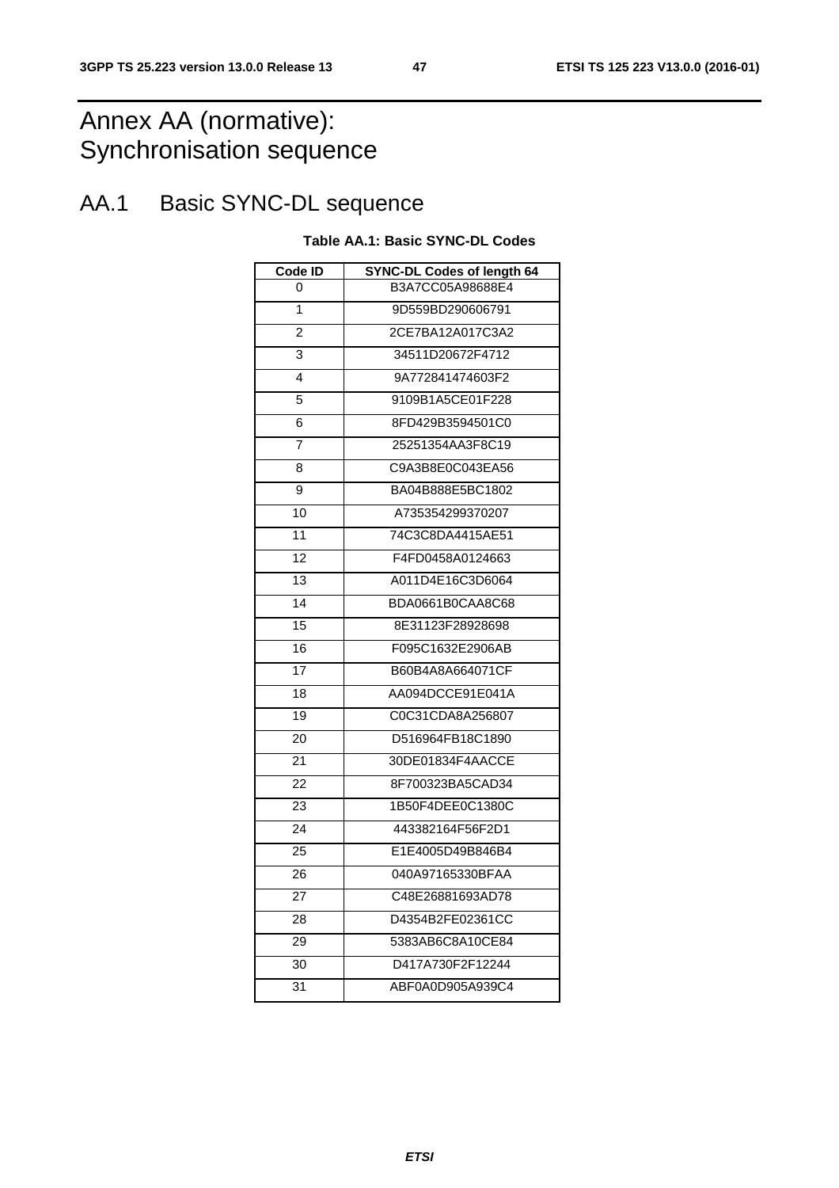# Annex AA (normative): Synchronisation sequence

## AA.1 Basic SYNC-DL sequence

**Table AA.1: Basic SYNC-DL Codes**

| Code ID | SYNC-DL Codes of length 64 |
|---|---|
| 0 | B3A7CC05A98688E4 |
| 1 | 9D559BD290606791 |
| 2 | 2CE7BA12A017C3A2 |
| 3 | 34511D20672F4712 |
| 4 | 9A772841474603F2 |
| 5 | 9109B1A5CE01F228 |
| 6 | 8FD429B3594501C0 |
| 7 | 25251354AA3F8C19 |
| 8 | C9A3B8E0C043EA56 |
| 9 | BA04B888E5BC1802 |
| 10 | A735354299370207 |
| 11 | 74C3C8DA4415AE51 |
| 12 | F4FD0458A0124663 |
| 13 | A011D4E16C3D6064 |
| 14 | BDA0661B0CAA8C68 |
| 15 | 8E31123F28928698 |
| 16 | F095C1632E2906AB |
| 17 | B60B4A8A664071CF |
| 18 | AA094DCCE91E041A |
| 19 | C0C31CDA8A256807 |
| 20 | D516964FB18C1890 |
| 21 | 30DE01834F4AACCE |
| 22 | 8F700323BA5CAD34 |
| 23 | 1B50F4DEE0C1380C |
| 24 | 443382164F56F2D1 |
| 25 | E1E4005D49B846B4 |
| 26 | 040A97165330BFAA |
| 27 | C48E26881693AD78 |
| 28 | D4354B2FE02361CC |
| 29 | 5383AB6C8A10CE84 |
| 30 | D417A730F2F12244 |
| 31 | ABF0A0D905A939C4 |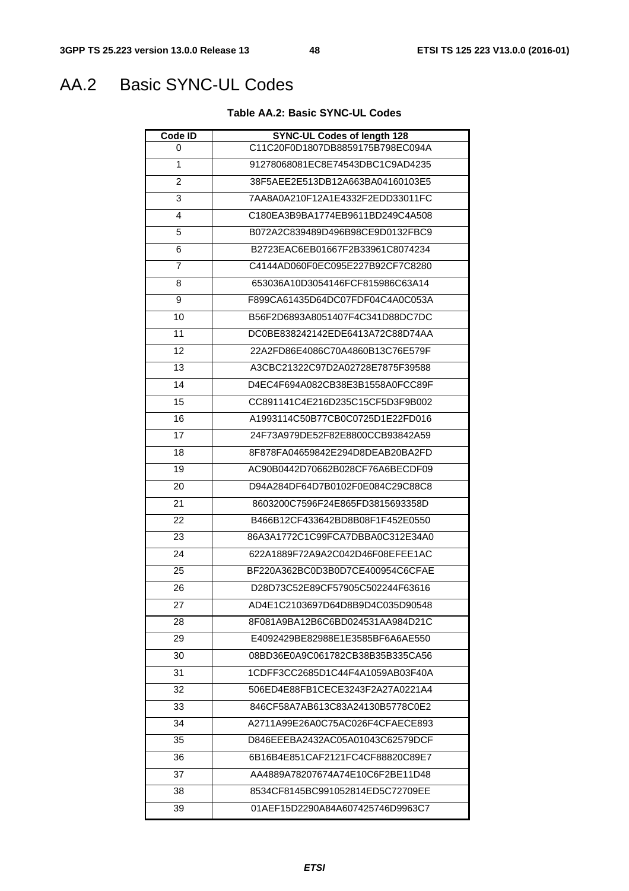# AA.2 Basic SYNC-UL Codes

**Table AA.2: Basic SYNC-UL Codes**

| Code ID | SYNC-UL Codes of length 128 |
|---|---|
| 0 | C11C20F0D1807DB8859175B798EC094A |
| 1 | 91278068081EC8E74543DBC1C9AD4235 |
| 2 | 38F5AEE2E513DB12A663BA04160103E5 |
| 3 | 7AA8A0A210F12A1E4332F2EDD33011FC |
| 4 | C180EA3B9BA1774EB9611BD249C4A508 |
| 5 | B072A2C839489D496B98CE9D0132FBC9 |
| 6 | B2723EAC6EB01667F2B33961C8074234 |
| 7 | C4144AD060F0EC095E227B92CF7C8280 |
| 8 | 653036A10D3054146FCF815986C63A14 |
| 9 | F899CA61435D64DC07FDF04C4A0C053A |
| 10 | B56F2D6893A8051407F4C341D88DC7DC |
| 11 | DC0BE838242142EDE6413A72C88D74AA |
| 12 | 22A2FD86E4086C70A4860B13C76E579F |
| 13 | A3CBC21322C97D2A02728E7875F39588 |
| 14 | D4EC4F694A082CB38E3B1558A0FCC89F |
| 15 | CC891141C4E216D235C15CF5D3F9B002 |
| 16 | A1993114C50B77CB0C0725D1E22FD016 |
| 17 | 24F73A979DE52F82E8800CCB93842A59 |
| 18 | 8F878FA04659842E294D8DEAB20BA2FD |
| 19 | AC90B0442D70662B028CF76A6BECDF09 |
| 20 | D94A284DF64D7B0102F0E084C29C88C8 |
| 21 | 8603200C7596F24E865FD3815693358D |
| 22 | B466B12CF433642BD8B08F1F452E0550 |
| 23 | 86A3A1772C1C99FCA7DBBA0C312E34A0 |
| 24 | 622A1889F72A9A2C042D46F08EFEE1AC |
| 25 | BF220A362BC0D3B0D7CE400954C6CFAE |
| 26 | D28D73C52E89CF57905C502244F63616 |
| 27 | AD4E1C2103697D64D8B9D4C035D90548 |
| 28 | 8F081A9BA12B6C6BD024531AA984D21C |
| 29 | E4092429BE82988E1E3585BF6A6AE550 |
| 30 | 08BD36E0A9C061782CB38B35B335CA56 |
| 31 | 1CDFF3CC2685D1C44F4A1059AB03F40A |
| 32 | 506ED4E88FB1CECE3243F2A27A0221A4 |
| 33 | 846CF58A7AB613C83A24130B5778C0E2 |
| 34 | A2711A99E26A0C75AC026F4CFAECE893 |
| 35 | D846EEEBA2432AC05A01043C62579DCF |
| 36 | 6B16B4E851CAF2121FC4CF88820C89E7 |
| 37 | AA4889A78207674A74E10C6F2BE11D48 |
| 38 | 8534CF8145BC991052814ED5C72709EE |
| 39 | 01AEF15D2290A84A607425746D9963C7 |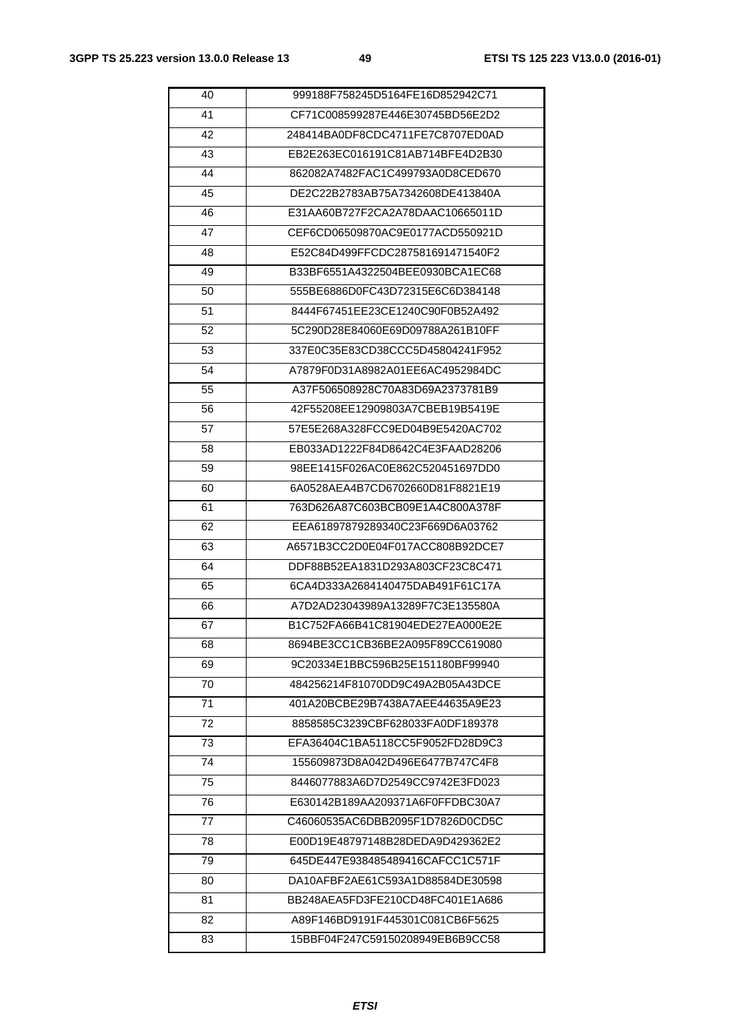| 40 | 999188F758245D5164FE16D852942C71 |
|---|---|
| 41 | CF71C008599287E446E30745BD56E2D2 |
| 42 | 248414BA0DF8CDC4711FE7C8707ED0AD |
| 43 | EB2E263EC016191C81AB714BFE4D2B30 |
| 44 | 862082A7482FAC1C499793A0D8CED670 |
| 45 | DE2C22B2783AB75A7342608DE413840A |
| 46 | E31AA60B727F2CA2A78DAAC10665011D |
| 47 | CEF6CD06509870AC9E0177ACD550921D |
| 48 | E52C84D499FFCDC287581691471540F2 |
| 49 | B33BF6551A4322504BEE0930BCA1EC68 |
| 50 | 555BE6886D0FC43D72315E6C6D384148 |
| 51 | 8444F67451EE23CE1240C90F0B52A492 |
| 52 | 5C290D28E84060E69D09788A261B10FF |
| 53 | 337E0C35E83CD38CCC5D45804241F952 |
| 54 | A7879F0D31A8982A01EE6AC4952984DC |
| 55 | A37F506508928C70A83D69A2373781B9 |
| 56 | 42F55208EE12909803A7CBEB19B5419E |
| 57 | 57E5E268A328FCC9ED04B9E5420AC702 |
| 58 | EB033AD1222F84D8642C4E3FAAD28206 |
| 59 | 98EE1415F026AC0E862C520451697DD0 |
| 60 | 6A0528AEA4B7CD6702660D81F8821E19 |
| 61 | 763D626A87C603BCB09E1A4C800A378F |
| 62 | EEA61897879289340C23F669D6A03762 |
| 63 | A6571B3CC2D0E04F017ACC808B92DCE7 |
| 64 | DDF88B52EA1831D293A803CF23C8C471 |
| 65 | 6CA4D333A2684140475DAB491F61C17A |
| 66 | A7D2AD23043989A13289F7C3E135580A |
| 67 | B1C752FA66B41C81904EDE27EA000E2E |
| 68 | 8694BE3CC1CB36BE2A095F89CC619080 |
| 69 | 9C20334E1BBC596B25E151180BF99940 |
| 70 | 484256214F81070DD9C49A2B05A43DCE |
| 71 | 401A20BCBE29B7438A7AEE44635A9E23 |
| 72 | 8858585C3239CBF628033FA0DF189378 |
| 73 | EFA36404C1BA5118CC5F9052FD28D9C3 |
| 74 | 155609873D8A042D496E6477B747C4F8 |
| 75 | 8446077883A6D7D2549CC9742E3FD023 |
| 76 | E630142B189AA209371A6F0FFDBC30A7 |
| 77 | C46060535AC6DBB2095F1D7826D0CD5C |
| 78 | E00D19E48797148B28DEDA9D429362E2 |
| 79 | 645DE447E938485489416CAFCC1C571F |
| 80 | DA10AFBF2AE61C593A1D88584DE30598 |
| 81 | BB248AEA5FD3FE210CD48FC401E1A686 |
| 82 | A89F146BD9191F445301C081CB6F5625 |
| 83 | 15BBF04F247C59150208949EB6B9CC58 |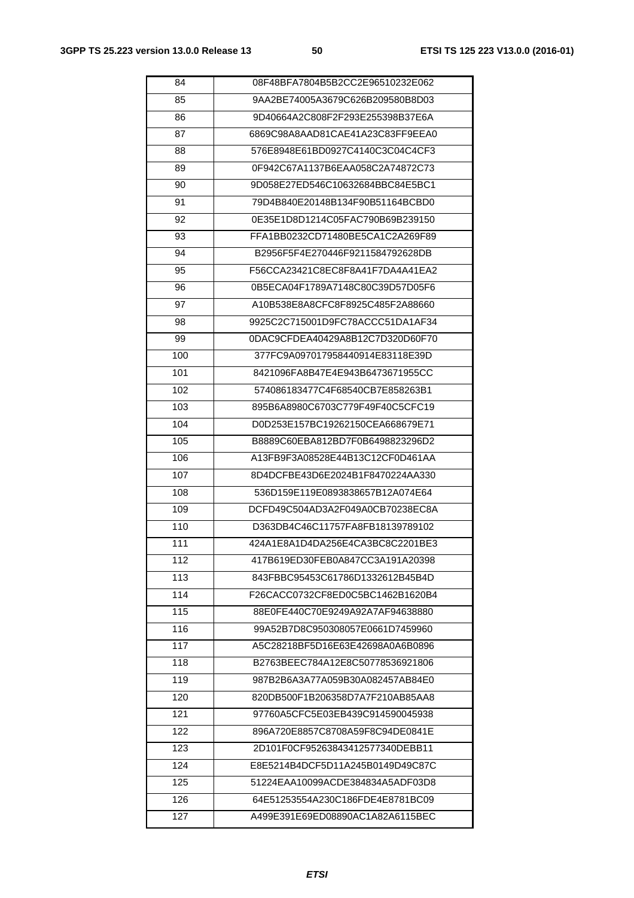| 84 | 08F48BFA7804B5B2CC2E96510232E062 |
|---|---|
| 85 | 9AA2BE74005A3679C626B209580B8D03 |
| 86 | 9D40664A2C808F2F293E255398B37E6A |
| 87 | 6869C98A8AAD81CAE41A23C83FF9EEA0 |
| 88 | 576E8948E61BD0927C4140C3C04C4CF3 |
| 89 | 0F942C67A1137B6EAA058C2A74872C73 |
| 90 | 9D058E27ED546C10632684BBC84E5BC1 |
| 91 | 79D4B840E20148B134F90B51164BCBD0 |
| 92 | 0E35E1D8D1214C05FAC790B69B239150 |
| 93 | FFA1BB0232CD71480BE5CA1C2A269F89 |
| 94 | B2956F5F4E270446F9211584792628DB |
| 95 | F56CCA23421C8EC8F8A41F7DA4A41EA2 |
| 96 | 0B5ECA04F1789A7148C80C39D57D05F6 |
| 97 | A10B538E8A8CFC8F8925C485F2A88660 |
| 98 | 9925C2C715001D9FC78ACCC51DA1AF34 |
| 99 | 0DAC9CFDEA40429A8B12C7D320D60F70 |
| 100 | 377FC9A097017958440914E83118E39D |
| 101 | 8421096FA8B47E4E943B6473671955CC |
| 102 | 574086183477C4F68540CB7E858263B1 |
| 103 | 895B6A8980C6703C779F49F40C5CFC19 |
| 104 | D0D253E157BC19262150CEA668679E71 |
| 105 | B8889C60EBA812BD7F0B6498823296D2 |
| 106 | A13FB9F3A08528E44B13C12CF0D461AA |
| 107 | 8D4DCFBE43D6E2024B1F8470224AA330 |
| 108 | 536D159E119E0893838657B12A074E64 |
| 109 | DCFD49C504AD3A2F049A0CB70238EC8A |
| 110 | D363DB4C46C11757FA8FB18139789102 |
| 111 | 424A1E8A1D4DA256E4CA3BC8C2201BE3 |
| 112 | 417B619ED30FEB0A847CC3A191A20398 |
| 113 | 843FBBC95453C61786D1332612B45B4D |
| 114 | F26CACC0732CF8ED0C5BC1462B1620B4 |
| 115 | 88E0FE440C70E9249A92A7AF94638880 |
| 116 | 99A52B7D8C950308057E0661D7459960 |
| 117 | A5C28218BF5D16E63E42698A0A6B0896 |
| 118 | B2763BEEC784A12E8C50778536921806 |
| 119 | 987B2B6A3A77A059B30A082457AB84E0 |
| 120 | 820DB500F1B206358D7A7F210AB85AA8 |
| 121 | 97760A5CFC5E03EB439C914590045938 |
| 122 | 896A720E8857C8708A59F8C94DE0841E |
| 123 | 2D101F0CF95263843412577340DEBB11 |
| 124 | E8E5214B4DCF5D11A245B0149D49C87C |
| 125 | 51224EAA10099ACDE384834A5ADF03D8 |
| 126 | 64E51253554A230C186FDE4E8781BC09 |
| 127 | A499E391E69ED08890AC1A82A6115BEC |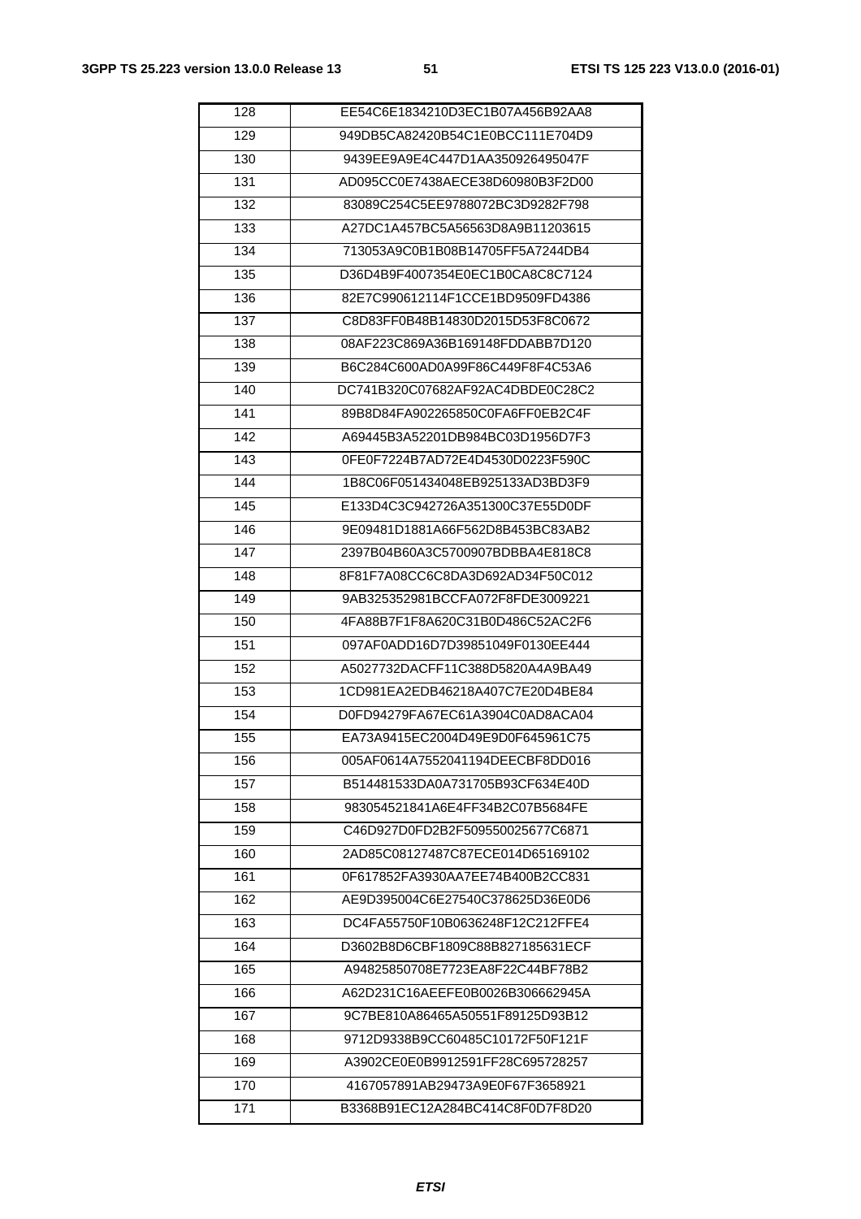| | |
|---|---|
| 128 | EE54C6E1834210D3EC1B07A456B92AA8 |
| 129 | 949DB5CA82420B54C1E0BCC111E704D9 |
| 130 | 9439EE9A9E4C447D1AA350926495047F |
| 131 | AD095CC0E7438AECE38D60980B3F2D00 |
| 132 | 83089C254C5EE9788072BC3D9282F798 |
| 133 | A27DC1A457BC5A56563D8A9B11203615 |
| 134 | 713053A9C0B1B08B14705FF5A7244DB4 |
| 135 | D36D4B9F4007354E0EC1B0CA8C8C7124 |
| 136 | 82E7C990612114F1CCE1BD9509FD4386 |
| 137 | C8D83FF0B48B14830D2015D53F8C0672 |
| 138 | 08AF223C869A36B169148FDDABB7D120 |
| 139 | B6C284C600AD0A99F86C449F8F4C53A6 |
| 140 | DC741B320C07682AF92AC4DBDE0C28C2 |
| 141 | 89B8D84FA902265850C0FA6FF0EB2C4F |
| 142 | A69445B3A52201DB984BC03D1956D7F3 |
| 143 | 0FE0F7224B7AD72E4D4530D0223F590C |
| 144 | 1B8C06F051434048EB925133AD3BD3F9 |
| 145 | E133D4C3C942726A351300C37E55D0DF |
| 146 | 9E09481D1881A66F562D8B453BC83AB2 |
| 147 | 2397B04B60A3C5700907BDBBA4E818C8 |
| 148 | 8F81F7A08CC6C8DA3D692AD34F50C012 |
| 149 | 9AB325352981BCCFA072F8FDE3009221 |
| 150 | 4FA88B7F1F8A620C31B0D486C52AC2F6 |
| 151 | 097AF0ADD16D7D39851049F0130EE444 |
| 152 | A5027732DACFF11C388D5820A4A9BA49 |
| 153 | 1CD981EA2EDB46218A407C7E20D4BE84 |
| 154 | D0FD94279FA67EC61A3904C0AD8ACA04 |
| 155 | EA73A9415EC2004D49E9D0F645961C75 |
| 156 | 005AF0614A7552041194DEECBF8DD016 |
| 157 | B514481533DA0A731705B93CF634E40D |
| 158 | 983054521841A6E4FF34B2C07B5684FE |
| 159 | C46D927D0FD2B2F509550025677C6871 |
| 160 | 2AD85C08127487C87ECE014D65169102 |
| 161 | 0F617852FA3930AA7EE74B400B2CC831 |
| 162 | AE9D395004C6E27540C378625D36E0D6 |
| 163 | DC4FA55750F10B0636248F12C212FFE4 |
| 164 | D3602B8D6CBF1809C88B827185631ECF |
| 165 | A94825850708E7723EA8F22C44BF78B2 |
| 166 | A62D231C16AEEFE0B0026B306662945A |
| 167 | 9C7BE810A86465A50551F89125D93B12 |
| 168 | 9712D9338B9CC60485C10172F50F121F |
| 169 | A3902CE0E0B9912591FF28C695728257 |
| 170 | 4167057891AB29473A9E0F67F3658921 |
| 171 | B3368B91EC12A284BC414C8F0D7F8D20 |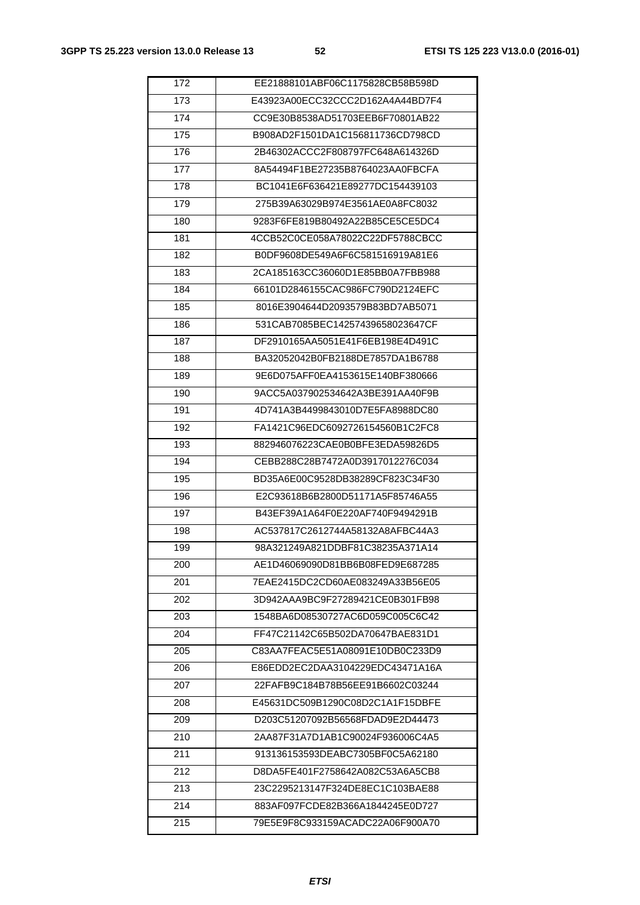| 172 | EE21888101ABF06C1175828CB58B598D |
|---|---|
| 173 | E43923A00ECC32CCC2D162A4A44BD7F4 |
| 174 | CC9E30B8538AD51703EEB6F70801AB22 |
| 175 | B908AD2F1501DA1C156811736CD798CD |
| 176 | 2B46302ACCC2F808797FC648A614326D |
| 177 | 8A54494F1BE27235B8764023AA0FBCFA |
| 178 | BC1041E6F636421E89277DC154439103 |
| 179 | 275B39A63029B974E3561AE0A8FC8032 |
| 180 | 9283F6FE819B80492A22B85CE5CE5DC4 |
| 181 | 4CCB52C0CE058A78022C22DF5788CBCC |
| 182 | B0DF9608DE549A6F6C581516919A81E6 |
| 183 | 2CA185163CC36060D1E85BB0A7FBB988 |
| 184 | 66101D2846155CAC986FC790D2124EFC |
| 185 | 8016E3904644D2093579B83BD7AB5071 |
| 186 | 531CAB7085BEC14257439658023647CF |
| 187 | DF2910165AA5051E41F6EB198E4D491C |
| 188 | BA32052042B0FB2188DE7857DA1B6788 |
| 189 | 9E6D075AFF0EA4153615E140BF380666 |
| 190 | 9ACC5A037902534642A3BE391AA40F9B |
| 191 | 4D741A3B4499843010D7E5FA8988DC80 |
| 192 | FA1421C96EDC6092726154560B1C2FC8 |
| 193 | 882946076223CAE0B0BFE3EDA59826D5 |
| 194 | CEBB288C28B7472A0D3917012276C034 |
| 195 | BD35A6E00C9528DB38289CF823C34F30 |
| 196 | E2C93618B6B2800D51171A5F85746A55 |
| 197 | B43EF39A1A64F0E220AF740F9494291B |
| 198 | AC537817C2612744A58132A8AFBC44A3 |
| 199 | 98A321249A821DDBF81C38235A371A14 |
| 200 | AE1D46069090D81BB6B08FED9E687285 |
| 201 | 7EAE2415DC2CD60AE083249A33B56E05 |
| 202 | 3D942AAA9BC9F27289421CE0B301FB98 |
| 203 | 1548BA6D08530727AC6D059C005C6C42 |
| 204 | FF47C21142C65B502DA70647BAE831D1 |
| 205 | C83AA7FEAC5E51A08091E10DB0C233D9 |
| 206 | E86EDD2EC2DAA3104229EDC43471A16A |
| 207 | 22FAFB9C184B78B56EE91B6602C03244 |
| 208 | E45631DC509B1290C08D2C1A1F15DBFE |
| 209 | D203C51207092B56568FDAD9E2D44473 |
| 210 | 2AA87F31A7D1AB1C90024F936006C4A5 |
| 211 | 913136153593DEABC7305BF0C5A62180 |
| 212 | D8DA5FE401F2758642A082C53A6A5CB8 |
| 213 | 23C2295213147F324DE8EC1C103BAE88 |
| 214 | 883AF097FCDE82B366A1844245E0D727 |
| 215 | 79E5E9F8C933159ACADC22A06F900A70 |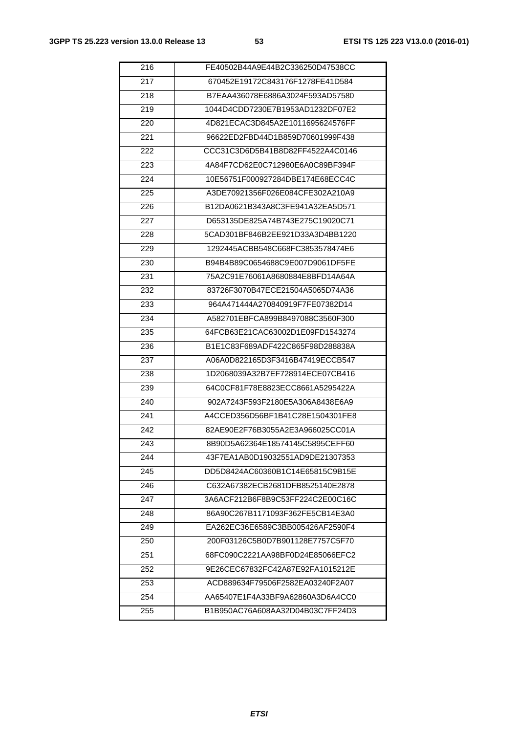| 216 | FE40502B44A9E44B2C336250D47538CC |
|---|---|
| 217 | 670452E19172C843176F1278FE41D584 |
| 218 | B7EAA436078E6886A3024F593AD57580 |
| 219 | 1044D4CDD7230E7B1953AD1232DF07E2 |
| 220 | 4D821ECAC3D845A2E1011695624576FF |
| 221 | 96622ED2FBD44D1B859D70601999F438 |
| 222 | CCC31C3D6D5B41B8D82FF4522A4C0146 |
| 223 | 4A84F7CD62E0C712980E6A0C89BF394F |
| 224 | 10E56751F000927284DBE174E68ECC4C |
| 225 | A3DE70921356F026E084CFE302A210A9 |
| 226 | B12DA0621B343A8C3FE941A32EA5D571 |
| 227 | D653135DE825A74B743E275C19020C71 |
| 228 | 5CAD301BF846B2EE921D33A3D4BB1220 |
| 229 | 1292445ACBB548C668FC3853578474E6 |
| 230 | B94B4B89C0654688C9E007D9061DF5FE |
| 231 | 75A2C91E76061A8680884E8BFD14A64A |
| 232 | 83726F3070B47ECE21504A5065D74A36 |
| 233 | 964A471444A270840919F7FE07382D14 |
| 234 | A582701EBFCA899B8497088C3560F300 |
| 235 | 64FCB63E21CAC63002D1E09FD1543274 |
| 236 | B1E1C83F689ADF422C865F98D288838A |
| 237 | A06A0D822165D3F3416B47419ECCB547 |
| 238 | 1D2068039A32B7EF728914ECE07CB416 |
| 239 | 64C0CF81F78E8823ECC8661A5295422A |
| 240 | 902A7243F593F2180E5A306A8438E6A9 |
| 241 | A4CCED356D56BF1B41C28E1504301FE8 |
| 242 | 82AE90E2F76B3055A2E3A966025CC01A |
| 243 | 8B90D5A62364E18574145C5895CEFF60 |
| 244 | 43F7EA1AB0D19032551AD9DE21307353 |
| 245 | DD5D8424AC60360B1C14E65815C9B15E |
| 246 | C632A67382ECB2681DFB8525140E2878 |
| 247 | 3A6ACF212B6F8B9C53FF224C2E00C16C |
| 248 | 86A90C267B1171093F362FE5CB14E3A0 |
| 249 | EA262EC36E6589C3BB005426AF2590F4 |
| 250 | 200F03126C5B0D7B901128E7757C5F70 |
| 251 | 68FC090C2221AA98BF0D24E85066EFC2 |
| 252 | 9E26CEC67832FC42A87E92FA1015212E |
| 253 | ACD889634F79506F2582EA03240F2A07 |
| 254 | AA65407E1F4A33BF9A62860A3D6A4CC0 |
| 255 | B1B950AC76A608AA32D04B03C7FF24D3 |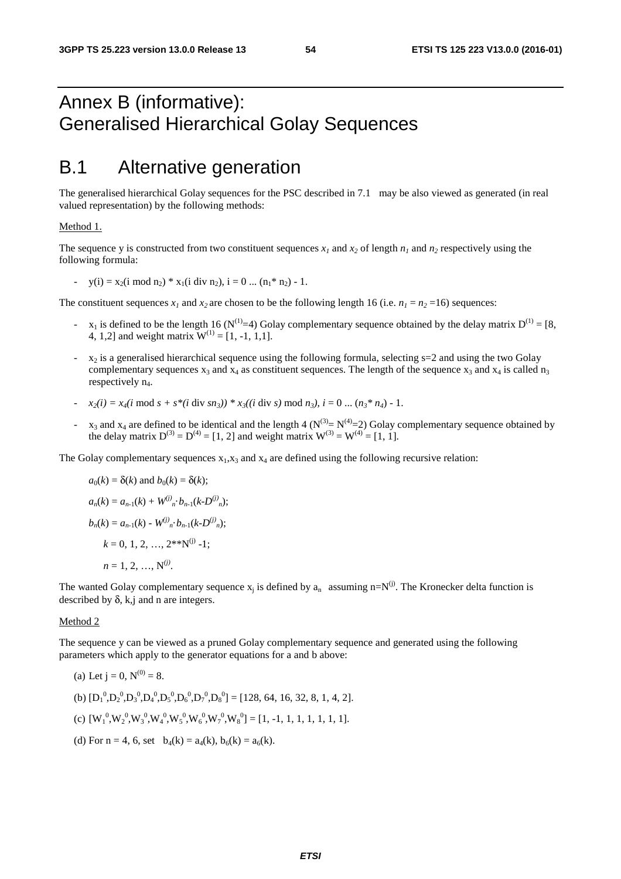# Annex B (informative): Generalised Hierarchical Golay Sequences

## B.1 Alternative generation

The generalised hierarchical Golay sequences for the PSC described in 7.1 may be also viewed as generated (in real valued representation) by the following methods:

Method 1.

The sequence y is constructed from two constituent sequences $x_1$ and $x_2$ of length $n_1$ and $n_2$ respectively using the following formula:

- $y(i) = x_2(i \bmod n_2) * x_1(i \text{ div } n_2)$, $i = 0 \ldots (n_1 * n_2) - 1$.

The constituent sequences $x_1$ and $x_2$ are chosen to be the following length 16 (i.e. $n_1 = n_2 = 16$) sequences:

- $x_1$ is defined to be the length 16 ($N^{(1)}=4$) Golay complementary sequence obtained by the delay matrix $D^{(1)} = [8, 4, 1, 2]$ and weight matrix $W^{(1)} = [1, -1, 1, 1]$.
- $x_2$ is a generalised hierarchical sequence using the following formula, selecting s=2 and using the two Golay complementary sequences $x_3$ and $x_4$ as constituent sequences. The length of the sequence $x_3$ and $x_4$ is called $n_3$ respectively $n_4$.
- $x_2(i) = x_4(i \bmod s + s*(i \text{ div } sn_3)) * x_3((i \text{ div } s) \bmod n_3)$, $i = 0 \ldots (n_3 * n_4) - 1$.
- $x_3$ and $x_4$ are defined to be identical and the length 4 ($N^{(3)}= N^{(4)}=2$) Golay complementary sequence obtained by the delay matrix $D^{(3)} = D^{(4)} = [1, 2]$ and weight matrix $W^{(3)} = W^{(4)} = [1, 1]$.

The Golay complementary sequences $x_1$,$x_3$ and $x_4$ are defined using the following recursive relation:

$a_0(k) = \delta(k)$ and $b_0(k) = \delta(k)$;

$a_n(k) = a_{n-1}(k) + W^{(j)}_n \cdot b_{n-1}(k-D^{(j)}_n)$;

$b_n(k) = a_{n-1}(k) - W^{(j)}_n \cdot b_{n-1}(k-D^{(j)}_n)$;

$k = 0, 1, 2, \ldots, 2^{**}N^{(j)} - 1$;

$n = 1, 2, \ldots, N^{(j)}$.

The wanted Golay complementary sequence $x_j$ is defined by $a_n$ assuming $n=N^{(j)}$. The Kronecker delta function is described by $\delta$, k,j and n are integers.

Method 2

The sequence y can be viewed as a pruned Golay complementary sequence and generated using the following parameters which apply to the generator equations for a and b above:

(a) Let j = 0, $N^{(0)} = 8$.

(b) $[D_1^0,D_2^0,D_3^0,D_4^0,D_5^0,D_6^0,D_7^0,D_8^0] = [128, 64, 16, 32, 8, 1, 4, 2]$.

(c) $[W_1^0,W_2^0,W_3^0,W_4^0,W_5^0,W_6^0,W_7^0,W_8^0] = [1, -1, 1, 1, 1, 1, 1, 1]$.

(d) For n = 4, 6, set $b_4(k) = a_4(k)$, $b_6(k) = a_6(k)$.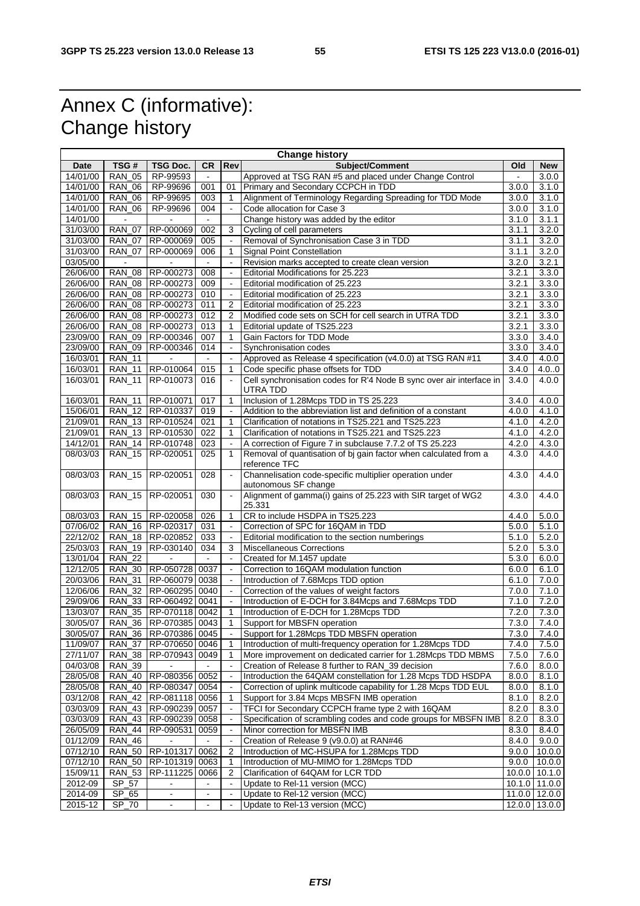# Annex C (informative): Change history

| Change history | | | | | | | |
|---|---|---|---|---|---|---|---|
| **Date** | **TSG #** | **TSG Doc.** | **CR** | **Rev** | **Subject/Comment** | **Old** | **New** |
| 14/01/00 | RAN_05 | RP-99593 | - | | Approved at TSG RAN #5 and placed under Change Control | - | 3.0.0 |
| 14/01/00 | RAN_06 | RP-99696 | 001 | 01 | Primary and Secondary CCPCH in TDD | 3.0.0 | 3.1.0 |
| 14/01/00 | RAN_06 | RP-99695 | 003 | 1 | Alignment of Terminology Regarding Spreading for TDD Mode | 3.0.0 | 3.1.0 |
| 14/01/00 | RAN_06 | RP-99696 | 004 | - | Code allocation for Case 3 | 3.0.0 | 3.1.0 |
| 14/01/00 | - | - | - | | Change history was added by the editor | 3.1.0 | 3.1.1 |
| 31/03/00 | RAN_07 | RP-000069 | 002 | 3 | Cycling of cell parameters | 3.1.1 | 3.2.0 |
| 31/03/00 | RAN_07 | RP-000069 | 005 | - | Removal of Synchronisation Case 3 in TDD | 3.1.1 | 3.2.0 |
| 31/03/00 | RAN_07 | RP-000069 | 006 | 1 | Signal Point Constellation | 3.1.1 | 3.2.0 |
| 03/05/00 | - | - | - | - | Revision marks accepted to create clean version | 3.2.0 | 3.2.1 |
| 26/06/00 | RAN_08 | RP-000273 | 008 | - | Editorial Modifications for 25.223 | 3.2.1 | 3.3.0 |
| 26/06/00 | RAN_08 | RP-000273 | 009 | - | Editorial modification of 25.223 | 3.2.1 | 3.3.0 |
| 26/06/00 | RAN_08 | RP-000273 | 010 | - | Editorial modification of 25.223 | 3.2.1 | 3.3.0 |
| 26/06/00 | RAN_08 | RP-000273 | 011 | 2 | Editorial modification of 25.223 | 3.2.1 | 3.3.0 |
| 26/06/00 | RAN_08 | RP-000273 | 012 | 2 | Modified code sets on SCH for cell search in UTRA TDD | 3.2.1 | 3.3.0 |
| 26/06/00 | RAN_08 | RP-000273 | 013 | 1 | Editorial update of TS25.223 | 3.2.1 | 3.3.0 |
| 23/09/00 | RAN_09 | RP-000346 | 007 | 1 | Gain Factors for TDD Mode | 3.3.0 | 3.4.0 |
| 23/09/00 | RAN_09 | RP-000346 | 014 | - | Synchronisation codes | 3.3.0 | 3.4.0 |
| 16/03/01 | RAN_11 | - | - | - | Approved as Release 4 specification (v4.0.0) at TSG RAN #11 | 3.4.0 | 4.0.0 |
| 16/03/01 | RAN_11 | RP-010064 | 015 | 1 | Code specific phase offsets for TDD | 3.4.0 | 4.0..0 |
| 16/03/01 | RAN_11 | RP-010073 | 016 | - | Cell synchronisation codes for R'4 Node B sync over air interface in UTRA TDD | 3.4.0 | 4.0.0 |
| 16/03/01 | RAN_11 | RP-010071 | 017 | 1 | Inclusion of 1.28Mcps TDD in TS 25.223 | 3.4.0 | 4.0.0 |
| 15/06/01 | RAN_12 | RP-010337 | 019 | - | Addition to the abbreviation list and definition of a constant | 4.0.0 | 4.1.0 |
| 21/09/01 | RAN_13 | RP-010524 | 021 | 1 | Clarification of notations in TS25.221 and TS25.223 | 4.1.0 | 4.2.0 |
| 21/09/01 | RAN_13 | RP-010530 | 022 | 1 | Clarification of notations in TS25.221 and TS25.223 | 4.1.0 | 4.2.0 |
| 14/12/01 | RAN_14 | RP-010748 | 023 | - | A correction of Figure 7 in subclause 7.7.2 of TS 25.223 | 4.2.0 | 4.3.0 |
| 08/03/03 | RAN_15 | RP-020051 | 025 | 1 | Removal of quantisation of bj gain factor when calculated from a reference TFC | 4.3.0 | 4.4.0 |
| 08/03/03 | RAN_15 | RP-020051 | 028 | - | Channelisation code-specific multiplier operation under autonomous SF change | 4.3.0 | 4.4.0 |
| 08/03/03 | RAN_15 | RP-020051 | 030 | - | Alignment of gamma(i) gains of 25.223 with SIR target of WG2 25.331 | 4.3.0 | 4.4.0 |
| 08/03/03 | RAN_15 | RP-020058 | 026 | 1 | CR to include HSDPA in TS25.223 | 4.4.0 | 5.0.0 |
| 07/06/02 | RAN_16 | RP-020317 | 031 | - | Correction of SPC for 16QAM in TDD | 5.0.0 | 5.1.0 |
| 22/12/02 | RAN_18 | RP-020852 | 033 | - | Editorial modification to the section numberings | 5.1.0 | 5.2.0 |
| 25/03/03 | RAN_19 | RP-030140 | 034 | 3 | Miscellaneous Corrections | 5.2.0 | 5.3.0 |
| 13/01/04 | RAN_22 | - | - | - | Created for M.1457 update | 5.3.0 | 6.0.0 |
| 12/12/05 | RAN_30 | RP-050728 | 0037 | - | Correction to 16QAM modulation function | 6.0.0 | 6.1.0 |
| 20/03/06 | RAN_31 | RP-060079 | 0038 | - | Introduction of 7.68Mcps TDD option | 6.1.0 | 7.0.0 |
| 12/06/06 | RAN_32 | RP-060295 | 0040 | - | Correction of the values of weight factors | 7.0.0 | 7.1.0 |
| 29/09/06 | RAN_33 | RP-060492 | 0041 | - | Introduction of E-DCH for 3.84Mcps and 7.68Mcps TDD | 7.1.0 | 7.2.0 |
| 13/03/07 | RAN_35 | RP-070118 | 0042 | 1 | Introduction of E-DCH for 1.28Mcps TDD | 7.2.0 | 7.3.0 |
| 30/05/07 | RAN_36 | RP-070385 | 0043 | 1 | Support for MBSFN operation | 7.3.0 | 7.4.0 |
| 30/05/07 | RAN_36 | RP-070386 | 0045 | - | Support for 1.28Mcps TDD MBSFN operation | 7.3.0 | 7.4.0 |
| 11/09/07 | RAN_37 | RP-070650 | 0046 | 1 | Introduction of multi-frequency operation for 1.28Mcps TDD | 7.4.0 | 7.5.0 |
| 27/11/07 | RAN_38 | RP-070943 | 0049 | 1 | More improvement on dedicated carrier for 1.28Mcps TDD MBMS | 7.5.0 | 7.6.0 |
| 04/03/08 | RAN_39 | - | - | - | Creation of Release 8 further to RAN_39 decision | 7.6.0 | 8.0.0 |
| 28/05/08 | RAN_40 | RP-080356 | 0052 | - | Introduction the 64QAM constellation for 1.28 Mcps TDD HSDPA | 8.0.0 | 8.1.0 |
| 28/05/08 | RAN_40 | RP-080347 | 0054 | - | Correction of uplink multicode capability for 1.28 Mcps TDD EUL | 8.0.0 | 8.1.0 |
| 03/12/08 | RAN_42 | RP-081118 | 0056 | 1 | Support for 3.84 Mcps MBSFN IMB operation | 8.1.0 | 8.2.0 |
| 03/03/09 | RAN_43 | RP-090239 | 0057 | - | TFCI for Secondary CCPCH frame type 2 with 16QAM | 8.2.0 | 8.3.0 |
| 03/03/09 | RAN_43 | RP-090239 | 0058 | - | Specification of scrambling codes and code groups for MBSFN IMB | 8.2.0 | 8.3.0 |
| 26/05/09 | RAN_44 | RP-090531 | 0059 | - | Minor correction for MBSFN IMB | 8.3.0 | 8.4.0 |
| 01/12/09 | RAN_46 | - | - | - | Creation of Release 9 (v9.0.0) at RAN#46 | 8.4.0 | 9.0.0 |
| 07/12/10 | RAN_50 | RP-101317 | 0062 | 2 | Introduction of MC-HSUPA for 1.28Mcps TDD | 9.0.0 | 10.0.0 |
| 07/12/10 | RAN_50 | RP-101319 | 0063 | 1 | Introduction of MU-MIMO for 1.28Mcps TDD | 9.0.0 | 10.0.0 |
| 15/09/11 | RAN_53 | RP-111225 | 0066 | 2 | Clarification of 64QAM for LCR TDD | 10.0.0 | 10.1.0 |
| 2012-09 | SP_57 | - | - | - | Update to Rel-11 version (MCC) | 10.1.0 | 11.0.0 |
| 2014-09 | SP_65 | - | - | - | Update to Rel-12 version (MCC) | 11.0.0 | 12.0.0 |
| 2015-12 | SP_70 | - | - | - | Update to Rel-13 version (MCC) | 12.0.0 | 13.0.0 |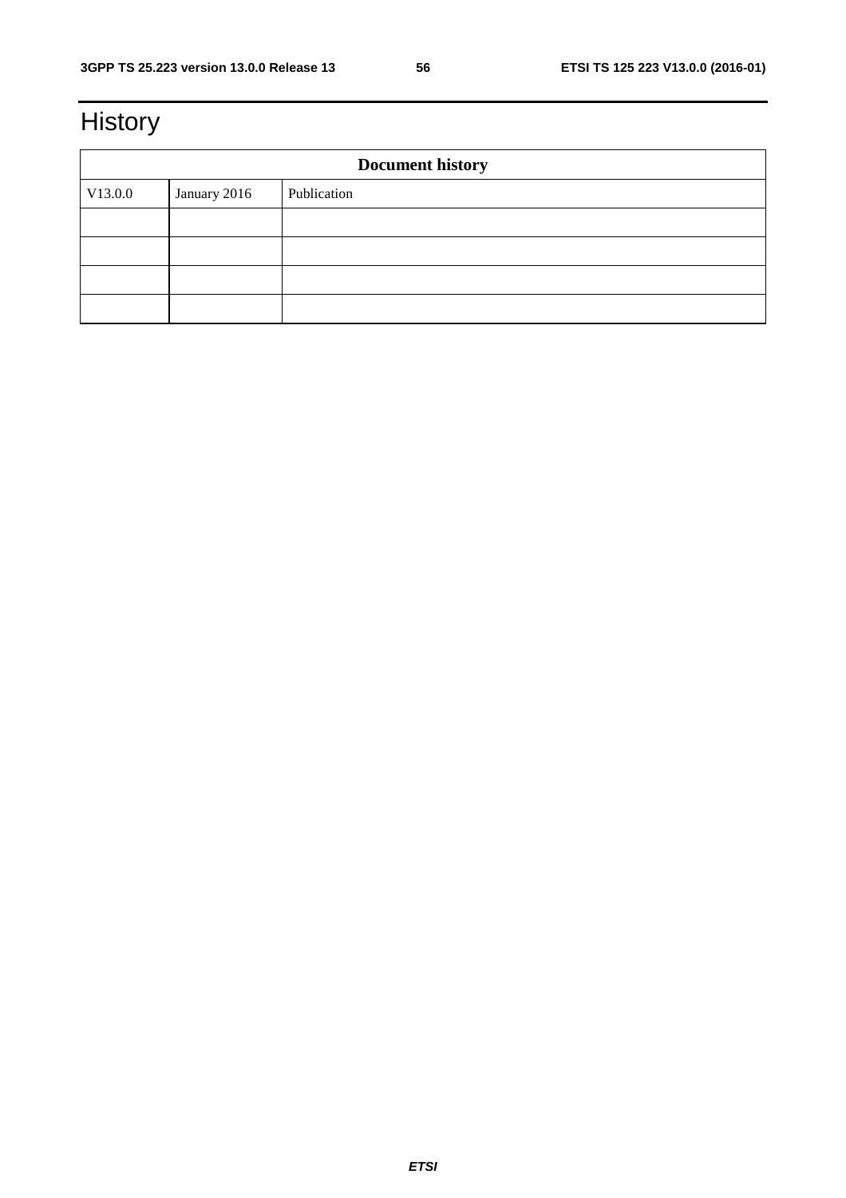# History

| Document history | | |
|---|---|---|
| V13.0.0 | January 2016 | Publication |
| | | |
| | | |
| | | |
| | | |